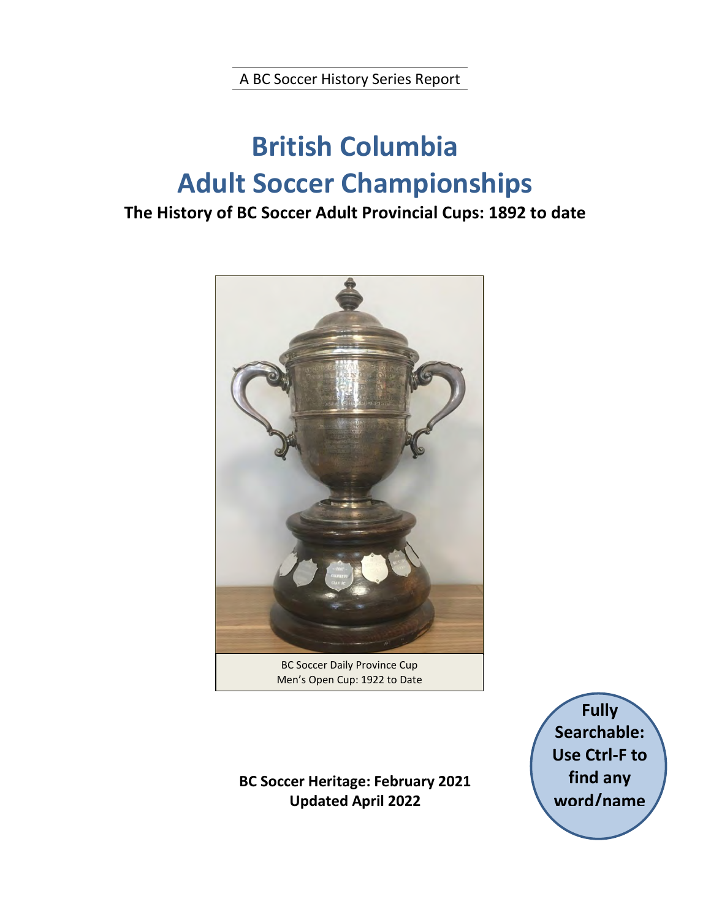A BC Soccer History Series Report

# British Columbia
# Adult Soccer Championships

## The History of BC Soccer Adult Provincial Cups: 1892 to date

BC Soccer Daily Province Cup
Men's Open Cup: 1922 to Date

**BC Soccer Heritage: February 2021**
**Updated April 2022**

**Fully Searchable: Use Ctrl-F to find any word/name**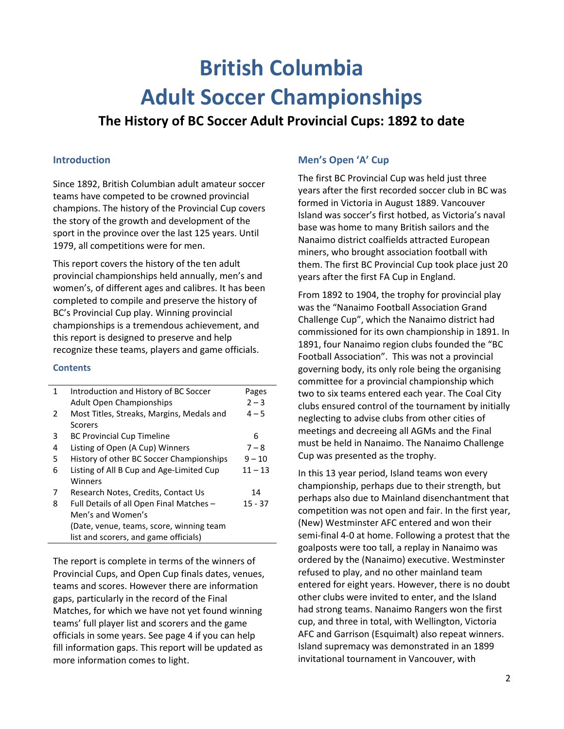# British Columbia Adult Soccer Championships

## The History of BC Soccer Adult Provincial Cups: 1892 to date

### Introduction

Since 1892, British Columbian adult amateur soccer teams have competed to be crowned provincial champions. The history of the Provincial Cup covers the story of the growth and development of the sport in the province over the last 125 years. Until 1979, all competitions were for men.

This report covers the history of the ten adult provincial championships held annually, men's and women's, of different ages and calibres. It has been completed to compile and preserve the history of BC's Provincial Cup play. Winning provincial championships is a tremendous achievement, and this report is designed to preserve and help recognize these teams, players and game officials.

#### Contents

| | | |
|---|---|---|
| 1 | Introduction and History of BC Soccer Adult Open Championships | Pages 2 – 3 |
| 2 | Most Titles, Streaks, Margins, Medals and Scorers | 4 – 5 |
| 3 | BC Provincial Cup Timeline | 6 |
| 4 | Listing of Open (A Cup) Winners | 7 – 8 |
| 5 | History of other BC Soccer Championships | 9 – 10 |
| 6 | Listing of All B Cup and Age-Limited Cup Winners | 11 – 13 |
| 7 | Research Notes, Credits, Contact Us | 14 |
| 8 | Full Details of all Open Final Matches – Men's and Women's (Date, venue, teams, score, winning team list and scorers, and game officials) | 15 - 37 |

The report is complete in terms of the winners of Provincial Cups, and Open Cup finals dates, venues, teams and scores. However there are information gaps, particularly in the record of the Final Matches, for which we have not yet found winning teams' full player list and scorers and the game officials in some years. See page 4 if you can help fill information gaps. This report will be updated as more information comes to light.

### Men's Open 'A' Cup

The first BC Provincial Cup was held just three years after the first recorded soccer club in BC was formed in Victoria in August 1889. Vancouver Island was soccer's first hotbed, as Victoria's naval base was home to many British sailors and the Nanaimo district coalfields attracted European miners, who brought association football with them. The first BC Provincial Cup took place just 20 years after the first FA Cup in England.

From 1892 to 1904, the trophy for provincial play was the "Nanaimo Football Association Grand Challenge Cup", which the Nanaimo district had commissioned for its own championship in 1891. In 1891, four Nanaimo region clubs founded the "BC Football Association". This was not a provincial governing body, its only role being the organising committee for a provincial championship which two to six teams entered each year. The Coal City clubs ensured control of the tournament by initially neglecting to advise clubs from other cities of meetings and decreeing all AGMs and the Final must be held in Nanaimo. The Nanaimo Challenge Cup was presented as the trophy.

In this 13 year period, Island teams won every championship, perhaps due to their strength, but perhaps also due to Mainland disenchantment that competition was not open and fair. In the first year, (New) Westminster AFC entered and won their semi-final 4-0 at home. Following a protest that the goalposts were too tall, a replay in Nanaimo was ordered by the (Nanaimo) executive. Westminster refused to play, and no other mainland team entered for eight years. However, there is no doubt other clubs were invited to enter, and the Island had strong teams. Nanaimo Rangers won the first cup, and three in total, with Wellington, Victoria AFC and Garrison (Esquimalt) also repeat winners. Island supremacy was demonstrated in an 1899 invitational tournament in Vancouver, with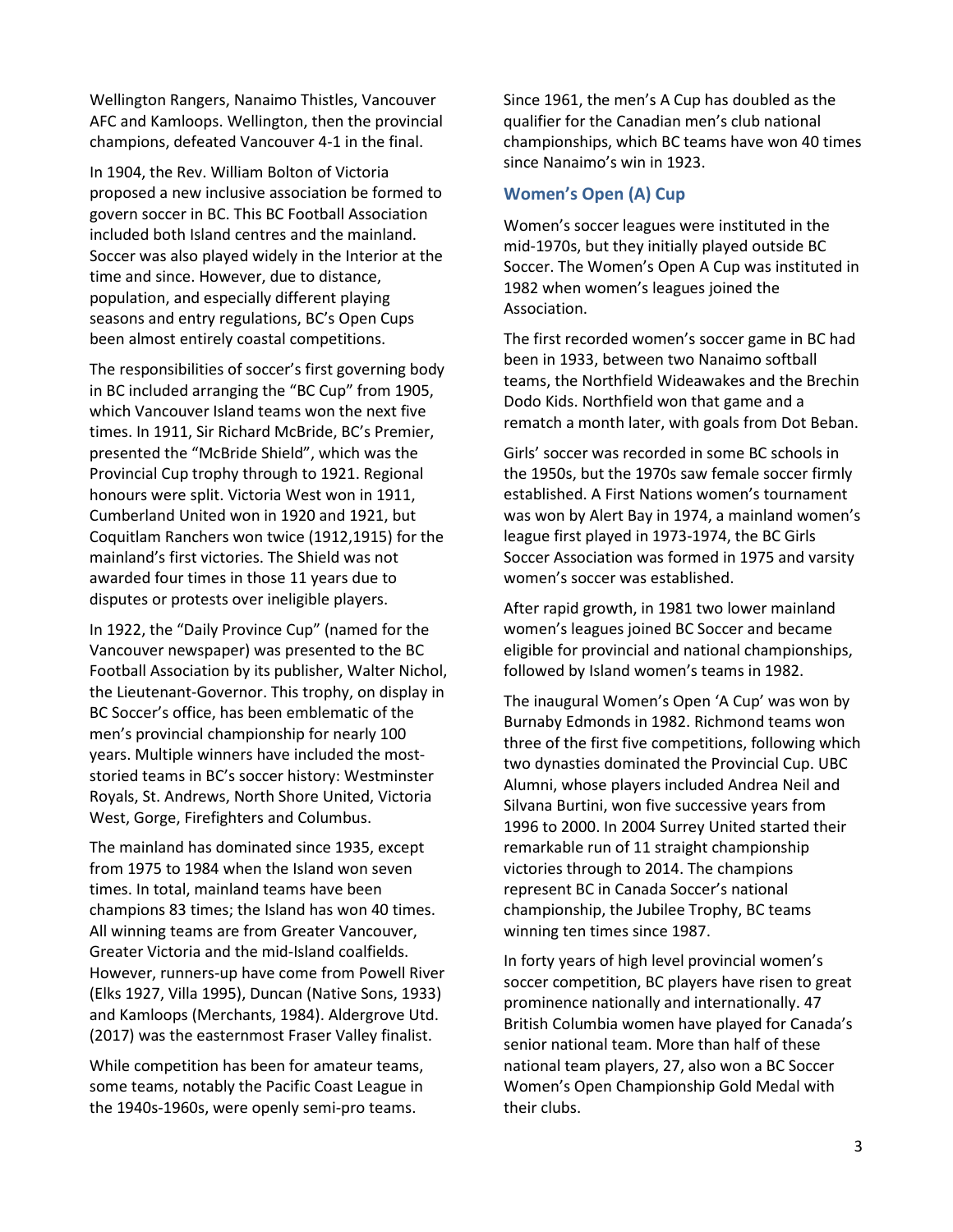Wellington Rangers, Nanaimo Thistles, Vancouver AFC and Kamloops. Wellington, then the provincial champions, defeated Vancouver 4-1 in the final.

In 1904, the Rev. William Bolton of Victoria proposed a new inclusive association be formed to govern soccer in BC. This BC Football Association included both Island centres and the mainland. Soccer was also played widely in the Interior at the time and since. However, due to distance, population, and especially different playing seasons and entry regulations, BC's Open Cups been almost entirely coastal competitions.

The responsibilities of soccer's first governing body in BC included arranging the "BC Cup" from 1905, which Vancouver Island teams won the next five times. In 1911, Sir Richard McBride, BC's Premier, presented the "McBride Shield", which was the Provincial Cup trophy through to 1921. Regional honours were split. Victoria West won in 1911, Cumberland United won in 1920 and 1921, but Coquitlam Ranchers won twice (1912,1915) for the mainland's first victories. The Shield was not awarded four times in those 11 years due to disputes or protests over ineligible players.

In 1922, the "Daily Province Cup" (named for the Vancouver newspaper) was presented to the BC Football Association by its publisher, Walter Nichol, the Lieutenant-Governor. This trophy, on display in BC Soccer's office, has been emblematic of the men's provincial championship for nearly 100 years. Multiple winners have included the most-storied teams in BC's soccer history: Westminster Royals, St. Andrews, North Shore United, Victoria West, Gorge, Firefighters and Columbus.

The mainland has dominated since 1935, except from 1975 to 1984 when the Island won seven times. In total, mainland teams have been champions 83 times; the Island has won 40 times. All winning teams are from Greater Vancouver, Greater Victoria and the mid-Island coalfields. However, runners-up have come from Powell River (Elks 1927, Villa 1995), Duncan (Native Sons, 1933) and Kamloops (Merchants, 1984). Aldergrove Utd. (2017) was the easternmost Fraser Valley finalist.

While competition has been for amateur teams, some teams, notably the Pacific Coast League in the 1940s-1960s, were openly semi-pro teams.

Since 1961, the men's A Cup has doubled as the qualifier for the Canadian men's club national championships, which BC teams have won 40 times since Nanaimo's win in 1923.

## Women's Open (A) Cup

Women's soccer leagues were instituted in the mid-1970s, but they initially played outside BC Soccer. The Women's Open A Cup was instituted in 1982 when women's leagues joined the Association.

The first recorded women's soccer game in BC had been in 1933, between two Nanaimo softball teams, the Northfield Wideawakes and the Brechin Dodo Kids. Northfield won that game and a rematch a month later, with goals from Dot Beban.

Girls' soccer was recorded in some BC schools in the 1950s, but the 1970s saw female soccer firmly established. A First Nations women's tournament was won by Alert Bay in 1974, a mainland women's league first played in 1973-1974, the BC Girls Soccer Association was formed in 1975 and varsity women's soccer was established.

After rapid growth, in 1981 two lower mainland women's leagues joined BC Soccer and became eligible for provincial and national championships, followed by Island women's teams in 1982.

The inaugural Women's Open 'A Cup' was won by Burnaby Edmonds in 1982. Richmond teams won three of the first five competitions, following which two dynasties dominated the Provincial Cup. UBC Alumni, whose players included Andrea Neil and Silvana Burtini, won five successive years from 1996 to 2000. In 2004 Surrey United started their remarkable run of 11 straight championship victories through to 2014. The champions represent BC in Canada Soccer's national championship, the Jubilee Trophy, BC teams winning ten times since 1987.

In forty years of high level provincial women's soccer competition, BC players have risen to great prominence nationally and internationally. 47 British Columbia women have played for Canada's senior national team. More than half of these national team players, 27, also won a BC Soccer Women's Open Championship Gold Medal with their clubs.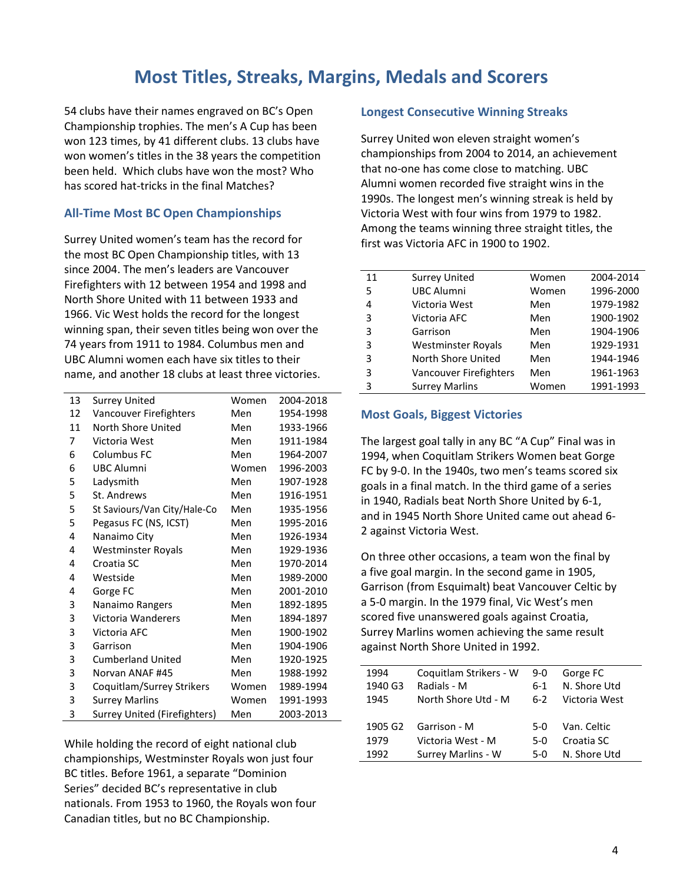# Most Titles, Streaks, Margins, Medals and Scorers

54 clubs have their names engraved on BC's Open Championship trophies. The men's A Cup has been won 123 times, by 41 different clubs. 13 clubs have won women's titles in the 38 years the competition been held. Which clubs have won the most? Who has scored hat-tricks in the final Matches?

### All-Time Most BC Open Championships

Surrey United women's team has the record for the most BC Open Championship titles, with 13 since 2004. The men's leaders are Vancouver Firefighters with 12 between 1954 and 1998 and North Shore United with 11 between 1933 and 1966. Vic West holds the record for the longest winning span, their seven titles being won over the 74 years from 1911 to 1984. Columbus men and UBC Alumni women each have six titles to their name, and another 18 clubs at least three victories.

| | | | |
|---|---|---|---|
| 13 | Surrey United | Women | 2004-2018 |
| 12 | Vancouver Firefighters | Men | 1954-1998 |
| 11 | North Shore United | Men | 1933-1966 |
| 7 | Victoria West | Men | 1911-1984 |
| 6 | Columbus FC | Men | 1964-2007 |
| 6 | UBC Alumni | Women | 1996-2003 |
| 5 | Ladysmith | Men | 1907-1928 |
| 5 | St. Andrews | Men | 1916-1951 |
| 5 | St Saviours/Van City/Hale-Co | Men | 1935-1956 |
| 5 | Pegasus FC (NS, ICST) | Men | 1995-2016 |
| 4 | Nanaimo City | Men | 1926-1934 |
| 4 | Westminster Royals | Men | 1929-1936 |
| 4 | Croatia SC | Men | 1970-2014 |
| 4 | Westside | Men | 1989-2000 |
| 4 | Gorge FC | Men | 2001-2010 |
| 3 | Nanaimo Rangers | Men | 1892-1895 |
| 3 | Victoria Wanderers | Men | 1894-1897 |
| 3 | Victoria AFC | Men | 1900-1902 |
| 3 | Garrison | Men | 1904-1906 |
| 3 | Cumberland United | Men | 1920-1925 |
| 3 | Norvan ANAF #45 | Men | 1988-1992 |
| 3 | Coquitlam/Surrey Strikers | Women | 1989-1994 |
| 3 | Surrey Marlins | Women | 1991-1993 |
| 3 | Surrey United (Firefighters) | Men | 2003-2013 |

While holding the record of eight national club championships, Westminster Royals won just four BC titles. Before 1961, a separate "Dominion Series" decided BC's representative in club nationals. From 1953 to 1960, the Royals won four Canadian titles, but no BC Championship.

### Longest Consecutive Winning Streaks

Surrey United won eleven straight women's championships from 2004 to 2014, an achievement that no-one has come close to matching. UBC Alumni women recorded five straight wins in the 1990s. The longest men's winning streak is held by Victoria West with four wins from 1979 to 1982. Among the teams winning three straight titles, the first was Victoria AFC in 1900 to 1902.

| | | | |
|---|---|---|---|
| 11 | Surrey United | Women | 2004-2014 |
| 5 | UBC Alumni | Women | 1996-2000 |
| 4 | Victoria West | Men | 1979-1982 |
| 3 | Victoria AFC | Men | 1900-1902 |
| 3 | Garrison | Men | 1904-1906 |
| 3 | Westminster Royals | Men | 1929-1931 |
| 3 | North Shore United | Men | 1944-1946 |
| 3 | Vancouver Firefighters | Men | 1961-1963 |
| 3 | Surrey Marlins | Women | 1991-1993 |

### Most Goals, Biggest Victories

The largest goal tally in any BC "A Cup" Final was in 1994, when Coquitlam Strikers Women beat Gorge FC by 9-0. In the 1940s, two men's teams scored six goals in a final match. In the third game of a series in 1940, Radials beat North Shore United by 6-1, and in 1945 North Shore United came out ahead 6-2 against Victoria West.

On three other occasions, a team won the final by a five goal margin. In the second game in 1905, Garrison (from Esquimalt) beat Vancouver Celtic by a 5-0 margin. In the 1979 final, Vic West's men scored five unanswered goals against Croatia, Surrey Marlins women achieving the same result against North Shore United in 1992.

| | | | |
|---|---|---|---|
| 1994 | Coquitlam Strikers - W | 9-0 | Gorge FC |
| 1940 G3 | Radials - M | 6-1 | N. Shore Utd |
| 1945 | North Shore Utd - M | 6-2 | Victoria West |
| | | | |
| 1905 G2 | Garrison - M | 5-0 | Van. Celtic |
| 1979 | Victoria West - M | 5-0 | Croatia SC |
| 1992 | Surrey Marlins - W | 5-0 | N. Shore Utd |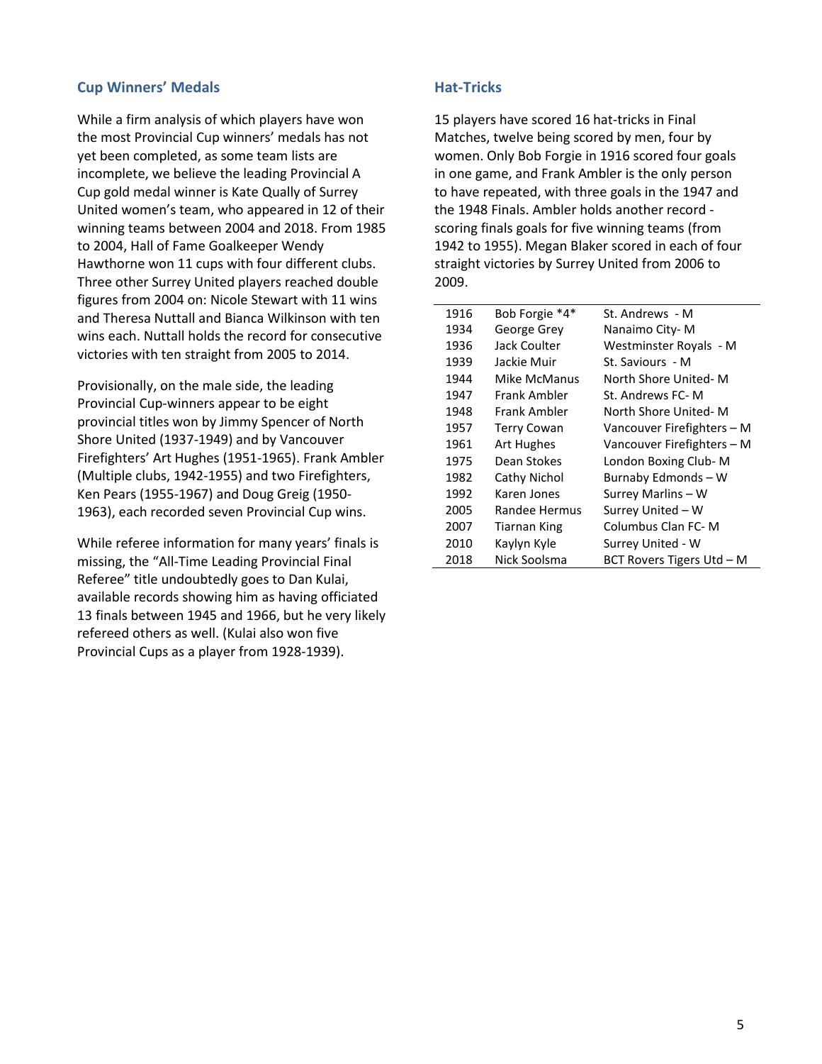## Cup Winners' Medals

While a firm analysis of which players have won the most Provincial Cup winners' medals has not yet been completed, as some team lists are incomplete, we believe the leading Provincial A Cup gold medal winner is Kate Qually of Surrey United women's team, who appeared in 12 of their winning teams between 2004 and 2018. From 1985 to 2004, Hall of Fame Goalkeeper Wendy Hawthorne won 11 cups with four different clubs. Three other Surrey United players reached double figures from 2004 on: Nicole Stewart with 11 wins and Theresa Nuttall and Bianca Wilkinson with ten wins each. Nuttall holds the record for consecutive victories with ten straight from 2005 to 2014.

Provisionally, on the male side, the leading Provincial Cup-winners appear to be eight provincial titles won by Jimmy Spencer of North Shore United (1937-1949) and by Vancouver Firefighters' Art Hughes (1951-1965). Frank Ambler (Multiple clubs, 1942-1955) and two Firefighters, Ken Pears (1955-1967) and Doug Greig (1950-1963), each recorded seven Provincial Cup wins.

While referee information for many years' finals is missing, the "All-Time Leading Provincial Final Referee" title undoubtedly goes to Dan Kulai, available records showing him as having officiated 13 finals between 1945 and 1966, but he very likely refereed others as well. (Kulai also won five Provincial Cups as a player from 1928-1939).

## Hat-Tricks

15 players have scored 16 hat-tricks in Final Matches, twelve being scored by men, four by women. Only Bob Forgie in 1916 scored four goals in one game, and Frank Ambler is the only person to have repeated, with three goals in the 1947 and the 1948 Finals. Ambler holds another record - scoring finals goals for five winning teams (from 1942 to 1955). Megan Blaker scored in each of four straight victories by Surrey United from 2006 to 2009.

| | | |
|---|---|---|
| 1916 | Bob Forgie *4* | St. Andrews - M |
| 1934 | George Grey | Nanaimo City- M |
| 1936 | Jack Coulter | Westminster Royals - M |
| 1939 | Jackie Muir | St. Saviours - M |
| 1944 | Mike McManus | North Shore United- M |
| 1947 | Frank Ambler | St. Andrews FC- M |
| 1948 | Frank Ambler | North Shore United- M |
| 1957 | Terry Cowan | Vancouver Firefighters – M |
| 1961 | Art Hughes | Vancouver Firefighters – M |
| 1975 | Dean Stokes | London Boxing Club- M |
| 1982 | Cathy Nichol | Burnaby Edmonds – W |
| 1992 | Karen Jones | Surrey Marlins – W |
| 2005 | Randee Hermus | Surrey United – W |
| 2007 | Tiarnan King | Columbus Clan FC- M |
| 2010 | Kaylyn Kyle | Surrey United - W |
| 2018 | Nick Soolsma | BCT Rovers Tigers Utd – M |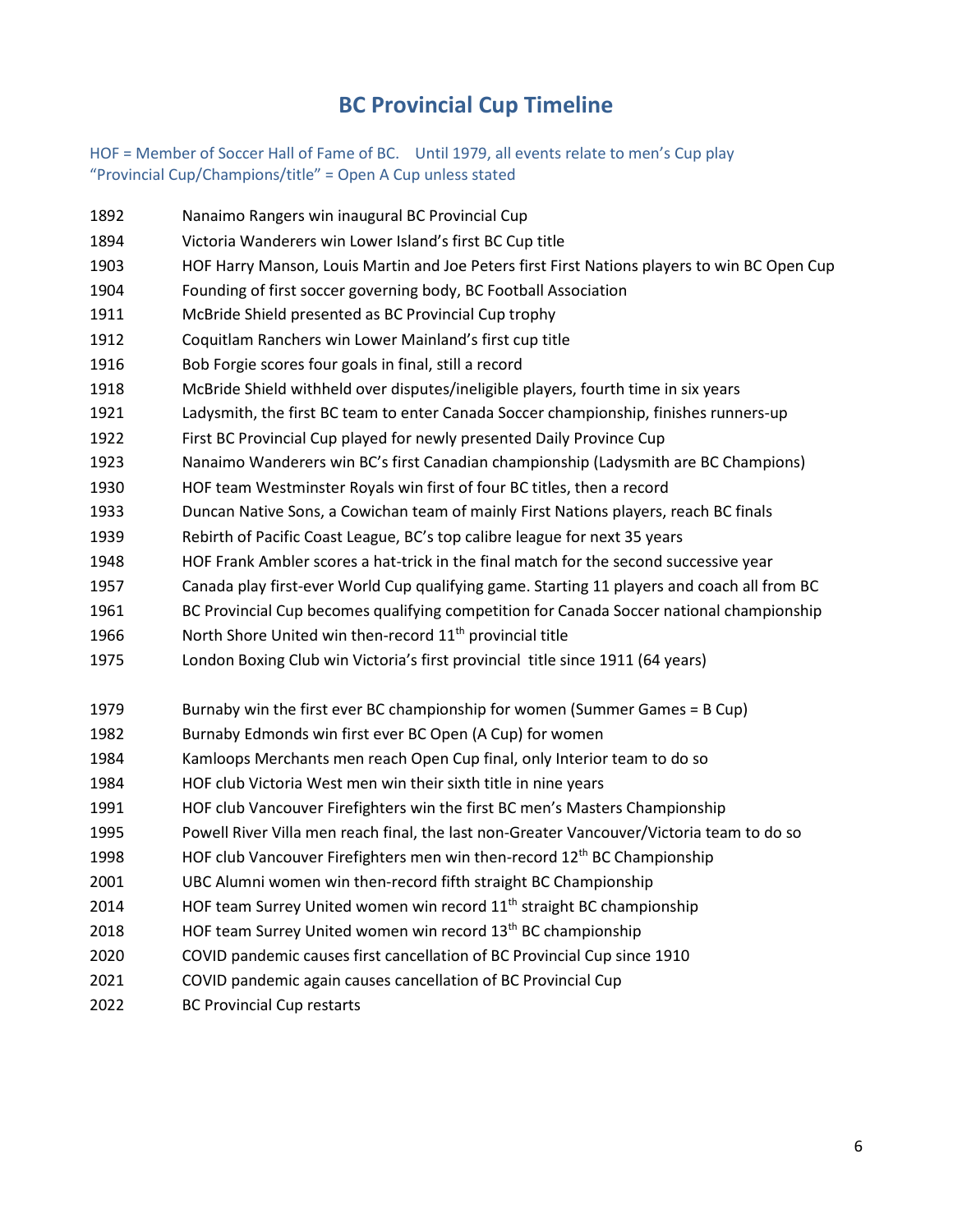# BC Provincial Cup Timeline

HOF = Member of Soccer Hall of Fame of BC.  Until 1979, all events relate to men's Cup play
"Provincial Cup/Champions/title" = Open A Cup unless stated

| | |
|---|---|
| 1892 | Nanaimo Rangers win inaugural BC Provincial Cup |
| 1894 | Victoria Wanderers win Lower Island's first BC Cup title |
| 1903 | HOF Harry Manson, Louis Martin and Joe Peters first First Nations players to win BC Open Cup |
| 1904 | Founding of first soccer governing body, BC Football Association |
| 1911 | McBride Shield presented as BC Provincial Cup trophy |
| 1912 | Coquitlam Ranchers win Lower Mainland's first cup title |
| 1916 | Bob Forgie scores four goals in final, still a record |
| 1918 | McBride Shield withheld over disputes/ineligible players, fourth time in six years |
| 1921 | Ladysmith, the first BC team to enter Canada Soccer championship, finishes runners-up |
| 1922 | First BC Provincial Cup played for newly presented Daily Province Cup |
| 1923 | Nanaimo Wanderers win BC's first Canadian championship (Ladysmith are BC Champions) |
| 1930 | HOF team Westminster Royals win first of four BC titles, then a record |
| 1933 | Duncan Native Sons, a Cowichan team of mainly First Nations players, reach BC finals |
| 1939 | Rebirth of Pacific Coast League, BC's top calibre league for next 35 years |
| 1948 | HOF Frank Ambler scores a hat-trick in the final match for the second successive year |
| 1957 | Canada play first-ever World Cup qualifying game. Starting 11 players and coach all from BC |
| 1961 | BC Provincial Cup becomes qualifying competition for Canada Soccer national championship |
| 1966 | North Shore United win then-record 11th provincial title |
| 1975 | London Boxing Club win Victoria's first provincial title since 1911 (64 years) |
| 1979 | Burnaby win the first ever BC championship for women (Summer Games = B Cup) |
| 1982 | Burnaby Edmonds win first ever BC Open (A Cup) for women |
| 1984 | Kamloops Merchants men reach Open Cup final, only Interior team to do so |
| 1984 | HOF club Victoria West men win their sixth title in nine years |
| 1991 | HOF club Vancouver Firefighters win the first BC men's Masters Championship |
| 1995 | Powell River Villa men reach final, the last non-Greater Vancouver/Victoria team to do so |
| 1998 | HOF club Vancouver Firefighters men win then-record 12th BC Championship |
| 2001 | UBC Alumni women win then-record fifth straight BC Championship |
| 2014 | HOF team Surrey United women win record 11th straight BC championship |
| 2018 | HOF team Surrey United women win record 13th BC championship |
| 2020 | COVID pandemic causes first cancellation of BC Provincial Cup since 1910 |
| 2021 | COVID pandemic again causes cancellation of BC Provincial Cup |
| 2022 | BC Provincial Cup restarts |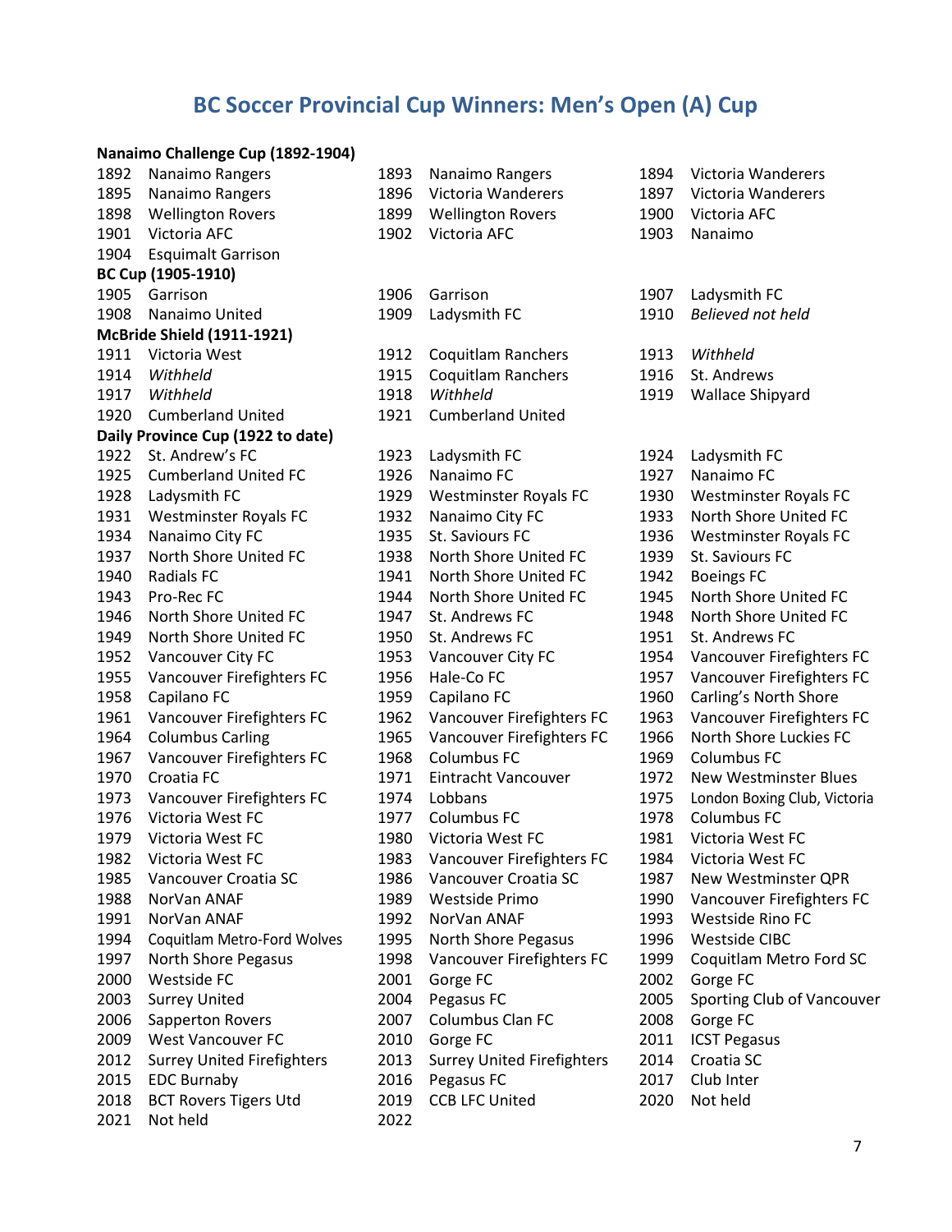# BC Soccer Provincial Cup Winners: Men's Open (A) Cup

**Nanaimo Challenge Cup (1892-1904)**

| | | | | | |
|---|---|---|---|---|---|
| 1892 | Nanaimo Rangers | 1893 | Nanaimo Rangers | 1894 | Victoria Wanderers |
| 1895 | Nanaimo Rangers | 1896 | Victoria Wanderers | 1897 | Victoria Wanderers |
| 1898 | Wellington Rovers | 1899 | Wellington Rovers | 1900 | Victoria AFC |
| 1901 | Victoria AFC | 1902 | Victoria AFC | 1903 | Nanaimo |
| 1904 | Esquimalt Garrison | | | | |

**BC Cup (1905-1910)**

| | | | | | |
|---|---|---|---|---|---|
| 1905 | Garrison | 1906 | Garrison | 1907 | Ladysmith FC |
| 1908 | Nanaimo United | 1909 | Ladysmith FC | 1910 | *Believed not held* |

**McBride Shield (1911-1921)**

| | | | | | |
|---|---|---|---|---|---|
| 1911 | Victoria West | 1912 | Coquitlam Ranchers | 1913 | *Withheld* |
| 1914 | *Withheld* | 1915 | Coquitlam Ranchers | 1916 | St. Andrews |
| 1917 | *Withheld* | 1918 | *Withheld* | 1919 | Wallace Shipyard |
| 1920 | Cumberland United | 1921 | Cumberland United | | |

**Daily Province Cup (1922 to date)**

| | | | | | |
|---|---|---|---|---|---|
| 1922 | St. Andrew's FC | 1923 | Ladysmith FC | 1924 | Ladysmith FC |
| 1925 | Cumberland United FC | 1926 | Nanaimo FC | 1927 | Nanaimo FC |
| 1928 | Ladysmith FC | 1929 | Westminster Royals FC | 1930 | Westminster Royals FC |
| 1931 | Westminster Royals FC | 1932 | Nanaimo City FC | 1933 | North Shore United FC |
| 1934 | Nanaimo City FC | 1935 | St. Saviours FC | 1936 | Westminster Royals FC |
| 1937 | North Shore United FC | 1938 | North Shore United FC | 1939 | St. Saviours FC |
| 1940 | Radials FC | 1941 | North Shore United FC | 1942 | Boeings FC |
| 1943 | Pro-Rec FC | 1944 | North Shore United FC | 1945 | North Shore United FC |
| 1946 | North Shore United FC | 1947 | St. Andrews FC | 1948 | North Shore United FC |
| 1949 | North Shore United FC | 1950 | St. Andrews FC | 1951 | St. Andrews FC |
| 1952 | Vancouver City FC | 1953 | Vancouver City FC | 1954 | Vancouver Firefighters FC |
| 1955 | Vancouver Firefighters FC | 1956 | Hale-Co FC | 1957 | Vancouver Firefighters FC |
| 1958 | Capilano FC | 1959 | Capilano FC | 1960 | Carling's North Shore |
| 1961 | Vancouver Firefighters FC | 1962 | Vancouver Firefighters FC | 1963 | Vancouver Firefighters FC |
| 1964 | Columbus Carling | 1965 | Vancouver Firefighters FC | 1966 | North Shore Luckies FC |
| 1967 | Vancouver Firefighters FC | 1968 | Columbus FC | 1969 | Columbus FC |
| 1970 | Croatia FC | 1971 | Eintracht Vancouver | 1972 | New Westminster Blues |
| 1973 | Vancouver Firefighters FC | 1974 | Lobbans | 1975 | London Boxing Club, Victoria |
| 1976 | Victoria West FC | 1977 | Columbus FC | 1978 | Columbus FC |
| 1979 | Victoria West FC | 1980 | Victoria West FC | 1981 | Victoria West FC |
| 1982 | Victoria West FC | 1983 | Vancouver Firefighters FC | 1984 | Victoria West FC |
| 1985 | Vancouver Croatia SC | 1986 | Vancouver Croatia SC | 1987 | New Westminster QPR |
| 1988 | NorVan ANAF | 1989 | Westside Primo | 1990 | Vancouver Firefighters FC |
| 1991 | NorVan ANAF | 1992 | NorVan ANAF | 1993 | Westside Rino FC |
| 1994 | Coquitlam Metro-Ford Wolves | 1995 | North Shore Pegasus | 1996 | Westside CIBC |
| 1997 | North Shore Pegasus | 1998 | Vancouver Firefighters FC | 1999 | Coquitlam Metro Ford SC |
| 2000 | Westside FC | 2001 | Gorge FC | 2002 | Gorge FC |
| 2003 | Surrey United | 2004 | Pegasus FC | 2005 | Sporting Club of Vancouver |
| 2006 | Sapperton Rovers | 2007 | Columbus Clan FC | 2008 | Gorge FC |
| 2009 | West Vancouver FC | 2010 | Gorge FC | 2011 | ICST Pegasus |
| 2012 | Surrey United Firefighters | 2013 | Surrey United Firefighters | 2014 | Croatia SC |
| 2015 | EDC Burnaby | 2016 | Pegasus FC | 2017 | Club Inter |
| 2018 | BCT Rovers Tigers Utd | 2019 | CCB LFC United | 2020 | Not held |
| 2021 | Not held | 2022 | | | |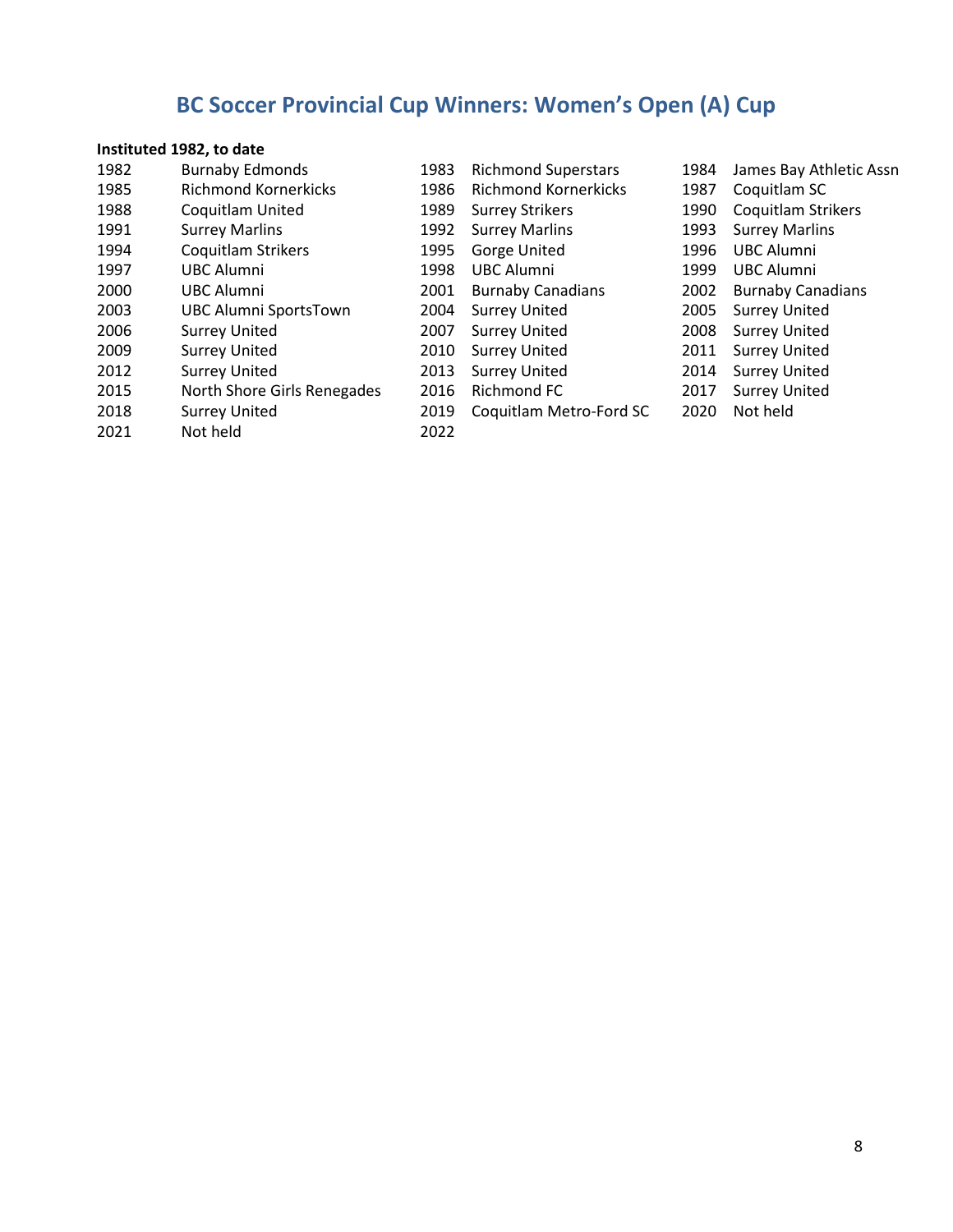# BC Soccer Provincial Cup Winners: Women's Open (A) Cup

**Instituted 1982, to date**

| | | | | | |
|---|---|---|---|---|---|
| 1982 | Burnaby Edmonds | 1983 | Richmond Superstars | 1984 | James Bay Athletic Assn |
| 1985 | Richmond Kornerkicks | 1986 | Richmond Kornerkicks | 1987 | Coquitlam SC |
| 1988 | Coquitlam United | 1989 | Surrey Strikers | 1990 | Coquitlam Strikers |
| 1991 | Surrey Marlins | 1992 | Surrey Marlins | 1993 | Surrey Marlins |
| 1994 | Coquitlam Strikers | 1995 | Gorge United | 1996 | UBC Alumni |
| 1997 | UBC Alumni | 1998 | UBC Alumni | 1999 | UBC Alumni |
| 2000 | UBC Alumni | 2001 | Burnaby Canadians | 2002 | Burnaby Canadians |
| 2003 | UBC Alumni SportsTown | 2004 | Surrey United | 2005 | Surrey United |
| 2006 | Surrey United | 2007 | Surrey United | 2008 | Surrey United |
| 2009 | Surrey United | 2010 | Surrey United | 2011 | Surrey United |
| 2012 | Surrey United | 2013 | Surrey United | 2014 | Surrey United |
| 2015 | North Shore Girls Renegades | 2016 | Richmond FC | 2017 | Surrey United |
| 2018 | Surrey United | 2019 | Coquitlam Metro-Ford SC | 2020 | Not held |
| 2021 | Not held | 2022 | | | |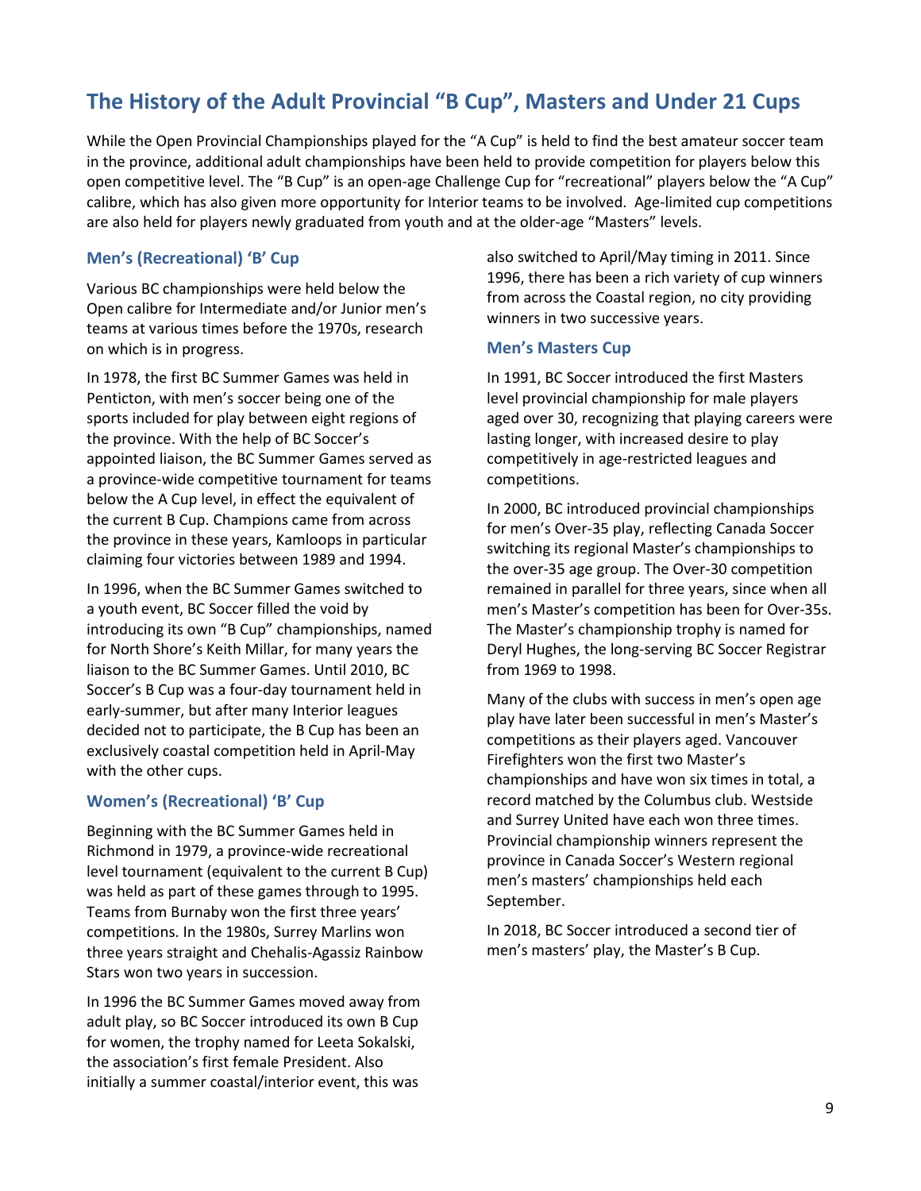## The History of the Adult Provincial "B Cup", Masters and Under 21 Cups

While the Open Provincial Championships played for the "A Cup" is held to find the best amateur soccer team in the province, additional adult championships have been held to provide competition for players below this open competitive level. The "B Cup" is an open-age Challenge Cup for "recreational" players below the "A Cup" calibre, which has also given more opportunity for Interior teams to be involved. Age-limited cup competitions are also held for players newly graduated from youth and at the older-age "Masters" levels.

### Men's (Recreational) 'B' Cup

Various BC championships were held below the Open calibre for Intermediate and/or Junior men's teams at various times before the 1970s, research on which is in progress.

In 1978, the first BC Summer Games was held in Penticton, with men's soccer being one of the sports included for play between eight regions of the province. With the help of BC Soccer's appointed liaison, the BC Summer Games served as a province-wide competitive tournament for teams below the A Cup level, in effect the equivalent of the current B Cup. Champions came from across the province in these years, Kamloops in particular claiming four victories between 1989 and 1994.

In 1996, when the BC Summer Games switched to a youth event, BC Soccer filled the void by introducing its own "B Cup" championships, named for North Shore's Keith Millar, for many years the liaison to the BC Summer Games. Until 2010, BC Soccer's B Cup was a four-day tournament held in early-summer, but after many Interior leagues decided not to participate, the B Cup has been an exclusively coastal competition held in April-May with the other cups.

### Women's (Recreational) 'B' Cup

Beginning with the BC Summer Games held in Richmond in 1979, a province-wide recreational level tournament (equivalent to the current B Cup) was held as part of these games through to 1995. Teams from Burnaby won the first three years' competitions. In the 1980s, Surrey Marlins won three years straight and Chehalis-Agassiz Rainbow Stars won two years in succession.

In 1996 the BC Summer Games moved away from adult play, so BC Soccer introduced its own B Cup for women, the trophy named for Leeta Sokalski, the association's first female President. Also initially a summer coastal/interior event, this was also switched to April/May timing in 2011. Since 1996, there has been a rich variety of cup winners from across the Coastal region, no city providing winners in two successive years.

### Men's Masters Cup

In 1991, BC Soccer introduced the first Masters level provincial championship for male players aged over 30, recognizing that playing careers were lasting longer, with increased desire to play competitively in age-restricted leagues and competitions.

In 2000, BC introduced provincial championships for men's Over-35 play, reflecting Canada Soccer switching its regional Master's championships to the over-35 age group. The Over-30 competition remained in parallel for three years, since when all men's Master's competition has been for Over-35s. The Master's championship trophy is named for Deryl Hughes, the long-serving BC Soccer Registrar from 1969 to 1998.

Many of the clubs with success in men's open age play have later been successful in men's Master's competitions as their players aged. Vancouver Firefighters won the first two Master's championships and have won six times in total, a record matched by the Columbus club. Westside and Surrey United have each won three times. Provincial championship winners represent the province in Canada Soccer's Western regional men's masters' championships held each September.

In 2018, BC Soccer introduced a second tier of men's masters' play, the Master's B Cup.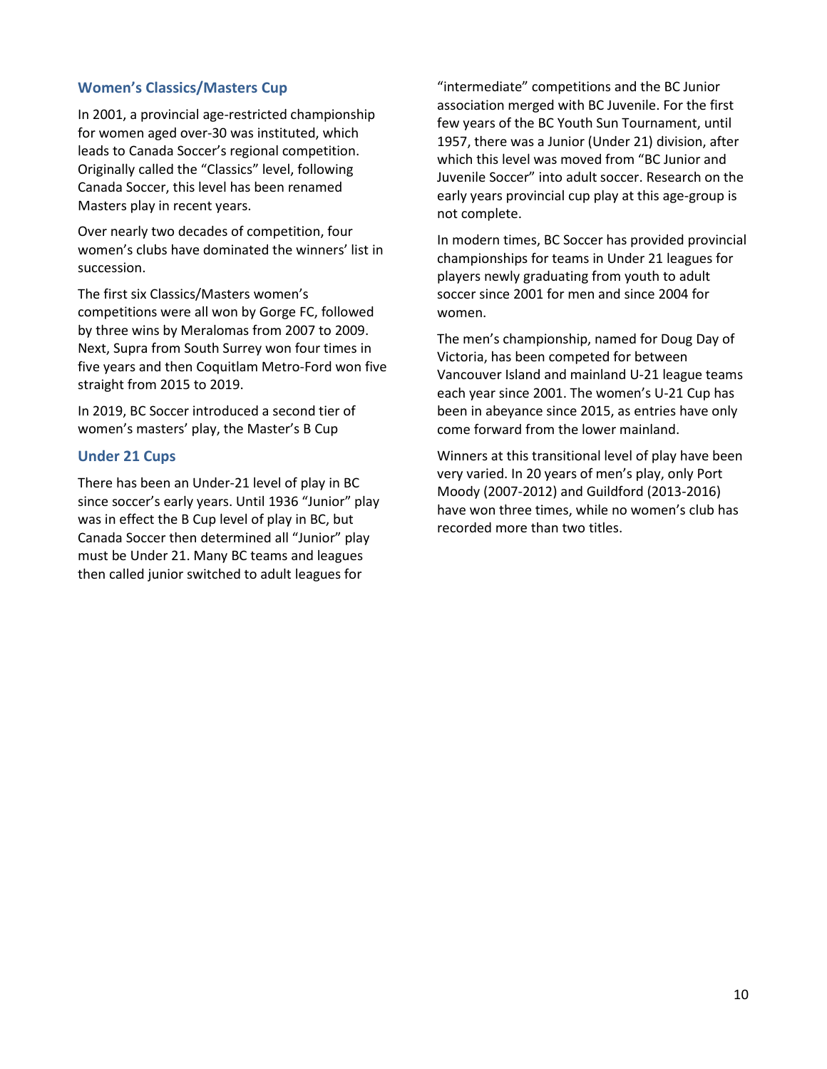## Women's Classics/Masters Cup

In 2001, a provincial age-restricted championship for women aged over-30 was instituted, which leads to Canada Soccer's regional competition. Originally called the "Classics" level, following Canada Soccer, this level has been renamed Masters play in recent years.

Over nearly two decades of competition, four women's clubs have dominated the winners' list in succession.

The first six Classics/Masters women's competitions were all won by Gorge FC, followed by three wins by Meralomas from 2007 to 2009. Next, Supra from South Surrey won four times in five years and then Coquitlam Metro-Ford won five straight from 2015 to 2019.

In 2019, BC Soccer introduced a second tier of women's masters' play, the Master's B Cup

## Under 21 Cups

There has been an Under-21 level of play in BC since soccer's early years. Until 1936 "Junior" play was in effect the B Cup level of play in BC, but Canada Soccer then determined all "Junior" play must be Under 21. Many BC teams and leagues then called junior switched to adult leagues for "intermediate" competitions and the BC Junior association merged with BC Juvenile. For the first few years of the BC Youth Sun Tournament, until 1957, there was a Junior (Under 21) division, after which this level was moved from "BC Junior and Juvenile Soccer" into adult soccer. Research on the early years provincial cup play at this age-group is not complete.

In modern times, BC Soccer has provided provincial championships for teams in Under 21 leagues for players newly graduating from youth to adult soccer since 2001 for men and since 2004 for women.

The men's championship, named for Doug Day of Victoria, has been competed for between Vancouver Island and mainland U-21 league teams each year since 2001. The women's U-21 Cup has been in abeyance since 2015, as entries have only come forward from the lower mainland.

Winners at this transitional level of play have been very varied. In 20 years of men's play, only Port Moody (2007-2012) and Guildford (2013-2016) have won three times, while no women's club has recorded more than two titles.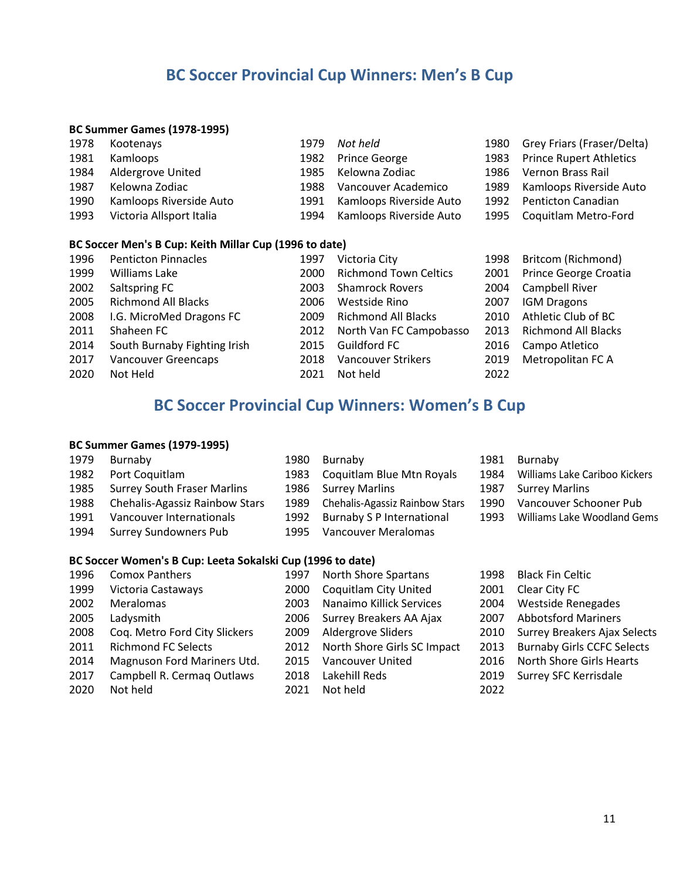## BC Soccer Provincial Cup Winners: Men's B Cup

**BC Summer Games (1978-1995)**

| | | | | | |
|---|---|---|---|---|---|
| 1978 | Kootenays | 1979 | *Not held* | 1980 | Grey Friars (Fraser/Delta) |
| 1981 | Kamloops | 1982 | Prince George | 1983 | Prince Rupert Athletics |
| 1984 | Aldergrove United | 1985 | Kelowna Zodiac | 1986 | Vernon Brass Rail |
| 1987 | Kelowna Zodiac | 1988 | Vancouver Academico | 1989 | Kamloops Riverside Auto |
| 1990 | Kamloops Riverside Auto | 1991 | Kamloops Riverside Auto | 1992 | Penticton Canadian |
| 1993 | Victoria Allsport Italia | 1994 | Kamloops Riverside Auto | 1995 | Coquitlam Metro-Ford |

**BC Soccer Men's B Cup: Keith Millar Cup (1996 to date)**

| | | | | | |
|---|---|---|---|---|---|
| 1996 | Penticton Pinnacles | 1997 | Victoria City | 1998 | Britcom (Richmond) |
| 1999 | Williams Lake | 2000 | Richmond Town Celtics | 2001 | Prince George Croatia |
| 2002 | Saltspring FC | 2003 | Shamrock Rovers | 2004 | Campbell River |
| 2005 | Richmond All Blacks | 2006 | Westside Rino | 2007 | IGM Dragons |
| 2008 | I.G. MicroMed Dragons FC | 2009 | Richmond All Blacks | 2010 | Athletic Club of BC |
| 2011 | Shaheen FC | 2012 | North Van FC Campobasso | 2013 | Richmond All Blacks |
| 2014 | South Burnaby Fighting Irish | 2015 | Guildford FC | 2016 | Campo Atletico |
| 2017 | Vancouver Greencaps | 2018 | Vancouver Strikers | 2019 | Metropolitan FC A |
| 2020 | Not Held | 2021 | Not held | 2022 | |

## BC Soccer Provincial Cup Winners: Women's B Cup

**BC Summer Games (1979-1995)**

| | | | | | |
|---|---|---|---|---|---|
| 1979 | Burnaby | 1980 | Burnaby | 1981 | Burnaby |
| 1982 | Port Coquitlam | 1983 | Coquitlam Blue Mtn Royals | 1984 | Williams Lake Cariboo Kickers |
| 1985 | Surrey South Fraser Marlins | 1986 | Surrey Marlins | 1987 | Surrey Marlins |
| 1988 | Chehalis-Agassiz Rainbow Stars | 1989 | Chehalis-Agassiz Rainbow Stars | 1990 | Vancouver Schooner Pub |
| 1991 | Vancouver Internationals | 1992 | Burnaby S P International | 1993 | Williams Lake Woodland Gems |
| 1994 | Surrey Sundowners Pub | 1995 | Vancouver Meralomas | | |

**BC Soccer Women's B Cup: Leeta Sokalski Cup (1996 to date)**

| | | | | | |
|---|---|---|---|---|---|
| 1996 | Comox Panthers | 1997 | North Shore Spartans | 1998 | Black Fin Celtic |
| 1999 | Victoria Castaways | 2000 | Coquitlam City United | 2001 | Clear City FC |
| 2002 | Meralomas | 2003 | Nanaimo Killick Services | 2004 | Westside Renegades |
| 2005 | Ladysmith | 2006 | Surrey Breakers AA Ajax | 2007 | Abbotsford Mariners |
| 2008 | Coq. Metro Ford City Slickers | 2009 | Aldergrove Sliders | 2010 | Surrey Breakers Ajax Selects |
| 2011 | Richmond FC Selects | 2012 | North Shore Girls SC Impact | 2013 | Burnaby Girls CCFC Selects |
| 2014 | Magnuson Ford Mariners Utd. | 2015 | Vancouver United | 2016 | North Shore Girls Hearts |
| 2017 | Campbell R. Cermaq Outlaws | 2018 | Lakehill Reds | 2019 | Surrey SFC Kerrisdale |
| 2020 | Not held | 2021 | Not held | 2022 | |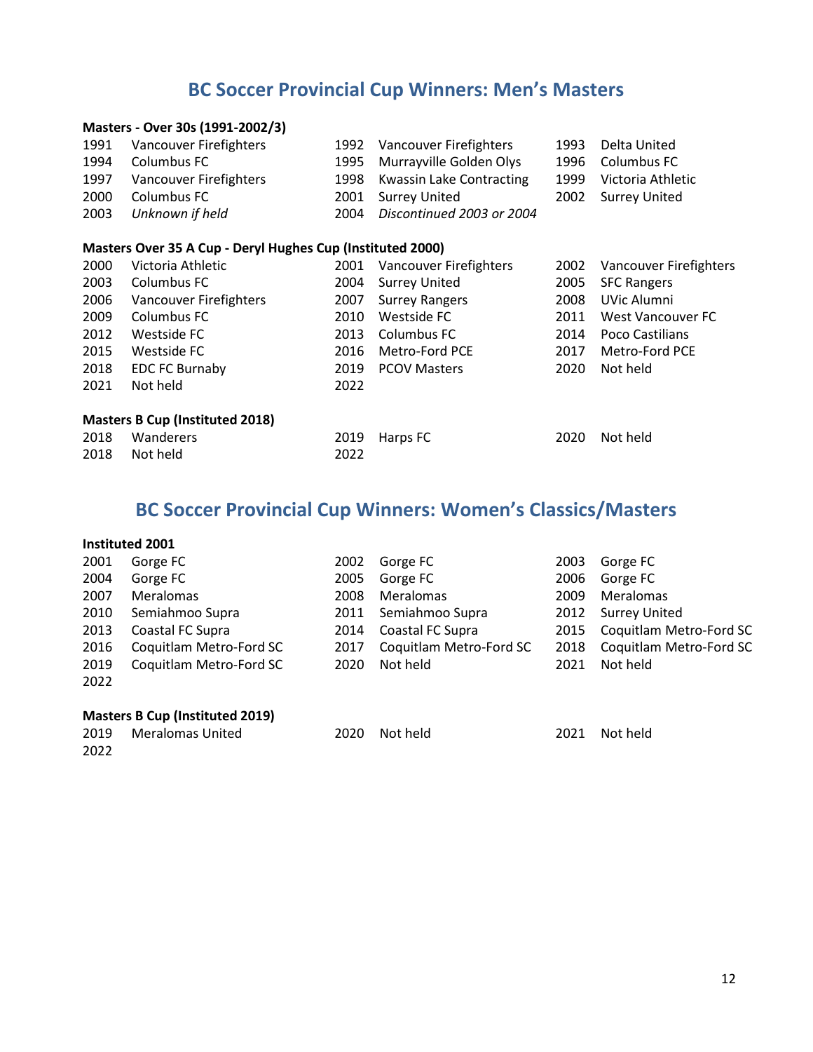## BC Soccer Provincial Cup Winners: Men's Masters

**Masters - Over 30s (1991-2002/3)**

| | | | | | |
|---|---|---|---|---|---|
| 1991 | Vancouver Firefighters | 1992 | Vancouver Firefighters | 1993 | Delta United |
| 1994 | Columbus FC | 1995 | Murrayville Golden Olys | 1996 | Columbus FC |
| 1997 | Vancouver Firefighters | 1998 | Kwassin Lake Contracting | 1999 | Victoria Athletic |
| 2000 | Columbus FC | 2001 | Surrey United | 2002 | Surrey United |
| 2003 | *Unknown if held* | 2004 | *Discontinued 2003 or 2004* | | |

**Masters Over 35 A Cup - Deryl Hughes Cup (Instituted 2000)**

| | | | | | |
|---|---|---|---|---|---|
| 2000 | Victoria Athletic | 2001 | Vancouver Firefighters | 2002 | Vancouver Firefighters |
| 2003 | Columbus FC | 2004 | Surrey United | 2005 | SFC Rangers |
| 2006 | Vancouver Firefighters | 2007 | Surrey Rangers | 2008 | UVic Alumni |
| 2009 | Columbus FC | 2010 | Westside FC | 2011 | West Vancouver FC |
| 2012 | Westside FC | 2013 | Columbus FC | 2014 | Poco Castilians |
| 2015 | Westside FC | 2016 | Metro-Ford PCE | 2017 | Metro-Ford PCE |
| 2018 | EDC FC Burnaby | 2019 | PCOV Masters | 2020 | Not held |
| 2021 | Not held | 2022 | | | |

**Masters B Cup (Instituted 2018)**

| | | | | | |
|---|---|---|---|---|---|
| 2018 | Wanderers | 2019 | Harps FC | 2020 | Not held |
| 2018 | Not held | 2022 | | | |

## BC Soccer Provincial Cup Winners: Women's Classics/Masters

**Instituted 2001**

| | | | | | |
|---|---|---|---|---|---|
| 2001 | Gorge FC | 2002 | Gorge FC | 2003 | Gorge FC |
| 2004 | Gorge FC | 2005 | Gorge FC | 2006 | Gorge FC |
| 2007 | Meralomas | 2008 | Meralomas | 2009 | Meralomas |
| 2010 | Semiahmoo Supra | 2011 | Semiahmoo Supra | 2012 | Surrey United |
| 2013 | Coastal FC Supra | 2014 | Coastal FC Supra | 2015 | Coquitlam Metro-Ford SC |
| 2016 | Coquitlam Metro-Ford SC | 2017 | Coquitlam Metro-Ford SC | 2018 | Coquitlam Metro-Ford SC |
| 2019 | Coquitlam Metro-Ford SC | 2020 | Not held | 2021 | Not held |
| 2022 | | | | | |

**Masters B Cup (Instituted 2019)**

| | | | | | |
|---|---|---|---|---|---|
| 2019 | Meralomas United | 2020 | Not held | 2021 | Not held |
| 2022 | | | | | |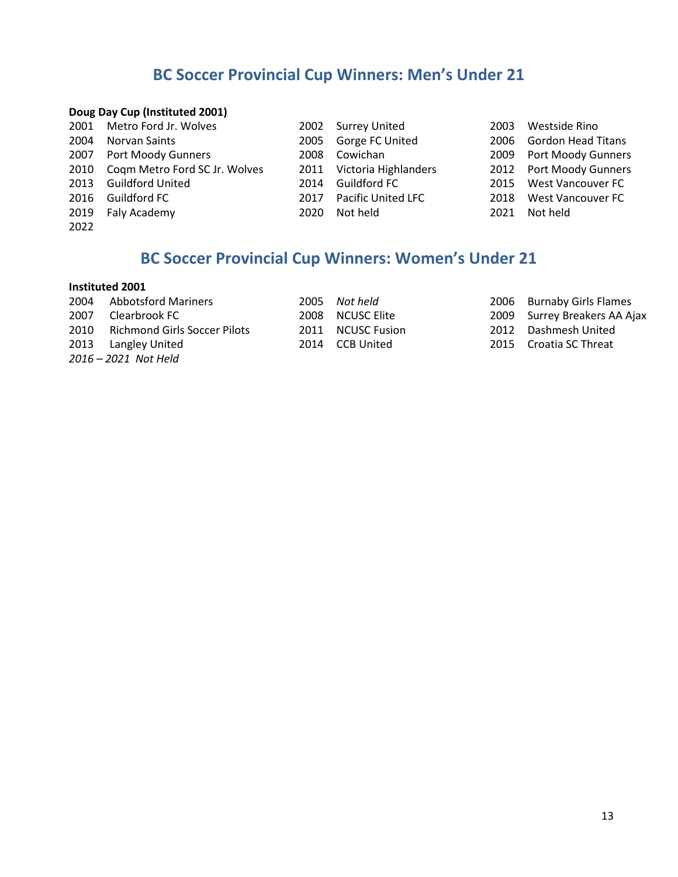## BC Soccer Provincial Cup Winners: Men's Under 21

**Doug Day Cup (Instituted 2001)**

2001 Metro Ford Jr. Wolves
2002 Surrey United
2003 Westside Rino
2004 Norvan Saints
2005 Gorge FC United
2006 Gordon Head Titans
2007 Port Moody Gunners
2008 Cowichan
2009 Port Moody Gunners
2010 Coqm Metro Ford SC Jr. Wolves
2011 Victoria Highlanders
2012 Port Moody Gunners
2013 Guildford United
2014 Guildford FC
2015 West Vancouver FC
2016 Guildford FC
2017 Pacific United LFC
2018 West Vancouver FC
2019 Faly Academy
2020 Not held
2021 Not held
2022

## BC Soccer Provincial Cup Winners: Women's Under 21

**Instituted 2001**

2004 Abbotsford Mariners
2005 *Not held*
2006 Burnaby Girls Flames
2007 Clearbrook FC
2008 NCUSC Elite
2009 Surrey Breakers AA Ajax
2010 Richmond Girls Soccer Pilots
2011 NCUSC Fusion
2012 Dashmesh United
2013 Langley United
2014 CCB United
2015 Croatia SC Threat
*2016 – 2021 Not Held*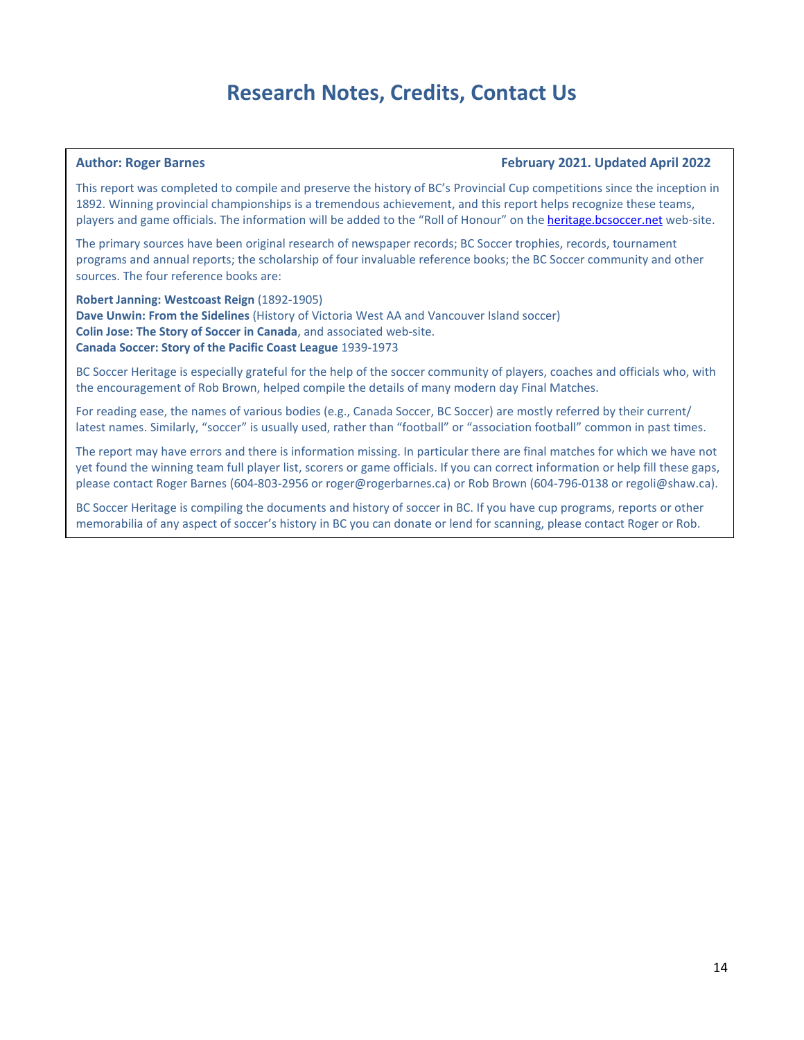# Research Notes, Credits, Contact Us

**Author: Roger Barnes** **February 2021. Updated April 2022**

This report was completed to compile and preserve the history of BC's Provincial Cup competitions since the inception in 1892. Winning provincial championships is a tremendous achievement, and this report helps recognize these teams, players and game officials. The information will be added to the "Roll of Honour" on the heritage.bcsoccer.net web-site.

The primary sources have been original research of newspaper records; BC Soccer trophies, records, tournament programs and annual reports; the scholarship of four invaluable reference books; the BC Soccer community and other sources. The four reference books are:

**Robert Janning: Westcoast Reign** (1892-1905)
**Dave Unwin: From the Sidelines** (History of Victoria West AA and Vancouver Island soccer)
**Colin Jose: The Story of Soccer in Canada**, and associated web-site.
**Canada Soccer: Story of the Pacific Coast League** 1939-1973

BC Soccer Heritage is especially grateful for the help of the soccer community of players, coaches and officials who, with the encouragement of Rob Brown, helped compile the details of many modern day Final Matches.

For reading ease, the names of various bodies (e.g., Canada Soccer, BC Soccer) are mostly referred by their current/ latest names. Similarly, "soccer" is usually used, rather than "football" or "association football" common in past times.

The report may have errors and there is information missing. In particular there are final matches for which we have not yet found the winning team full player list, scorers or game officials. If you can correct information or help fill these gaps, please contact Roger Barnes (604-803-2956 or roger@rogerbarnes.ca) or Rob Brown (604-796-0138 or regoli@shaw.ca).

BC Soccer Heritage is compiling the documents and history of soccer in BC. If you have cup programs, reports or other memorabilia of any aspect of soccer's history in BC you can donate or lend for scanning, please contact Roger or Rob.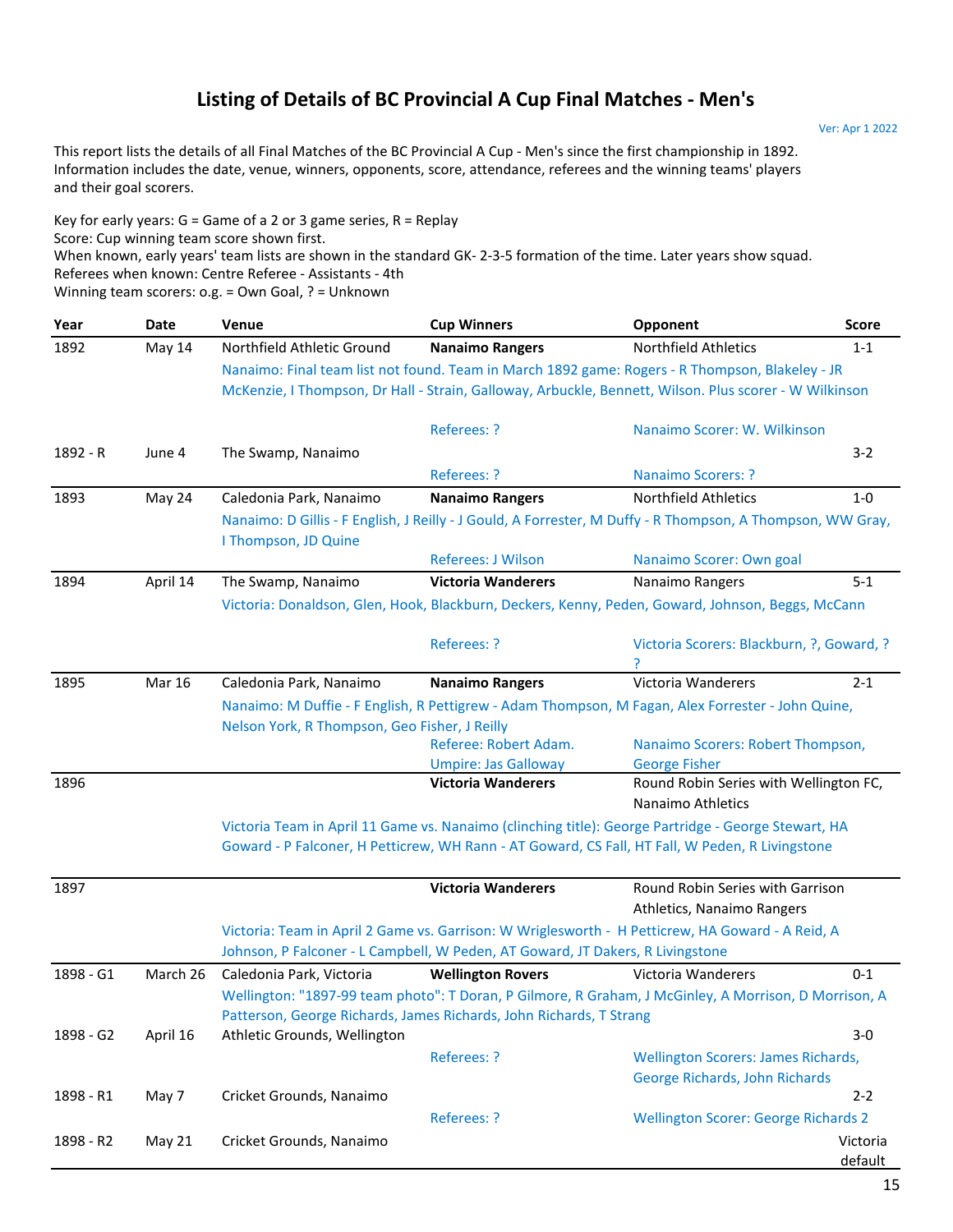# Listing of Details of BC Provincial A Cup Final Matches - Men's

Ver: Apr 1 2022

This report lists the details of all Final Matches of the BC Provincial A Cup - Men's since the first championship in 1892. Information includes the date, venue, winners, opponents, score, attendance, referees and the winning teams' players and their goal scorers.

Key for early years: G = Game of a 2 or 3 game series, R = Replay
Score: Cup winning team score shown first.
When known, early years' team lists are shown in the standard GK- 2-3-5 formation of the time. Later years show squad.
Referees when known: Centre Referee - Assistants - 4th
Winning team scorers: o.g. = Own Goal, ? = Unknown

| Year | Date | Venue | Cup Winners | Opponent | Score |
|---|---|---|---|---|---|
| 1892 | May 14 | Northfield Athletic Ground | **Nanaimo Rangers** | Northfield Athletics | 1-1 |
| | | Nanaimo: Final team list not found. Team in March 1892 game: Rogers - R Thompson, Blakeley - JR McKenzie, I Thompson, Dr Hall - Strain, Galloway, Arbuckle, Bennett, Wilson. Plus scorer - W Wilkinson | | | |
| | | | Referees: ? | Nanaimo Scorer: W. Wilkinson | |
| 1892 - R | June 4 | The Swamp, Nanaimo | | | 3-2 |
| | | | Referees: ? | Nanaimo Scorers: ? | |
| 1893 | May 24 | Caledonia Park, Nanaimo | **Nanaimo Rangers** | Northfield Athletics | 1-0 |
| | | Nanaimo: D Gillis - F English, J Reilly - J Gould, A Forrester, M Duffy - R Thompson, A Thompson, WW Gray, I Thompson, JD Quine | | | |
| | | | Referees: J Wilson | Nanaimo Scorer: Own goal | |
| 1894 | April 14 | The Swamp, Nanaimo | **Victoria Wanderers** | Nanaimo Rangers | 5-1 |
| | | Victoria: Donaldson, Glen, Hook, Blackburn, Deckers, Kenny, Peden, Goward, Johnson, Beggs, McCann | | | |
| | | | Referees: ? | Victoria Scorers: Blackburn, ?, Goward, ? ? | |
| 1895 | Mar 16 | Caledonia Park, Nanaimo | **Nanaimo Rangers** | Victoria Wanderers | 2-1 |
| | | Nanaimo: M Duffie - F English, R Pettigrew - Adam Thompson, M Fagan, Alex Forrester - John Quine, Nelson York, R Thompson, Geo Fisher, J Reilly | | | |
| | | | Referee: Robert Adam. Umpire: Jas Galloway | Nanaimo Scorers: Robert Thompson, George Fisher | |
| 1896 | | | **Victoria Wanderers** | Round Robin Series with Wellington FC, Nanaimo Athletics | |
| | | Victoria Team in April 11 Game vs. Nanaimo (clinching title): George Partridge - George Stewart, HA Goward - P Falconer, H Petticrew, WH Rann - AT Goward, CS Fall, HT Fall, W Peden, R Livingstone | | | |
| 1897 | | | **Victoria Wanderers** | Round Robin Series with Garrison Athletics, Nanaimo Rangers | |
| | | Victoria: Team in April 2 Game vs. Garrison: W Wriglesworth - H Petticrew, HA Goward - A Reid, A Johnson, P Falconer - L Campbell, W Peden, AT Goward, JT Dakers, R Livingstone | | | |
| 1898 - G1 | March 26 | Caledonia Park, Victoria | **Wellington Rovers** | Victoria Wanderers | 0-1 |
| | | Wellington: "1897-99 team photo": T Doran, P Gilmore, R Graham, J McGinley, A Morrison, D Morrison, A Patterson, George Richards, James Richards, John Richards, T Strang | | | |
| 1898 - G2 | April 16 | Athletic Grounds, Wellington | | | 3-0 |
| | | | Referees: ? | Wellington Scorers: James Richards, George Richards, John Richards | |
| 1898 - R1 | May 7 | Cricket Grounds, Nanaimo | | | 2-2 |
| | | | Referees: ? | Wellington Scorer: George Richards 2 | |
| 1898 - R2 | May 21 | Cricket Grounds, Nanaimo | | | Victoria default |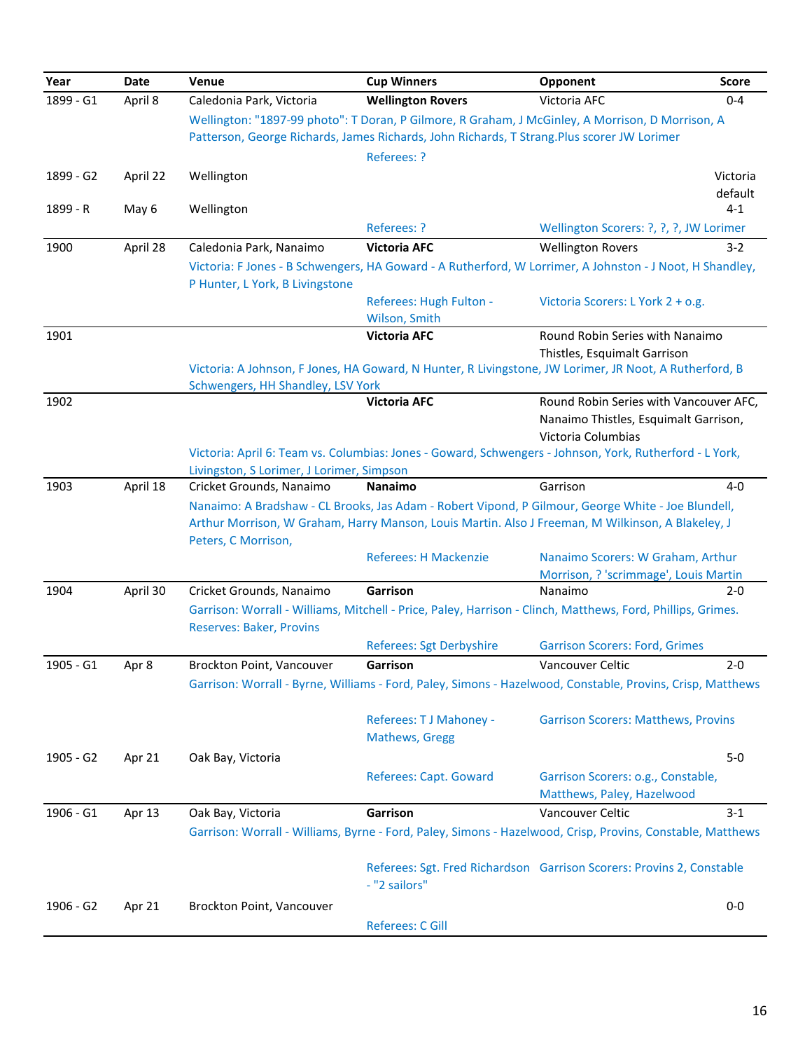| Year | Date | Venue | Cup Winners | Opponent | Score |
|---|---|---|---|---|---|
| 1899 - G1 | April 8 | Caledonia Park, Victoria | **Wellington Rovers** | Victoria AFC | 0-4 |
| | | Wellington: "1897-99 photo": T Doran, P Gilmore, R Graham, J McGinley, A Morrison, D Morrison, A Patterson, George Richards, James Richards, John Richards, T Strang.Plus scorer JW Lorimer | | | |
| | | | Referees: ? | | |
| 1899 - G2 | April 22 | Wellington | | | Victoria default |
| 1899 - R | May 6 | Wellington | | | 4-1 |
| | | | Referees: ? | Wellington Scorers: ?, ?, ?, JW Lorimer | |
| 1900 | April 28 | Caledonia Park, Nanaimo | **Victoria AFC** | Wellington Rovers | 3-2 |
| | | Victoria: F Jones - B Schwengers, HA Goward - A Rutherford, W Lorrimer, A Johnston - J Noot, H Shandley, P Hunter, L York, B Livingstone | | | |
| | | | Referees: Hugh Fulton - Wilson, Smith | Victoria Scorers: L York 2 + o.g. | |
| 1901 | | | **Victoria AFC** | Round Robin Series with Nanaimo Thistles, Esquimalt Garrison | |
| | | Victoria: A Johnson, F Jones, HA Goward, N Hunter, R Livingstone, JW Lorimer, JR Noot, A Rutherford, B Schwengers, HH Shandley, LSV York | | | |
| 1902 | | | **Victoria AFC** | Round Robin Series with Vancouver AFC, Nanaimo Thistles, Esquimalt Garrison, Victoria Columbias | |
| | | Victoria: April 6: Team vs. Columbias: Jones - Goward, Schwengers - Johnson, York, Rutherford - L York, Livingston, S Lorimer, J Lorimer, Simpson | | | |
| 1903 | April 18 | Cricket Grounds, Nanaimo | **Nanaimo** | Garrison | 4-0 |
| | | Nanaimo: A Bradshaw - CL Brooks, Jas Adam - Robert Vipond, P Gilmour, George White - Joe Blundell, Arthur Morrison, W Graham, Harry Manson, Louis Martin. Also J Freeman, M Wilkinson, A Blakeley, J Peters, C Morrison, | | | |
| | | | Referees: H Mackenzie | Nanaimo Scorers: W Graham, Arthur Morrison, ? 'scrimmage', Louis Martin | |
| 1904 | April 30 | Cricket Grounds, Nanaimo | **Garrison** | Nanaimo | 2-0 |
| | | Garrison: Worrall - Williams, Mitchell - Price, Paley, Harrison - Clinch, Matthews, Ford, Phillips, Grimes. Reserves: Baker, Provins | | | |
| | | | Referees: Sgt Derbyshire | Garrison Scorers: Ford, Grimes | |
| 1905 - G1 | Apr 8 | Brockton Point, Vancouver | **Garrison** | Vancouver Celtic | 2-0 |
| | | Garrison: Worrall - Byrne, Williams - Ford, Paley, Simons - Hazelwood, Constable, Provins, Crisp, Matthews | | | |
| | | | Referees: T J Mahoney - Mathews, Gregg | Garrison Scorers: Matthews, Provins | |
| 1905 - G2 | Apr 21 | Oak Bay, Victoria | | | 5-0 |
| | | | Referees: Capt. Goward | Garrison Scorers: o.g., Constable, Matthews, Paley, Hazelwood | |
| 1906 - G1 | Apr 13 | Oak Bay, Victoria | **Garrison** | Vancouver Celtic | 3-1 |
| | | Garrison: Worrall - Williams, Byrne - Ford, Paley, Simons - Hazelwood, Crisp, Provins, Constable, Matthews | | | |
| | | | Referees: Sgt. Fred Richardson - "2 sailors" | Garrison Scorers: Provins 2, Constable | |
| 1906 - G2 | Apr 21 | Brockton Point, Vancouver | | | 0-0 |
| | | | Referees: C Gill | | |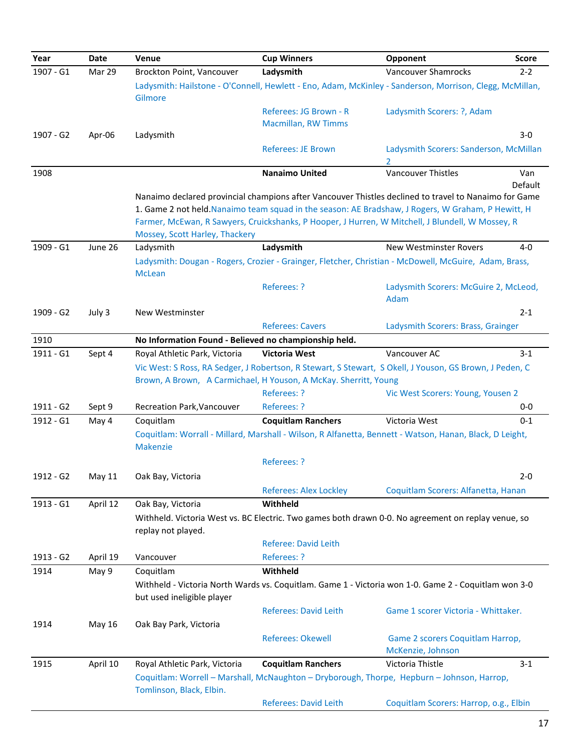| Year | Date | Venue | Cup Winners | Opponent | Score |
|---|---|---|---|---|---|
| 1907 - G1 | Mar 29 | Brockton Point, Vancouver | **Ladysmith** | Vancouver Shamrocks | 2-2 |
| | | Ladysmith: Hailstone - O'Connell, Hewlett - Eno, Adam, McKinley - Sanderson, Morrison, Clegg, McMillan, Gilmore | | | |
| | | | Referees: JG Brown - R Macmillan, RW Timms | Ladysmith Scorers: ?, Adam | |
| 1907 - G2 | Apr-06 | Ladysmith | | | 3-0 |
| | | | Referees: JE Brown | Ladysmith Scorers: Sanderson, McMillan 2 | |
| 1908 | | | **Nanaimo United** | Vancouver Thistles | Van Default |
| | | Nanaimo declared provincial champions after Vancouver Thistles declined to travel to Nanaimo for Game 1. Game 2 not held. Nanaimo team squad in the season: AE Bradshaw, J Rogers, W Graham, P Hewitt, H Farmer, McEwan, R Sawyers, Cruickshanks, P Hooper, J Hurren, W Mitchell, J Blundell, W Mossey, R Mossey, Scott Harley, Thackery | | | |
| 1909 - G1 | June 26 | Ladysmith | **Ladysmith** | New Westminster Rovers | 4-0 |
| | | Ladysmith: Dougan - Rogers, Crozier - Grainger, Fletcher, Christian - McDowell, McGuire, Adam, Brass, McLean | | | |
| | | | Referees: ? | Ladysmith Scorers: McGuire 2, McLeod, Adam | |
| 1909 - G2 | July 3 | New Westminster | | | 2-1 |
| | | | Referees: Cavers | Ladysmith Scorers: Brass, Grainger | |
| 1910 | | **No Information Found - Believed no championship held.** | | | |
| 1911 - G1 | Sept 4 | Royal Athletic Park, Victoria | **Victoria West** | Vancouver AC | 3-1 |
| | | Vic West: S Ross, RA Sedger, J Robertson, R Stewart, S Stewart, S Okell, J Youson, GS Brown, J Peden, C Brown, A Brown, A Carmichael, H Youson, A McKay. Sherritt, Young | | | |
| | | | Referees: ? | Vic West Scorers: Young, Yousen 2 | |
| 1911 - G2 | Sept 9 | Recreation Park,Vancouver | Referees: ? | | 0-0 |
| 1912 - G1 | May 4 | Coquitlam | **Coquitlam Ranchers** | Victoria West | 0-1 |
| | | Coquitlam: Worrall - Millard, Marshall - Wilson, R Alfanetta, Bennett - Watson, Hanan, Black, D Leight, Makenzie | | | |
| | | | Referees: ? | | |
| 1912 - G2 | May 11 | Oak Bay, Victoria | | | 2-0 |
| | | | Referees: Alex Lockley | Coquitlam Scorers: Alfanetta, Hanan | |
| 1913 - G1 | April 12 | Oak Bay, Victoria | **Withheld** | | |
| | | Withheld. Victoria West vs. BC Electric. Two games both drawn 0-0. No agreement on replay venue, so replay not played. | | | |
| | | | Referee: David Leith | | |
| 1913 - G2 | April 19 | Vancouver | Referees: ? | | |
| 1914 | May 9 | Coquitlam | **Withheld** | | |
| | | Withheld - Victoria North Wards vs. Coquitlam. Game 1 - Victoria won 1-0. Game 2 - Coquitlam won 3-0 but used ineligible player | | | |
| | | | Referees: David Leith | Game 1 scorer Victoria - Whittaker. | |
| 1914 | May 16 | Oak Bay Park, Victoria | | | |
| | | | Referees: Okewell | Game 2 scorers Coquitlam Harrop, McKenzie, Johnson | |
| 1915 | April 10 | Royal Athletic Park, Victoria | **Coquitlam Ranchers** | Victoria Thistle | 3-1 |
| | | Coquitlam: Worrell – Marshall, McNaughton – Dryborough, Thorpe, Hepburn – Johnson, Harrop, Tomlinson, Black, Elbin. | | | |
| | | | Referees: David Leith | Coquitlam Scorers: Harrop, o.g., Elbin | |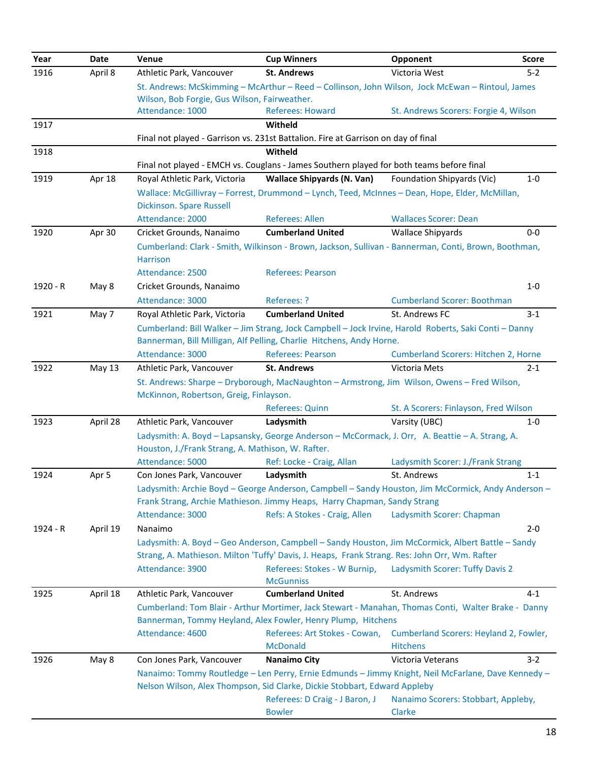| Year | Date | Venue | Cup Winners | Opponent | Score |
|---|---|---|---|---|---|
| 1916 | April 8 | Athletic Park, Vancouver | **St. Andrews** | Victoria West | 5-2 |
| | | St. Andrews: McSkimming – McArthur – Reed – Collinson, John Wilson, Jock McEwan – Rintoul, James Wilson, Bob Forgie, Gus Wilson, Fairweather. | | | |
| | | Attendance: 1000 | Referees: Howard | St. Andrews Scorers: Forgie 4, Wilson | |
| 1917 | | | **Witheld** | | |
| | | Final not played - Garrison vs. 231st Battalion. Fire at Garrison on day of final | | | |
| 1918 | | | **Witheld** | | |
| | | Final not played - EMCH vs. Couglans - James Southern played for both teams before final | | | |
| 1919 | Apr 18 | Royal Athletic Park, Victoria | **Wallace Shipyards (N. Van)** | Foundation Shipyards (Vic) | 1-0 |
| | | Wallace: McGillivray – Forrest, Drummond – Lynch, Teed, McInnes – Dean, Hope, Elder, McMillan, Dickinson. Spare Russell | | | |
| | | Attendance: 2000 | Referees: Allen | Wallaces Scorer: Dean | |
| 1920 | Apr 30 | Cricket Grounds, Nanaimo | **Cumberland United** | Wallace Shipyards | 0-0 |
| | | Cumberland: Clark - Smith, Wilkinson - Brown, Jackson, Sullivan - Bannerman, Conti, Brown, Boothman, Harrison | | | |
| | | Attendance: 2500 | Referees: Pearson | | |
| 1920 - R | May 8 | Cricket Grounds, Nanaimo | | | 1-0 |
| | | Attendance: 3000 | Referees: ? | Cumberland Scorer: Boothman | |
| 1921 | May 7 | Royal Athletic Park, Victoria | **Cumberland United** | St. Andrews FC | 3-1 |
| | | Cumberland: Bill Walker – Jim Strang, Jock Campbell – Jock Irvine, Harold Roberts, Saki Conti – Danny Bannerman, Bill Milligan, Alf Pelling, Charlie Hitchens, Andy Horne. | | | |
| | | Attendance: 3000 | Referees: Pearson | Cumberland Scorers: Hitchen 2, Horne | |
| 1922 | May 13 | Athletic Park, Vancouver | **St. Andrews** | Victoria Mets | 2-1 |
| | | St. Andrews: Sharpe – Dryborough, MacNaughton – Armstrong, Jim Wilson, Owens – Fred Wilson, McKinnon, Robertson, Greig, Finlayson. | | | |
| | | | Referees: Quinn | St. A Scorers: Finlayson, Fred Wilson | |
| 1923 | April 28 | Athletic Park, Vancouver | **Ladysmith** | Varsity (UBC) | 1-0 |
| | | Ladysmith: A. Boyd – Lapsansky, George Anderson – McCormack, J. Orr, A. Beattie – A. Strang, A. Houston, J./Frank Strang, A. Mathison, W. Rafter. | | | |
| | | Attendance: 5000 | Ref: Locke - Craig, Allan | Ladysmith Scorer: J./Frank Strang | |
| 1924 | Apr 5 | Con Jones Park, Vancouver | **Ladysmith** | St. Andrews | 1-1 |
| | | Ladysmith: Archie Boyd – George Anderson, Campbell – Sandy Houston, Jim McCormick, Andy Anderson – Frank Strang, Archie Mathieson. Jimmy Heaps, Harry Chapman, Sandy Strang | | | |
| | | Attendance: 3000 | Refs: A Stokes - Craig, Allen | Ladysmith Scorer: Chapman | |
| 1924 - R | April 19 | Nanaimo | | | 2-0 |
| | | Ladysmith: A. Boyd – Geo Anderson, Campbell – Sandy Houston, Jim McCormick, Albert Battle – Sandy Strang, A. Mathieson. Milton 'Tuffy' Davis, J. Heaps, Frank Strang. Res: John Orr, Wm. Rafter | | | |
| | | Attendance: 3900 | Referees: Stokes - W Burnip, McGunniss | Ladysmith Scorer: Tuffy Davis 2 | |
| 1925 | April 18 | Athletic Park, Vancouver | **Cumberland United** | St. Andrews | 4-1 |
| | | Cumberland: Tom Blair - Arthur Mortimer, Jack Stewart - Manahan, Thomas Conti, Walter Brake - Danny Bannerman, Tommy Heyland, Alex Fowler, Henry Plump, Hitchens | | | |
| | | Attendance: 4600 | Referees: Art Stokes - Cowan, McDonald | Cumberland Scorers: Heyland 2, Fowler, Hitchens | |
| 1926 | May 8 | Con Jones Park, Vancouver | **Nanaimo City** | Victoria Veterans | 3-2 |
| | | Nanaimo: Tommy Routledge – Len Perry, Ernie Edmunds – Jimmy Knight, Neil McFarlane, Dave Kennedy – Nelson Wilson, Alex Thompson, Sid Clarke, Dickie Stobbart, Edward Appleby | | | |
| | | | Referees: D Craig - J Baron, J Bowler | Nanaimo Scorers: Stobbart, Appleby, Clarke | |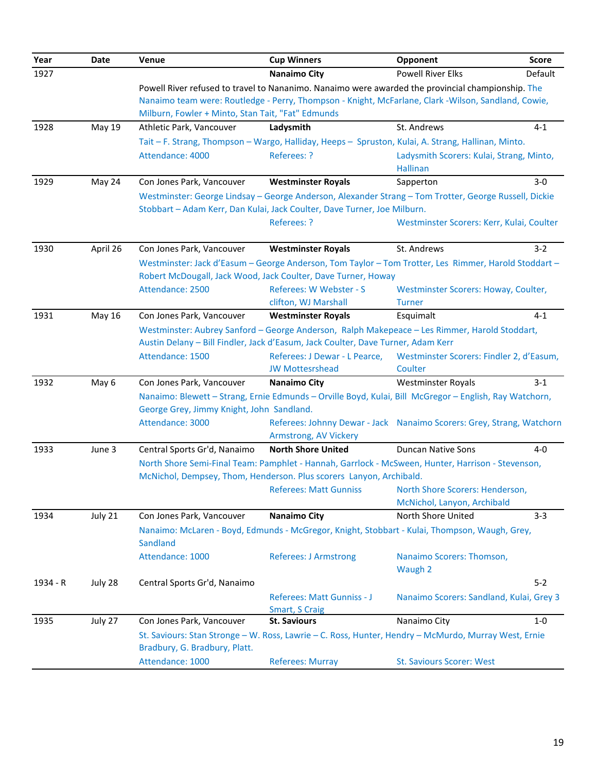| Year | Date | Venue | Cup Winners | Opponent | Score |
|---|---|---|---|---|---|
| 1927 | | | **Nanaimo City** | Powell River Elks | Default |
| | | Powell River refused to travel to Nananimo. Nanaimo were awarded the provincial championship. The Nanaimo team were: Routledge - Perry, Thompson - Knight, McFarlane, Clark -Wilson, Sandland, Cowie, Milburn, Fowler + Minto, Stan Tait, "Fat" Edmunds | | | |
| 1928 | May 19 | Athletic Park, Vancouver | **Ladysmith** | St. Andrews | 4-1 |
| | | Tait – F. Strang, Thompson – Wargo, Halliday, Heeps – Spruston, Kulai, A. Strang, Hallinan, Minto. | | | |
| | | Attendance: 4000 | Referees: ? | Ladysmith Scorers: Kulai, Strang, Minto, Hallinan | |
| 1929 | May 24 | Con Jones Park, Vancouver | **Westminster Royals** | Sapperton | 3-0 |
| | | Westminster: George Lindsay – George Anderson, Alexander Strang – Tom Trotter, George Russell, Dickie Stobbart – Adam Kerr, Dan Kulai, Jack Coulter, Dave Turner, Joe Milburn. | | | |
| | | | Referees: ? | Westminster Scorers: Kerr, Kulai, Coulter | |
| 1930 | April 26 | Con Jones Park, Vancouver | **Westminster Royals** | St. Andrews | 3-2 |
| | | Westminster: Jack d'Easum – George Anderson, Tom Taylor – Tom Trotter, Les Rimmer, Harold Stoddart – Robert McDougall, Jack Wood, Jack Coulter, Dave Turner, Howay | | | |
| | | Attendance: 2500 | Referees: W Webster - S clifton, WJ Marshall | Westminster Scorers: Howay, Coulter, Turner | |
| 1931 | May 16 | Con Jones Park, Vancouver | **Westminster Royals** | Esquimalt | 4-1 |
| | | Westminster: Aubrey Sanford – George Anderson, Ralph Makepeace – Les Rimmer, Harold Stoddart, Austin Delany – Bill Findler, Jack d'Easum, Jack Coulter, Dave Turner, Adam Kerr | | | |
| | | Attendance: 1500 | Referees: J Dewar - L Pearce, JW Mottesrshead | Westminster Scorers: Findler 2, d'Easum, Coulter | |
| 1932 | May 6 | Con Jones Park, Vancouver | **Nanaimo City** | Westminster Royals | 3-1 |
| | | Nanaimo: Blewett – Strang, Ernie Edmunds – Orville Boyd, Kulai, Bill McGregor – English, Ray Watchorn, George Grey, Jimmy Knight, John Sandland. | | | |
| | | Attendance: 3000 | Referees: Johnny Dewar - Jack Armstrong, AV Vickery | Nanaimo Scorers: Grey, Strang, Watchorn | |
| 1933 | June 3 | Central Sports Gr'd, Nanaimo | **North Shore United** | Duncan Native Sons | 4-0 |
| | | North Shore Semi-Final Team: Pamphlet - Hannah, Garrlock - McSween, Hunter, Harrison - Stevenson, McNichol, Dempsey, Thom, Henderson. Plus scorers Lanyon, Archibald. | | | |
| | | | Referees: Matt Gunniss | North Shore Scorers: Henderson, McNichol, Lanyon, Archibald | |
| 1934 | July 21 | Con Jones Park, Vancouver | **Nanaimo City** | North Shore United | 3-3 |
| | | Nanaimo: McLaren - Boyd, Edmunds - McGregor, Knight, Stobbart - Kulai, Thompson, Waugh, Grey, Sandland | | | |
| | | Attendance: 1000 | Referees: J Armstrong | Nanaimo Scorers: Thomson, Waugh 2 | |
| 1934 - R | July 28 | Central Sports Gr'd, Nanaimo | | | 5-2 |
| | | | Referees: Matt Gunniss - J Smart, S Craig | Nanaimo Scorers: Sandland, Kulai, Grey 3 | |
| 1935 | July 27 | Con Jones Park, Vancouver | **St. Saviours** | Nanaimo City | 1-0 |
| | | St. Saviours: Stan Stronge – W. Ross, Lawrie – C. Ross, Hunter, Hendry – McMurdo, Murray West, Ernie Bradbury, G. Bradbury, Platt. | | | |
| | | Attendance: 1000 | Referees: Murray | St. Saviours Scorer: West | |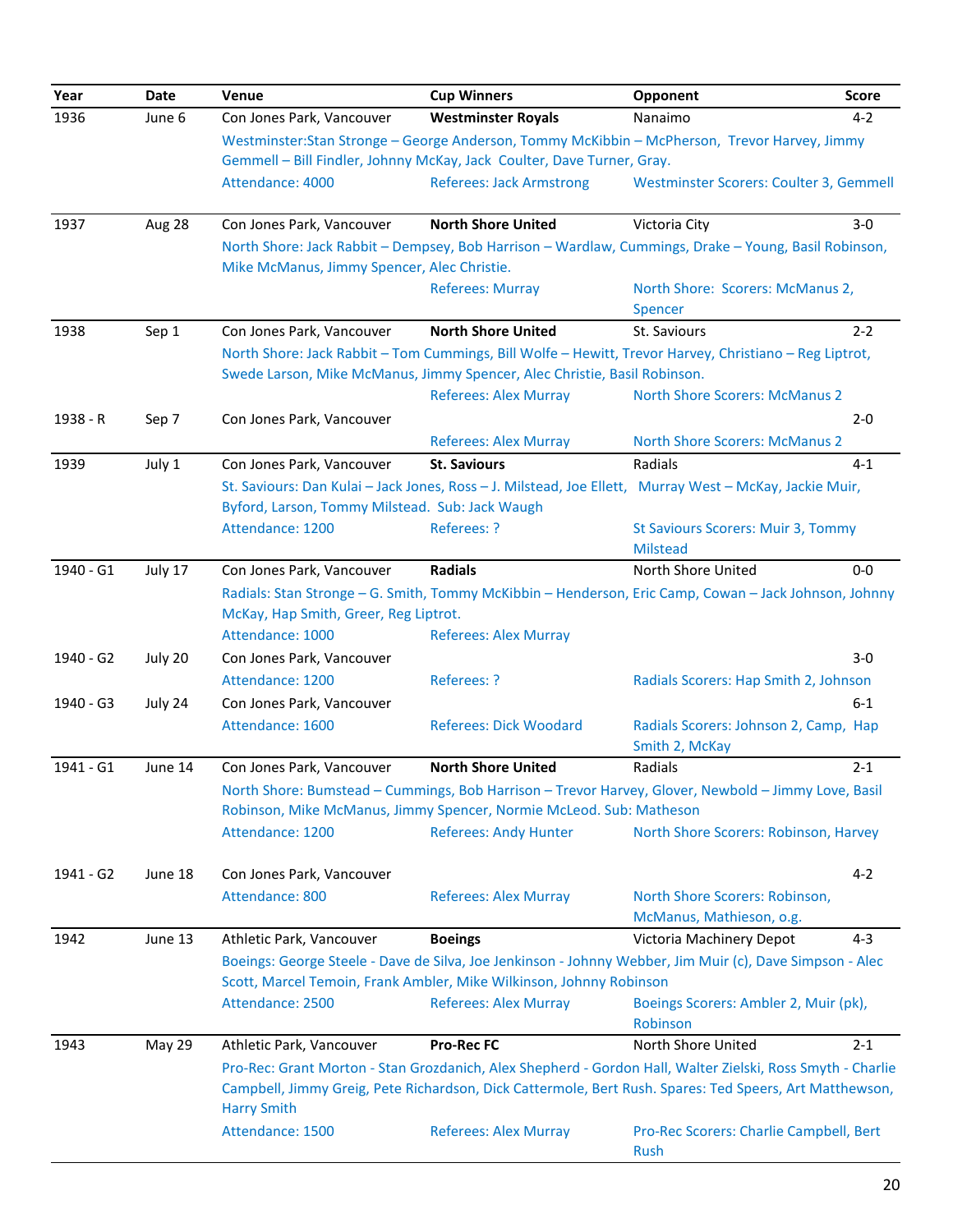| Year | Date | Venue | Cup Winners | Opponent | Score |
|---|---|---|---|---|---|
| 1936 | June 6 | Con Jones Park, Vancouver | **Westminster Royals** | Nanaimo | 4-2 |
| | | Westminster:Stan Stronge – George Anderson, Tommy McKibbin – McPherson, Trevor Harvey, Jimmy Gemmell – Bill Findler, Johnny McKay, Jack Coulter, Dave Turner, Gray. | | | |
| | | Attendance: 4000 | Referees: Jack Armstrong | Westminster Scorers: Coulter 3, Gemmell | |
| 1937 | Aug 28 | Con Jones Park, Vancouver | **North Shore United** | Victoria City | 3-0 |
| | | North Shore: Jack Rabbit – Dempsey, Bob Harrison – Wardlaw, Cummings, Drake – Young, Basil Robinson, Mike McManus, Jimmy Spencer, Alec Christie. | | | |
| | | | Referees: Murray | North Shore: Scorers: McManus 2, Spencer | |
| 1938 | Sep 1 | Con Jones Park, Vancouver | **North Shore United** | St. Saviours | 2-2 |
| | | North Shore: Jack Rabbit – Tom Cummings, Bill Wolfe – Hewitt, Trevor Harvey, Christiano – Reg Liptrot, Swede Larson, Mike McManus, Jimmy Spencer, Alec Christie, Basil Robinson. | | | |
| | | | Referees: Alex Murray | North Shore Scorers: McManus 2 | |
| 1938 - R | Sep 7 | Con Jones Park, Vancouver | | | 2-0 |
| | | | Referees: Alex Murray | North Shore Scorers: McManus 2 | |
| 1939 | July 1 | Con Jones Park, Vancouver | **St. Saviours** | Radials | 4-1 |
| | | St. Saviours: Dan Kulai – Jack Jones, Ross – J. Milstead, Joe Ellett, Murray West – McKay, Jackie Muir, Byford, Larson, Tommy Milstead. Sub: Jack Waugh | | | |
| | | Attendance: 1200 | Referees: ? | St Saviours Scorers: Muir 3, Tommy Milstead | |
| 1940 - G1 | July 17 | Con Jones Park, Vancouver | **Radials** | North Shore United | 0-0 |
| | | Radials: Stan Stronge – G. Smith, Tommy McKibbin – Henderson, Eric Camp, Cowan – Jack Johnson, Johnny McKay, Hap Smith, Greer, Reg Liptrot. | | | |
| | | Attendance: 1000 | Referees: Alex Murray | | |
| 1940 - G2 | July 20 | Con Jones Park, Vancouver | | | 3-0 |
| | | Attendance: 1200 | Referees: ? | Radials Scorers: Hap Smith 2, Johnson | |
| 1940 - G3 | July 24 | Con Jones Park, Vancouver | | | 6-1 |
| | | Attendance: 1600 | Referees: Dick Woodard | Radials Scorers: Johnson 2, Camp, Hap Smith 2, McKay | |
| 1941 - G1 | June 14 | Con Jones Park, Vancouver | **North Shore United** | Radials | 2-1 |
| | | North Shore: Bumstead – Cummings, Bob Harrison – Trevor Harvey, Glover, Newbold – Jimmy Love, Basil Robinson, Mike McManus, Jimmy Spencer, Normie McLeod. Sub: Matheson | | | |
| | | Attendance: 1200 | Referees: Andy Hunter | North Shore Scorers: Robinson, Harvey | |
| 1941 - G2 | June 18 | Con Jones Park, Vancouver | | | 4-2 |
| | | Attendance: 800 | Referees: Alex Murray | North Shore Scorers: Robinson, McManus, Mathieson, o.g. | |
| 1942 | June 13 | Athletic Park, Vancouver | **Boeings** | Victoria Machinery Depot | 4-3 |
| | | Boeings: George Steele - Dave de Silva, Joe Jenkinson - Johnny Webber, Jim Muir (c), Dave Simpson - Alec Scott, Marcel Temoin, Frank Ambler, Mike Wilkinson, Johnny Robinson | | | |
| | | Attendance: 2500 | Referees: Alex Murray | Boeings Scorers: Ambler 2, Muir (pk), Robinson | |
| 1943 | May 29 | Athletic Park, Vancouver | **Pro-Rec FC** | North Shore United | 2-1 |
| | | Pro-Rec: Grant Morton - Stan Grozdanich, Alex Shepherd - Gordon Hall, Walter Zielski, Ross Smyth - Charlie Campbell, Jimmy Greig, Pete Richardson, Dick Cattermole, Bert Rush. Spares: Ted Speers, Art Matthewson, Harry Smith | | | |
| | | Attendance: 1500 | Referees: Alex Murray | Pro-Rec Scorers: Charlie Campbell, Bert Rush | |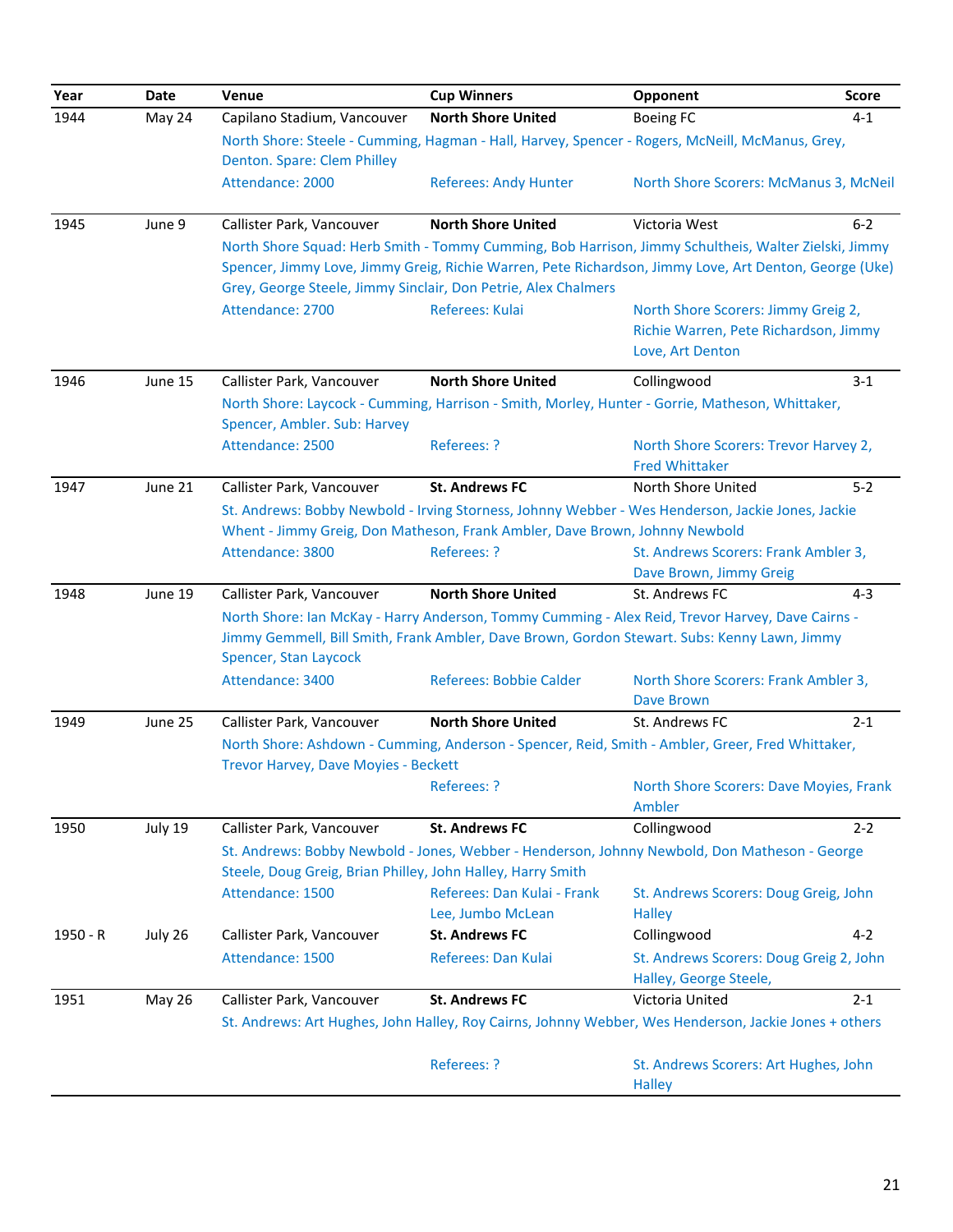| Year | Date | Venue | Cup Winners | Opponent | Score |
|---|---|---|---|---|---|
| 1944 | May 24 | Capilano Stadium, Vancouver | **North Shore United** | Boeing FC | 4-1 |
| | | North Shore: Steele - Cumming, Hagman - Hall, Harvey, Spencer - Rogers, McNeill, McManus, Grey, Denton. Spare: Clem Philley | | | |
| | | Attendance: 2000 | Referees: Andy Hunter | North Shore Scorers: McManus 3, McNeil | |
| 1945 | June 9 | Callister Park, Vancouver | **North Shore United** | Victoria West | 6-2 |
| | | North Shore Squad: Herb Smith - Tommy Cumming, Bob Harrison, Jimmy Schultheis, Walter Zielski, Jimmy Spencer, Jimmy Love, Jimmy Greig, Richie Warren, Pete Richardson, Jimmy Love, Art Denton, George (Uke) Grey, George Steele, Jimmy Sinclair, Don Petrie, Alex Chalmers | | | |
| | | Attendance: 2700 | Referees: Kulai | North Shore Scorers: Jimmy Greig 2, Richie Warren, Pete Richardson, Jimmy Love, Art Denton | |
| 1946 | June 15 | Callister Park, Vancouver | **North Shore United** | Collingwood | 3-1 |
| | | North Shore: Laycock - Cumming, Harrison - Smith, Morley, Hunter - Gorrie, Matheson, Whittaker, Spencer, Ambler. Sub: Harvey | | | |
| | | Attendance: 2500 | Referees: ? | North Shore Scorers: Trevor Harvey 2, Fred Whittaker | |
| 1947 | June 21 | Callister Park, Vancouver | **St. Andrews FC** | North Shore United | 5-2 |
| | | St. Andrews: Bobby Newbold - Irving Storness, Johnny Webber - Wes Henderson, Jackie Jones, Jackie Whent - Jimmy Greig, Don Matheson, Frank Ambler, Dave Brown, Johnny Newbold | | | |
| | | Attendance: 3800 | Referees: ? | St. Andrews Scorers: Frank Ambler 3, Dave Brown, Jimmy Greig | |
| 1948 | June 19 | Callister Park, Vancouver | **North Shore United** | St. Andrews FC | 4-3 |
| | | North Shore: Ian McKay - Harry Anderson, Tommy Cumming - Alex Reid, Trevor Harvey, Dave Cairns - Jimmy Gemmell, Bill Smith, Frank Ambler, Dave Brown, Gordon Stewart. Subs: Kenny Lawn, Jimmy Spencer, Stan Laycock | | | |
| | | Attendance: 3400 | Referees: Bobbie Calder | North Shore Scorers: Frank Ambler 3, Dave Brown | |
| 1949 | June 25 | Callister Park, Vancouver | **North Shore United** | St. Andrews FC | 2-1 |
| | | North Shore: Ashdown - Cumming, Anderson - Spencer, Reid, Smith - Ambler, Greer, Fred Whittaker, Trevor Harvey, Dave Moyies - Beckett | | | |
| | | | Referees: ? | North Shore Scorers: Dave Moyies, Frank Ambler | |
| 1950 | July 19 | Callister Park, Vancouver | **St. Andrews FC** | Collingwood | 2-2 |
| | | St. Andrews: Bobby Newbold - Jones, Webber - Henderson, Johnny Newbold, Don Matheson - George Steele, Doug Greig, Brian Philley, John Halley, Harry Smith | | | |
| | | Attendance: 1500 | Referees: Dan Kulai - Frank Lee, Jumbo McLean | St. Andrews Scorers: Doug Greig, John Halley | |
| 1950 - R | July 26 | Callister Park, Vancouver | **St. Andrews FC** | Collingwood | 4-2 |
| | | Attendance: 1500 | Referees: Dan Kulai | St. Andrews Scorers: Doug Greig 2, John Halley, George Steele, | |
| 1951 | May 26 | Callister Park, Vancouver | **St. Andrews FC** | Victoria United | 2-1 |
| | | St. Andrews: Art Hughes, John Halley, Roy Cairns, Johnny Webber, Wes Henderson, Jackie Jones + others | | | |
| | | | Referees: ? | St. Andrews Scorers: Art Hughes, John Halley | |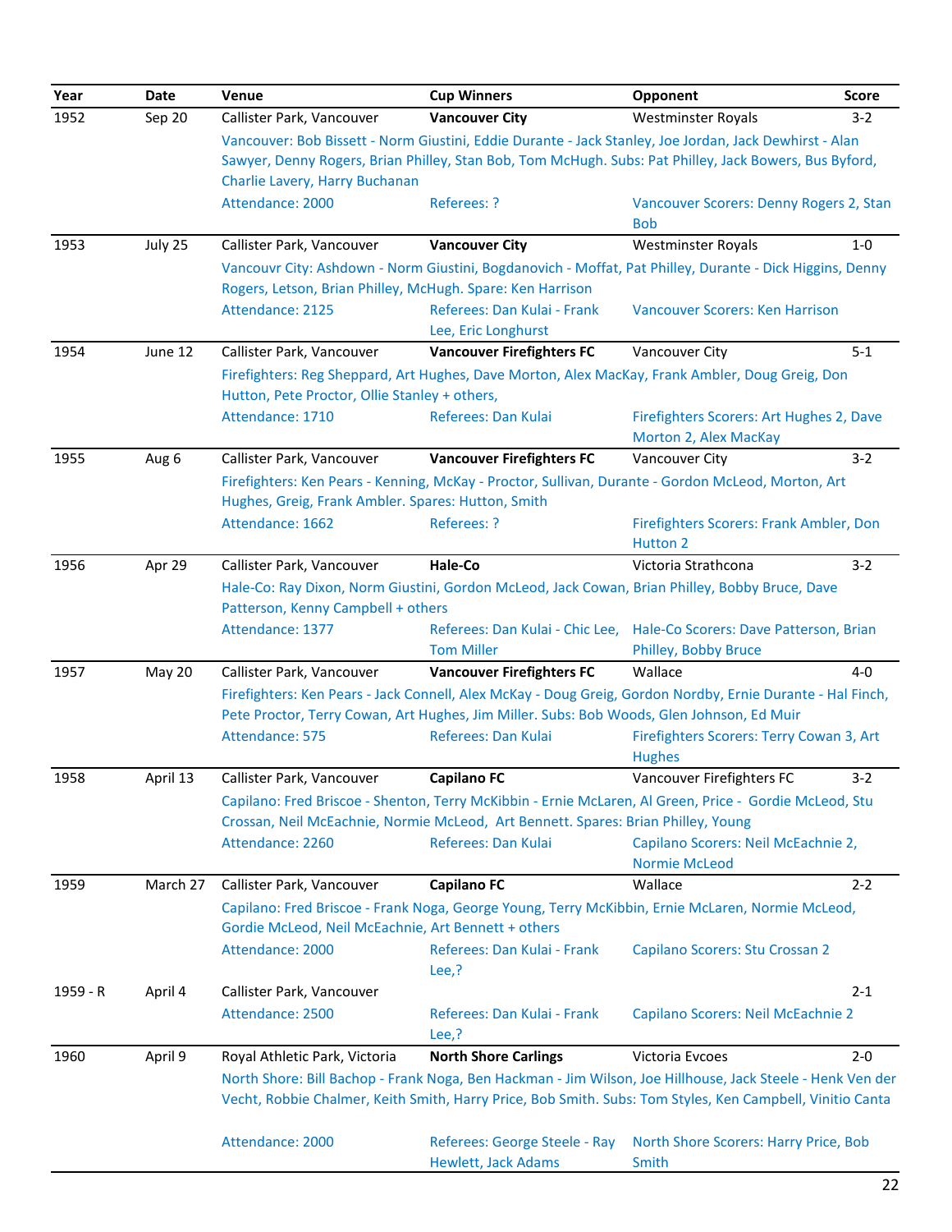| Year | Date | Venue | Cup Winners | Opponent | Score |
|---|---|---|---|---|---|
| 1952 | Sep 20 | Callister Park, Vancouver | **Vancouver City** | Westminster Royals | 3-2 |
| | | Vancouver: Bob Bissett - Norm Giustini, Eddie Durante - Jack Stanley, Joe Jordan, Jack Dewhirst - Alan Sawyer, Denny Rogers, Brian Philley, Stan Bob, Tom McHugh. Subs: Pat Philley, Jack Bowers, Bus Byford, Charlie Lavery, Harry Buchanan | | | |
| | | Attendance: 2000 | Referees: ? | Vancouver Scorers: Denny Rogers 2, Stan Bob | |
| 1953 | July 25 | Callister Park, Vancouver | **Vancouver City** | Westminster Royals | 1-0 |
| | | Vancouvr City: Ashdown - Norm Giustini, Bogdanovich - Moffat, Pat Philley, Durante - Dick Higgins, Denny Rogers, Letson, Brian Philley, McHugh. Spare: Ken Harrison | | | |
| | | Attendance: 2125 | Referees: Dan Kulai - Frank Lee, Eric Longhurst | Vancouver Scorers: Ken Harrison | |
| 1954 | June 12 | Callister Park, Vancouver | **Vancouver Firefighters FC** | Vancouver City | 5-1 |
| | | Firefighters: Reg Sheppard, Art Hughes, Dave Morton, Alex MacKay, Frank Ambler, Doug Greig, Don Hutton, Pete Proctor, Ollie Stanley + others, | | | |
| | | Attendance: 1710 | Referees: Dan Kulai | Firefighters Scorers: Art Hughes 2, Dave Morton 2, Alex MacKay | |
| 1955 | Aug 6 | Callister Park, Vancouver | **Vancouver Firefighters FC** | Vancouver City | 3-2 |
| | | Firefighters: Ken Pears - Kenning, McKay - Proctor, Sullivan, Durante - Gordon McLeod, Morton, Art Hughes, Greig, Frank Ambler. Spares: Hutton, Smith | | | |
| | | Attendance: 1662 | Referees: ? | Firefighters Scorers: Frank Ambler, Don Hutton 2 | |
| 1956 | Apr 29 | Callister Park, Vancouver | **Hale-Co** | Victoria Strathcona | 3-2 |
| | | Hale-Co: Ray Dixon, Norm Giustini, Gordon McLeod, Jack Cowan, Brian Philley, Bobby Bruce, Dave Patterson, Kenny Campbell + others | | | |
| | | Attendance: 1377 | Referees: Dan Kulai - Chic Lee, Tom Miller | Hale-Co Scorers: Dave Patterson, Brian Philley, Bobby Bruce | |
| 1957 | May 20 | Callister Park, Vancouver | **Vancouver Firefighters FC** | Wallace | 4-0 |
| | | Firefighters: Ken Pears - Jack Connell, Alex McKay - Doug Greig, Gordon Nordby, Ernie Durante - Hal Finch, Pete Proctor, Terry Cowan, Art Hughes, Jim Miller. Subs: Bob Woods, Glen Johnson, Ed Muir | | | |
| | | Attendance: 575 | Referees: Dan Kulai | Firefighters Scorers: Terry Cowan 3, Art Hughes | |
| 1958 | April 13 | Callister Park, Vancouver | **Capilano FC** | Vancouver Firefighters FC | 3-2 |
| | | Capilano: Fred Briscoe - Shenton, Terry McKibbin - Ernie McLaren, Al Green, Price - Gordie McLeod, Stu Crossan, Neil McEachnie, Normie McLeod, Art Bennett. Spares: Brian Philley, Young | | | |
| | | Attendance: 2260 | Referees: Dan Kulai | Capilano Scorers: Neil McEachnie 2, Normie McLeod | |
| 1959 | March 27 | Callister Park, Vancouver | **Capilano FC** | Wallace | 2-2 |
| | | Capilano: Fred Briscoe - Frank Noga, George Young, Terry McKibbin, Ernie McLaren, Normie McLeod, Gordie McLeod, Neil McEachnie, Art Bennett + others | | | |
| | | Attendance: 2000 | Referees: Dan Kulai - Frank Lee,? | Capilano Scorers: Stu Crossan 2 | |
| 1959 - R | April 4 | Callister Park, Vancouver | | | 2-1 |
| | | Attendance: 2500 | Referees: Dan Kulai - Frank Lee,? | Capilano Scorers: Neil McEachnie 2 | |
| 1960 | April 9 | Royal Athletic Park, Victoria | **North Shore Carlings** | Victoria Evcoes | 2-0 |
| | | North Shore: Bill Bachop - Frank Noga, Ben Hackman - Jim Wilson, Joe Hillhouse, Jack Steele - Henk Ven der Vecht, Robbie Chalmer, Keith Smith, Harry Price, Bob Smith. Subs: Tom Styles, Ken Campbell, Vinitio Canta | | | |
| | | Attendance: 2000 | Referees: George Steele - Ray Hewlett, Jack Adams | North Shore Scorers: Harry Price, Bob Smith | |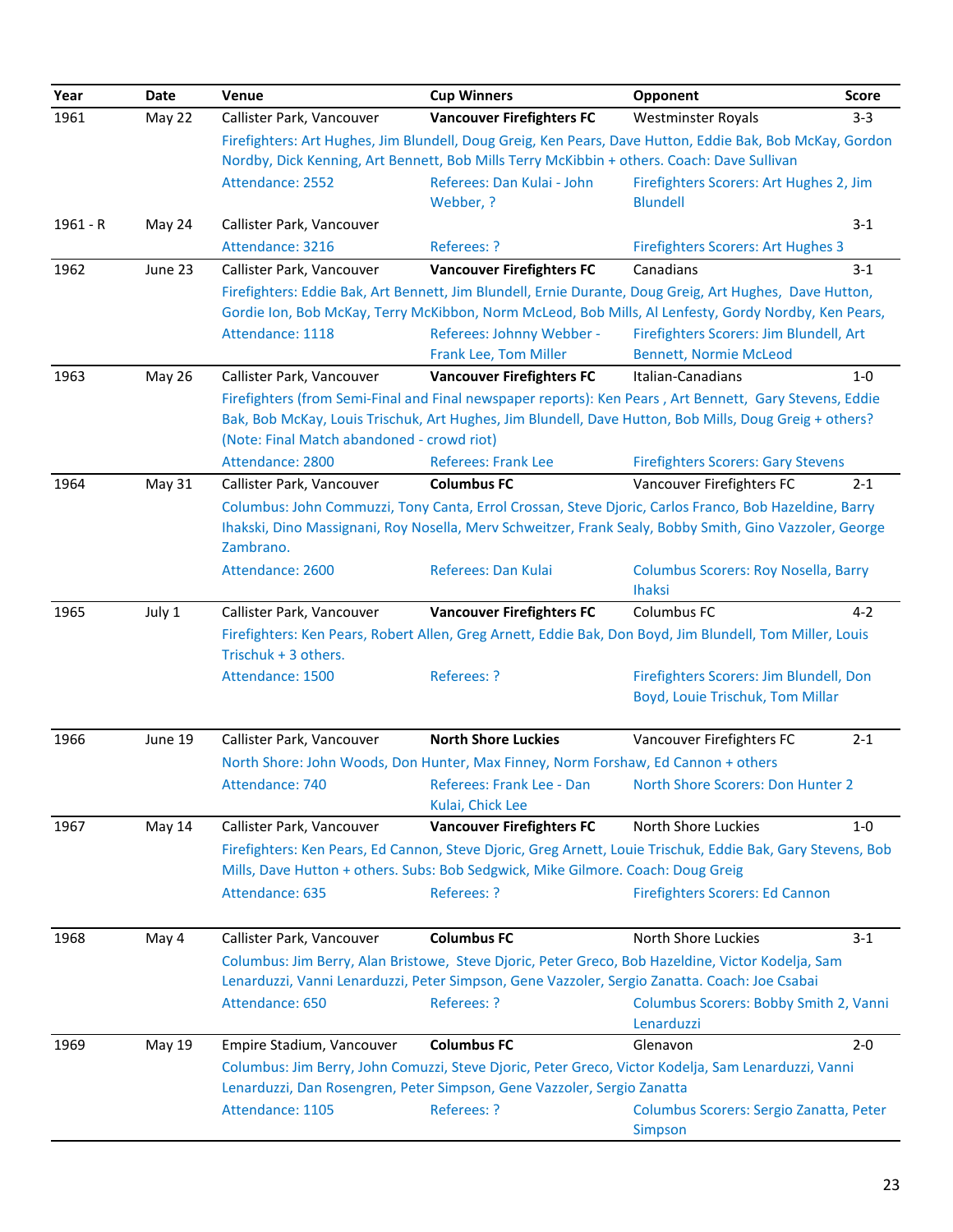| Year | Date | Venue | Cup Winners | Opponent | Score |
|---|---|---|---|---|---|
| 1961 | May 22 | Callister Park, Vancouver | **Vancouver Firefighters FC** | Westminster Royals | 3-3 |
| | | Firefighters: Art Hughes, Jim Blundell, Doug Greig, Ken Pears, Dave Hutton, Eddie Bak, Bob McKay, Gordon Nordby, Dick Kenning, Art Bennett, Bob Mills Terry McKibbin + others. Coach: Dave Sullivan | | | |
| | | Attendance: 2552 | Referees: Dan Kulai - John Webber, ? | Firefighters Scorers: Art Hughes 2, Jim Blundell | |
| 1961 - R | May 24 | Callister Park, Vancouver | | | 3-1 |
| | | Attendance: 3216 | Referees: ? | Firefighters Scorers: Art Hughes 3 | |
| 1962 | June 23 | Callister Park, Vancouver | **Vancouver Firefighters FC** | Canadians | 3-1 |
| | | Firefighters: Eddie Bak, Art Bennett, Jim Blundell, Ernie Durante, Doug Greig, Art Hughes, Dave Hutton, Gordie Ion, Bob McKay, Terry McKibbon, Norm McLeod, Bob Mills, Al Lenfesty, Gordy Nordby, Ken Pears, | | | |
| | | Attendance: 1118 | Referees: Johnny Webber - Frank Lee, Tom Miller | Firefighters Scorers: Jim Blundell, Art Bennett, Normie McLeod | |
| 1963 | May 26 | Callister Park, Vancouver | **Vancouver Firefighters FC** | Italian-Canadians | 1-0 |
| | | Firefighters (from Semi-Final and Final newspaper reports): Ken Pears , Art Bennett, Gary Stevens, Eddie Bak, Bob McKay, Louis Trischuk, Art Hughes, Jim Blundell, Dave Hutton, Bob Mills, Doug Greig + others? (Note: Final Match abandoned - crowd riot) | | | |
| | | Attendance: 2800 | Referees: Frank Lee | Firefighters Scorers: Gary Stevens | |
| 1964 | May 31 | Callister Park, Vancouver | **Columbus FC** | Vancouver Firefighters FC | 2-1 |
| | | Columbus: John Commuzzi, Tony Canta, Errol Crossan, Steve Djoric, Carlos Franco, Bob Hazeldine, Barry Ihakski, Dino Massignani, Roy Nosella, Merv Schweitzer, Frank Sealy, Bobby Smith, Gino Vazzoler, George Zambrano. | | | |
| | | Attendance: 2600 | Referees: Dan Kulai | Columbus Scorers: Roy Nosella, Barry Ihaksi | |
| 1965 | July 1 | Callister Park, Vancouver | **Vancouver Firefighters FC** | Columbus FC | 4-2 |
| | | Firefighters: Ken Pears, Robert Allen, Greg Arnett, Eddie Bak, Don Boyd, Jim Blundell, Tom Miller, Louis Trischuk + 3 others. | | | |
| | | Attendance: 1500 | Referees: ? | Firefighters Scorers: Jim Blundell, Don Boyd, Louie Trischuk, Tom Millar | |
| 1966 | June 19 | Callister Park, Vancouver | **North Shore Luckies** | Vancouver Firefighters FC | 2-1 |
| | | North Shore: John Woods, Don Hunter, Max Finney, Norm Forshaw, Ed Cannon + others | | | |
| | | Attendance: 740 | Referees: Frank Lee - Dan Kulai, Chick Lee | North Shore Scorers: Don Hunter 2 | |
| 1967 | May 14 | Callister Park, Vancouver | **Vancouver Firefighters FC** | North Shore Luckies | 1-0 |
| | | Firefighters: Ken Pears, Ed Cannon, Steve Djoric, Greg Arnett, Louie Trischuk, Eddie Bak, Gary Stevens, Bob Mills, Dave Hutton + others. Subs: Bob Sedgwick, Mike Gilmore. Coach: Doug Greig | | | |
| | | Attendance: 635 | Referees: ? | Firefighters Scorers: Ed Cannon | |
| 1968 | May 4 | Callister Park, Vancouver | **Columbus FC** | North Shore Luckies | 3-1 |
| | | Columbus: Jim Berry, Alan Bristowe, Steve Djoric, Peter Greco, Bob Hazeldine, Victor Kodelja, Sam Lenarduzzi, Vanni Lenarduzzi, Peter Simpson, Gene Vazzoler, Sergio Zanatta. Coach: Joe Csabai | | | |
| | | Attendance: 650 | Referees: ? | Columbus Scorers: Bobby Smith 2, Vanni Lenarduzzi | |
| 1969 | May 19 | Empire Stadium, Vancouver | **Columbus FC** | Glenavon | 2-0 |
| | | Columbus: Jim Berry, John Comuzzi, Steve Djoric, Peter Greco, Victor Kodelja, Sam Lenarduzzi, Vanni Lenarduzzi, Dan Rosengren, Peter Simpson, Gene Vazzoler, Sergio Zanatta | | | |
| | | Attendance: 1105 | Referees: ? | Columbus Scorers: Sergio Zanatta, Peter Simpson | |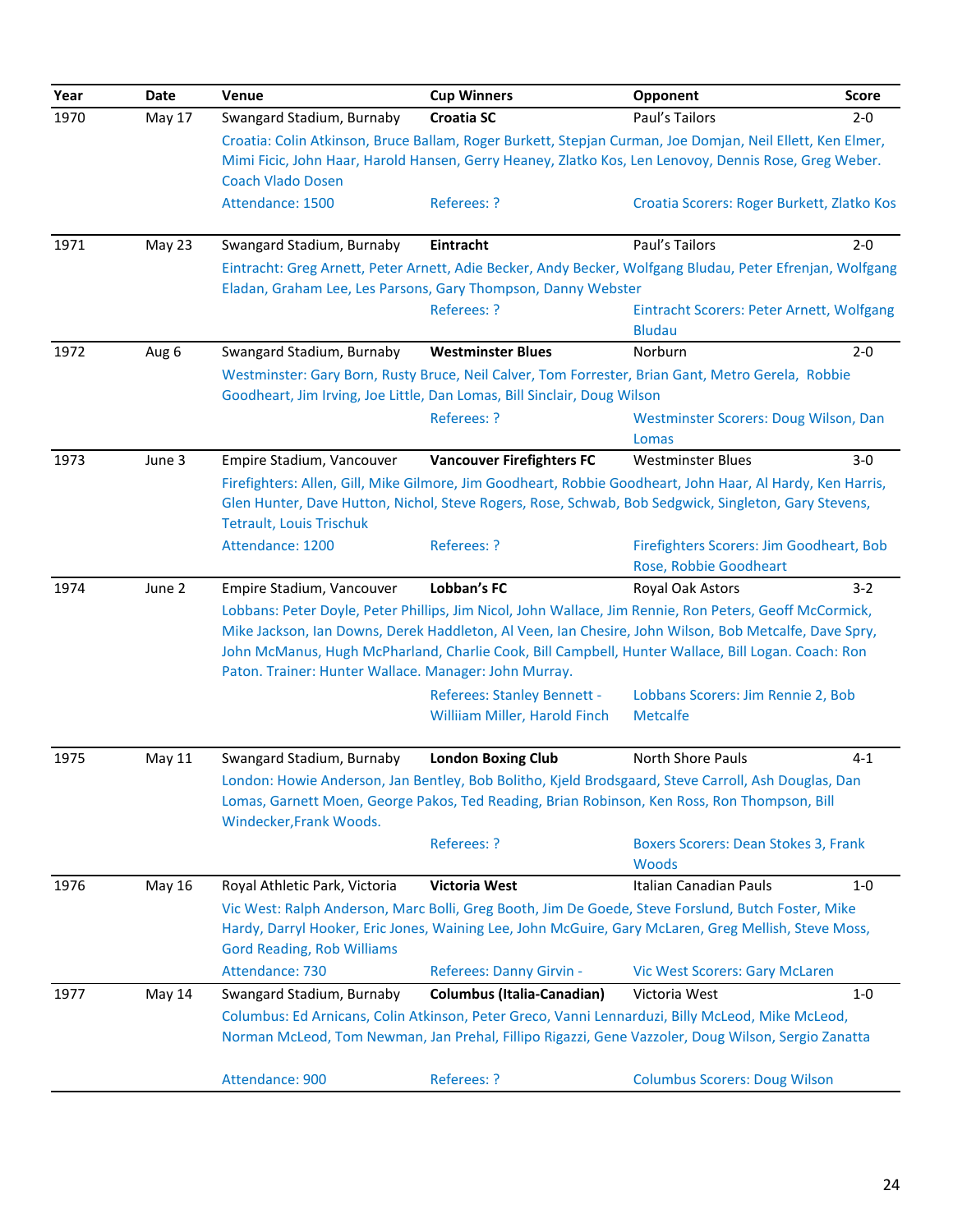| Year | Date | Venue | Cup Winners | Opponent | Score |
|---|---|---|---|---|---|
| 1970 | May 17 | Swangard Stadium, Burnaby | **Croatia SC** | Paul's Tailors | 2-0 |
| | | Croatia: Colin Atkinson, Bruce Ballam, Roger Burkett, Stepjan Curman, Joe Domjan, Neil Ellett, Ken Elmer, Mimi Ficic, John Haar, Harold Hansen, Gerry Heaney, Zlatko Kos, Len Lenovoy, Dennis Rose, Greg Weber. Coach Vlado Dosen | | | |
| | | Attendance: 1500 | Referees: ? | Croatia Scorers: Roger Burkett, Zlatko Kos | |
| 1971 | May 23 | Swangard Stadium, Burnaby | **Eintracht** | Paul's Tailors | 2-0 |
| | | Eintracht: Greg Arnett, Peter Arnett, Adie Becker, Andy Becker, Wolfgang Bludau, Peter Efrenjan, Wolfgang Eladan, Graham Lee, Les Parsons, Gary Thompson, Danny Webster | | | |
| | | | Referees: ? | Eintracht Scorers: Peter Arnett, Wolfgang Bludau | |
| 1972 | Aug 6 | Swangard Stadium, Burnaby | **Westminster Blues** | Norburn | 2-0 |
| | | Westminster: Gary Born, Rusty Bruce, Neil Calver, Tom Forrester, Brian Gant, Metro Gerela, Robbie Goodheart, Jim Irving, Joe Little, Dan Lomas, Bill Sinclair, Doug Wilson | | | |
| | | | Referees: ? | Westminster Scorers: Doug Wilson, Dan Lomas | |
| 1973 | June 3 | Empire Stadium, Vancouver | **Vancouver Firefighters FC** | Westminster Blues | 3-0 |
| | | Firefighters: Allen, Gill, Mike Gilmore, Jim Goodheart, Robbie Goodheart, John Haar, Al Hardy, Ken Harris, Glen Hunter, Dave Hutton, Nichol, Steve Rogers, Rose, Schwab, Bob Sedgwick, Singleton, Gary Stevens, Tetrault, Louis Trischuk | | | |
| | | Attendance: 1200 | Referees: ? | Firefighters Scorers: Jim Goodheart, Bob Rose, Robbie Goodheart | |
| 1974 | June 2 | Empire Stadium, Vancouver | **Lobban's FC** | Royal Oak Astors | 3-2 |
| | | Lobbans: Peter Doyle, Peter Phillips, Jim Nicol, John Wallace, Jim Rennie, Ron Peters, Geoff McCormick, Mike Jackson, Ian Downs, Derek Haddleton, Al Veen, Ian Chesire, John Wilson, Bob Metcalfe, Dave Spry, John McManus, Hugh McPharland, Charlie Cook, Bill Campbell, Hunter Wallace, Bill Logan. Coach: Ron Paton. Trainer: Hunter Wallace. Manager: John Murray. | | | |
| | | | Referees: Stanley Bennett - Williiam Miller, Harold Finch | Lobbans Scorers: Jim Rennie 2, Bob Metcalfe | |
| 1975 | May 11 | Swangard Stadium, Burnaby | **London Boxing Club** | North Shore Pauls | 4-1 |
| | | London: Howie Anderson, Jan Bentley, Bob Bolitho, Kjeld Brodsgaard, Steve Carroll, Ash Douglas, Dan Lomas, Garnett Moen, George Pakos, Ted Reading, Brian Robinson, Ken Ross, Ron Thompson, Bill Windecker,Frank Woods. | | | |
| | | | Referees: ? | Boxers Scorers: Dean Stokes 3, Frank Woods | |
| 1976 | May 16 | Royal Athletic Park, Victoria | **Victoria West** | Italian Canadian Pauls | 1-0 |
| | | Vic West: Ralph Anderson, Marc Bolli, Greg Booth, Jim De Goede, Steve Forslund, Butch Foster, Mike Hardy, Darryl Hooker, Eric Jones, Waining Lee, John McGuire, Gary McLaren, Greg Mellish, Steve Moss, Gord Reading, Rob Williams | | | |
| | | Attendance: 730 | Referees: Danny Girvin - | Vic West Scorers: Gary McLaren | |
| 1977 | May 14 | Swangard Stadium, Burnaby | **Columbus (Italia-Canadian)** | Victoria West | 1-0 |
| | | Columbus: Ed Arnicans, Colin Atkinson, Peter Greco, Vanni Lennarduzi, Billy McLeod, Mike McLeod, Norman McLeod, Tom Newman, Jan Prehal, Fillipo Rigazzi, Gene Vazzoler, Doug Wilson, Sergio Zanatta | | | |
| | | Attendance: 900 | Referees: ? | Columbus Scorers: Doug Wilson | |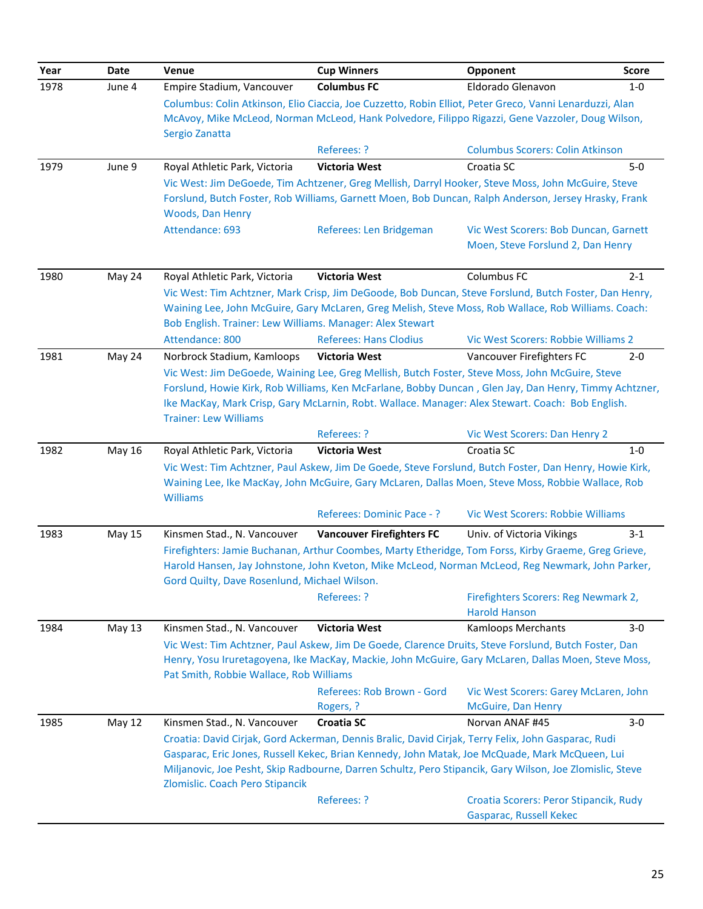| Year | Date | Venue | Cup Winners | Opponent | Score |
|---|---|---|---|---|---|
| 1978 | June 4 | Empire Stadium, Vancouver | **Columbus FC** | Eldorado Glenavon | 1-0 |
| | | Columbus: Colin Atkinson, Elio Ciaccia, Joe Cuzzetto, Robin Elliot, Peter Greco, Vanni Lenarduzzi, Alan McAvoy, Mike McLeod, Norman McLeod, Hank Polvedore, Filippo Rigazzi, Gene Vazzoler, Doug Wilson, Sergio Zanatta | | | |
| | | | Referees: ? | Columbus Scorers: Colin Atkinson | |
| 1979 | June 9 | Royal Athletic Park, Victoria | **Victoria West** | Croatia SC | 5-0 |
| | | Vic West: Jim DeGoede, Tim Achtzener, Greg Mellish, Darryl Hooker, Steve Moss, John McGuire, Steve Forslund, Butch Foster, Rob Williams, Garnett Moen, Bob Duncan, Ralph Anderson, Jersey Hrasky, Frank Woods, Dan Henry | | | |
| | | Attendance: 693 | Referees: Len Bridgeman | Vic West Scorers: Bob Duncan, Garnett Moen, Steve Forslund 2, Dan Henry | |
| 1980 | May 24 | Royal Athletic Park, Victoria | **Victoria West** | Columbus FC | 2-1 |
| | | Vic West: Tim Achtzner, Mark Crisp, Jim DeGoode, Bob Duncan, Steve Forslund, Butch Foster, Dan Henry, Waining Lee, John McGuire, Gary McLaren, Greg Melish, Steve Moss, Rob Wallace, Rob Williams. Coach: Bob English. Trainer: Lew Williams. Manager: Alex Stewart | | | |
| | | Attendance: 800 | Referees: Hans Clodius | Vic West Scorers: Robbie Williams 2 | |
| 1981 | May 24 | Norbrock Stadium, Kamloops | **Victoria West** | Vancouver Firefighters FC | 2-0 |
| | | Vic West: Jim DeGoede, Waining Lee, Greg Mellish, Butch Foster, Steve Moss, John McGuire, Steve Forslund, Howie Kirk, Rob Williams, Ken McFarlane, Bobby Duncan , Glen Jay, Dan Henry, Timmy Achtzner, Ike MacKay, Mark Crisp, Gary McLarnin, Robt. Wallace. Manager: Alex Stewart. Coach: Bob English. Trainer: Lew Williams | | | |
| | | | Referees: ? | Vic West Scorers: Dan Henry 2 | |
| 1982 | May 16 | Royal Athletic Park, Victoria | **Victoria West** | Croatia SC | 1-0 |
| | | Vic West: Tim Achtzner, Paul Askew, Jim De Goede, Steve Forslund, Butch Foster, Dan Henry, Howie Kirk, Waining Lee, Ike MacKay, John McGuire, Gary McLaren, Dallas Moen, Steve Moss, Robbie Wallace, Rob Williams | | | |
| | | | Referees: Dominic Pace - ? | Vic West Scorers: Robbie Williams | |
| 1983 | May 15 | Kinsmen Stad., N. Vancouver | **Vancouver Firefighters FC** | Univ. of Victoria Vikings | 3-1 |
| | | Firefighters: Jamie Buchanan, Arthur Coombes, Marty Etheridge, Tom Forss, Kirby Graeme, Greg Grieve, Harold Hansen, Jay Johnstone, John Kveton, Mike McLeod, Norman McLeod, Reg Newmark, John Parker, Gord Quilty, Dave Rosenlund, Michael Wilson. | | | |
| | | | Referees: ? | Firefighters Scorers: Reg Newmark 2, Harold Hanson | |
| 1984 | May 13 | Kinsmen Stad., N. Vancouver | **Victoria West** | Kamloops Merchants | 3-0 |
| | | Vic West: Tim Achtzner, Paul Askew, Jim De Goede, Clarence Druits, Steve Forslund, Butch Foster, Dan Henry, Yosu Iruretagoyena, Ike MacKay, Mackie, John McGuire, Gary McLaren, Dallas Moen, Steve Moss, Pat Smith, Robbie Wallace, Rob Williams | | | |
| | | | Referees: Rob Brown - Gord Rogers, ? | Vic West Scorers: Garey McLaren, John McGuire, Dan Henry | |
| 1985 | May 12 | Kinsmen Stad., N. Vancouver | **Croatia SC** | Norvan ANAF #45 | 3-0 |
| | | Croatia: David Cirjak, Gord Ackerman, Dennis Bralic, David Cirjak, Terry Felix, John Gasparac, Rudi Gasparac, Eric Jones, Russell Kekec, Brian Kennedy, John Matak, Joe McQuade, Mark McQueen, Lui Miljanovic, Joe Pesht, Skip Radbourne, Darren Schultz, Pero Stipancik, Gary Wilson, Joe Zlomislic, Steve Zlomislic. Coach Pero Stipancik | | | |
| | | | Referees: ? | Croatia Scorers: Peror Stipancik, Rudy Gasparac, Russell Kekec | |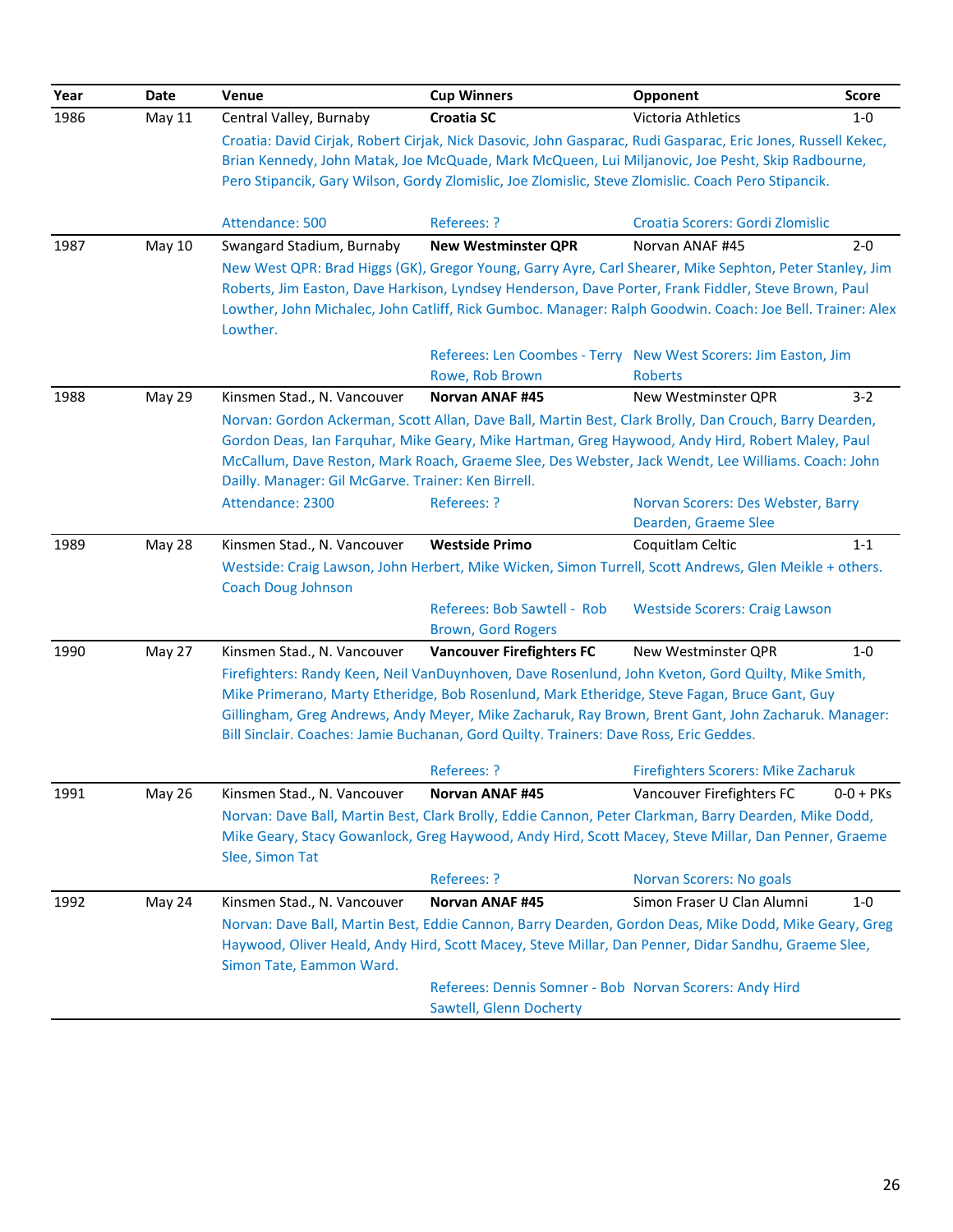| Year | Date | Venue | Cup Winners | Opponent | Score |
|---|---|---|---|---|---|
| 1986 | May 11 | Central Valley, Burnaby | **Croatia SC** | Victoria Athletics | 1-0 |
| | | Croatia: David Cirjak, Robert Cirjak, Nick Dasovic, John Gasparac, Rudi Gasparac, Eric Jones, Russell Kekec, Brian Kennedy, John Matak, Joe McQuade, Mark McQueen, Lui Miljanovic, Joe Pesht, Skip Radbourne, Pero Stipancik, Gary Wilson, Gordy Zlomislic, Joe Zlomislic, Steve Zlomislic. Coach Pero Stipancik. | | | |
| | | Attendance: 500 | Referees: ? | Croatia Scorers: Gordi Zlomislic | |
| 1987 | May 10 | Swangard Stadium, Burnaby | **New Westminster QPR** | Norvan ANAF #45 | 2-0 |
| | | New West QPR: Brad Higgs (GK), Gregor Young, Garry Ayre, Carl Shearer, Mike Sephton, Peter Stanley, Jim Roberts, Jim Easton, Dave Harkison, Lyndsey Henderson, Dave Porter, Frank Fiddler, Steve Brown, Paul Lowther, John Michalec, John Catliff, Rick Gumboc. Manager: Ralph Goodwin. Coach: Joe Bell. Trainer: Alex Lowther. | | | |
| | | | Referees: Len Coombes - Terry Rowe, Rob Brown | New West Scorers: Jim Easton, Jim Roberts | |
| 1988 | May 29 | Kinsmen Stad., N. Vancouver | **Norvan ANAF #45** | New Westminster QPR | 3-2 |
| | | Norvan: Gordon Ackerman, Scott Allan, Dave Ball, Martin Best, Clark Brolly, Dan Crouch, Barry Dearden, Gordon Deas, Ian Farquhar, Mike Geary, Mike Hartman, Greg Haywood, Andy Hird, Robert Maley, Paul McCallum, Dave Reston, Mark Roach, Graeme Slee, Des Webster, Jack Wendt, Lee Williams. Coach: John Dailly. Manager: Gil McGarve. Trainer: Ken Birrell. | | | |
| | | Attendance: 2300 | Referees: ? | Norvan Scorers: Des Webster, Barry Dearden, Graeme Slee | |
| 1989 | May 28 | Kinsmen Stad., N. Vancouver | **Westside Primo** | Coquitlam Celtic | 1-1 |
| | | Westside: Craig Lawson, John Herbert, Mike Wicken, Simon Turrell, Scott Andrews, Glen Meikle + others. Coach Doug Johnson | | | |
| | | | Referees: Bob Sawtell - Rob Brown, Gord Rogers | Westside Scorers: Craig Lawson | |
| 1990 | May 27 | Kinsmen Stad., N. Vancouver | **Vancouver Firefighters FC** | New Westminster QPR | 1-0 |
| | | Firefighters: Randy Keen, Neil VanDuynhoven, Dave Rosenlund, John Kveton, Gord Quilty, Mike Smith, Mike Primerano, Marty Etheridge, Bob Rosenlund, Mark Etheridge, Steve Fagan, Bruce Gant, Guy Gillingham, Greg Andrews, Andy Meyer, Mike Zacharuk, Ray Brown, Brent Gant, John Zacharuk. Manager: Bill Sinclair. Coaches: Jamie Buchanan, Gord Quilty. Trainers: Dave Ross, Eric Geddes. | | | |
| | | | Referees: ? | Firefighters Scorers: Mike Zacharuk | |
| 1991 | May 26 | Kinsmen Stad., N. Vancouver | **Norvan ANAF #45** | Vancouver Firefighters FC | 0-0 + PKs |
| | | Norvan: Dave Ball, Martin Best, Clark Brolly, Eddie Cannon, Peter Clarkman, Barry Dearden, Mike Dodd, Mike Geary, Stacy Gowanlock, Greg Haywood, Andy Hird, Scott Macey, Steve Millar, Dan Penner, Graeme Slee, Simon Tat | | | |
| | | | Referees: ? | Norvan Scorers: No goals | |
| 1992 | May 24 | Kinsmen Stad., N. Vancouver | **Norvan ANAF #45** | Simon Fraser U Clan Alumni | 1-0 |
| | | Norvan: Dave Ball, Martin Best, Eddie Cannon, Barry Dearden, Gordon Deas, Mike Dodd, Mike Geary, Greg Haywood, Oliver Heald, Andy Hird, Scott Macey, Steve Millar, Dan Penner, Didar Sandhu, Graeme Slee, Simon Tate, Eammon Ward. | | | |
| | | | Referees: Dennis Somner - Bob Sawtell, Glenn Docherty | Norvan Scorers: Andy Hird | |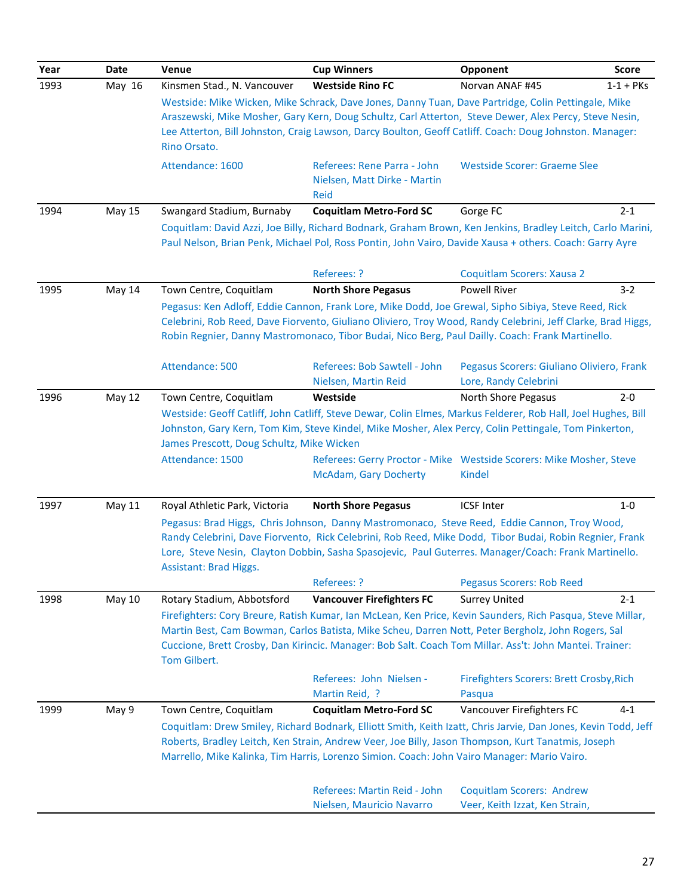| Year | Date | Venue | Cup Winners | Opponent | Score |
|---|---|---|---|---|---|
| 1993 | May 16 | Kinsmen Stad., N. Vancouver | **Westside Rino FC** | Norvan ANAF #45 | 1-1 + PKs |
| | | Westside: Mike Wicken, Mike Schrack, Dave Jones, Danny Tuan, Dave Partridge, Colin Pettingale, Mike Araszewski, Mike Mosher, Gary Kern, Doug Schultz, Carl Atterton, Steve Dewer, Alex Percy, Steve Nesin, Lee Atterton, Bill Johnston, Craig Lawson, Darcy Boulton, Geoff Catliff. Coach: Doug Johnston. Manager: Rino Orsato. | | | |
| | | Attendance: 1600 | Referees: Rene Parra - John Nielsen, Matt Dirke - Martin Reid | Westside Scorer: Graeme Slee | |
| 1994 | May 15 | Swangard Stadium, Burnaby | **Coquitlam Metro-Ford SC** | Gorge FC | 2-1 |
| | | Coquitlam: David Azzi, Joe Billy, Richard Bodnark, Graham Brown, Ken Jenkins, Bradley Leitch, Carlo Marini, Paul Nelson, Brian Penk, Michael Pol, Ross Pontin, John Vairo, Davide Xausa + others. Coach: Garry Ayre | | | |
| | | | Referees: ? | Coquitlam Scorers: Xausa 2 | |
| 1995 | May 14 | Town Centre, Coquitlam | **North Shore Pegasus** | Powell River | 3-2 |
| | | Pegasus: Ken Adloff, Eddie Cannon, Frank Lore, Mike Dodd, Joe Grewal, Sipho Sibiya, Steve Reed, Rick Celebrini, Rob Reed, Dave Fiorvento, Giuliano Oliviero, Troy Wood, Randy Celebrini, Jeff Clarke, Brad Higgs, Robin Regnier, Danny Mastromonaco, Tibor Budai, Nico Berg, Paul Dailly. Coach: Frank Martinello. | | | |
| | | Attendance: 500 | Referees: Bob Sawtell - John Nielsen, Martin Reid | Pegasus Scorers: Giuliano Oliviero, Frank Lore, Randy Celebrini | |
| 1996 | May 12 | Town Centre, Coquitlam | **Westside** | North Shore Pegasus | 2-0 |
| | | Westside: Geoff Catliff, John Catliff, Steve Dewar, Colin Elmes, Markus Felderer, Rob Hall, Joel Hughes, Bill Johnston, Gary Kern, Tom Kim, Steve Kindel, Mike Mosher, Alex Percy, Colin Pettingale, Tom Pinkerton, James Prescott, Doug Schultz, Mike Wicken | | | |
| | | Attendance: 1500 | Referees: Gerry Proctor - Mike McAdam, Gary Docherty | Westside Scorers: Mike Mosher, Steve Kindel | |
| 1997 | May 11 | Royal Athletic Park, Victoria | **North Shore Pegasus** | ICSF Inter | 1-0 |
| | | Pegasus: Brad Higgs, Chris Johnson, Danny Mastromonaco, Steve Reed, Eddie Cannon, Troy Wood, Randy Celebrini, Dave Fiorvento, Rick Celebrini, Rob Reed, Mike Dodd, Tibor Budai, Robin Regnier, Frank Lore, Steve Nesin, Clayton Dobbin, Sasha Spasojevic, Paul Guterres. Manager/Coach: Frank Martinello. Assistant: Brad Higgs. | | | |
| | | | Referees: ? | Pegasus Scorers: Rob Reed | |
| 1998 | May 10 | Rotary Stadium, Abbotsford | **Vancouver Firefighters FC** | Surrey United | 2-1 |
| | | Firefighters: Cory Breure, Ratish Kumar, Ian McLean, Ken Price, Kevin Saunders, Rich Pasqua, Steve Millar, Martin Best, Cam Bowman, Carlos Batista, Mike Scheu, Darren Nott, Peter Bergholz, John Rogers, Sal Cuccione, Brett Crosby, Dan Kirincic. Manager: Bob Salt. Coach Tom Millar. Ass't: John Mantei. Trainer: Tom Gilbert. | | | |
| | | | Referees: John Nielsen - Martin Reid, ? | Firefighters Scorers: Brett Crosby,Rich Pasqua | |
| 1999 | May 9 | Town Centre, Coquitlam | **Coquitlam Metro-Ford SC** | Vancouver Firefighters FC | 4-1 |
| | | Coquitlam: Drew Smiley, Richard Bodnark, Elliott Smith, Keith Izatt, Chris Jarvie, Dan Jones, Kevin Todd, Jeff Roberts, Bradley Leitch, Ken Strain, Andrew Veer, Joe Billy, Jason Thompson, Kurt Tanatmis, Joseph Marrello, Mike Kalinka, Tim Harris, Lorenzo Simion. Coach: John Vairo Manager: Mario Vairo. | | | |
| | | | Referees: Martin Reid - John Nielsen, Mauricio Navarro | Coquitlam Scorers: Andrew Veer, Keith Izzat, Ken Strain, | |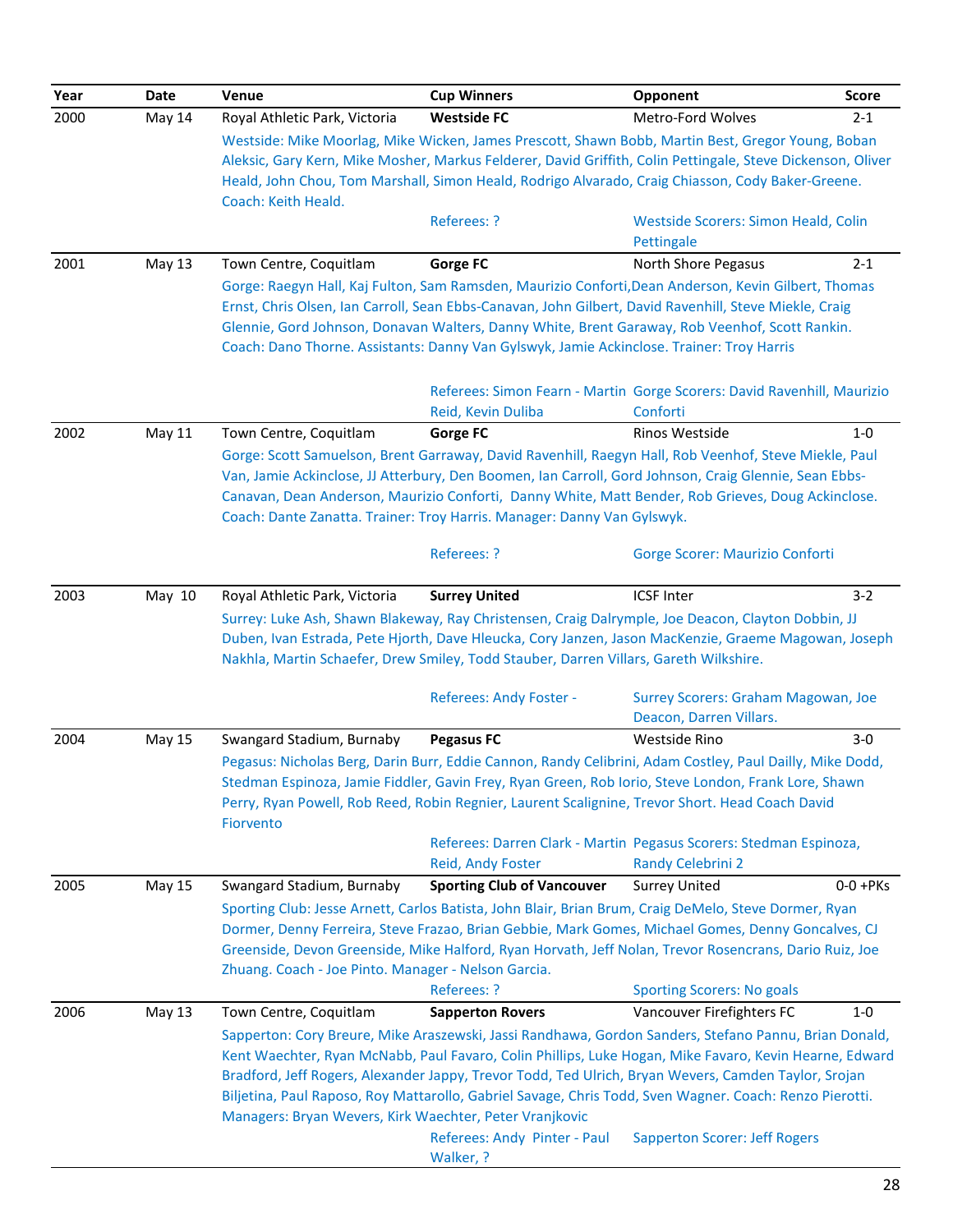| Year | Date | Venue | Cup Winners | Opponent | Score |
|---|---|---|---|---|---|
| 2000 | May 14 | Royal Athletic Park, Victoria | **Westside FC** | Metro-Ford Wolves | 2-1 |
| | | Westside: Mike Moorlag, Mike Wicken, James Prescott, Shawn Bobb, Martin Best, Gregor Young, Boban Aleksic, Gary Kern, Mike Mosher, Markus Felderer, David Griffith, Colin Pettingale, Steve Dickenson, Oliver Heald, John Chou, Tom Marshall, Simon Heald, Rodrigo Alvarado, Craig Chiasson, Cody Baker-Greene. Coach: Keith Heald. | | | |
| | | | Referees: ? | Westside Scorers: Simon Heald, Colin Pettingale | |
| 2001 | May 13 | Town Centre, Coquitlam | **Gorge FC** | North Shore Pegasus | 2-1 |
| | | Gorge: Raegyn Hall, Kaj Fulton, Sam Ramsden, Maurizio Conforti,Dean Anderson, Kevin Gilbert, Thomas Ernst, Chris Olsen, Ian Carroll, Sean Ebbs-Canavan, John Gilbert, David Ravenhill, Steve Miekle, Craig Glennie, Gord Johnson, Donavan Walters, Danny White, Brent Garaway, Rob Veenhof, Scott Rankin. Coach: Dano Thorne. Assistants: Danny Van Gylswyk, Jamie Ackinclose. Trainer: Troy Harris | | | |
| | | | Referees: Simon Fearn - Martin Reid, Kevin Duliba | Gorge Scorers: David Ravenhill, Maurizio Conforti | |
| 2002 | May 11 | Town Centre, Coquitlam | **Gorge FC** | Rinos Westside | 1-0 |
| | | Gorge: Scott Samuelson, Brent Garraway, David Ravenhill, Raegyn Hall, Rob Veenhof, Steve Miekle, Paul Van, Jamie Ackinclose, JJ Atterbury, Den Boomen, Ian Carroll, Gord Johnson, Craig Glennie, Sean Ebbs-Canavan, Dean Anderson, Maurizio Conforti, Danny White, Matt Bender, Rob Grieves, Doug Ackinclose. Coach: Dante Zanatta. Trainer: Troy Harris. Manager: Danny Van Gylswyk. | | | |
| | | | Referees: ? | Gorge Scorer: Maurizio Conforti | |
| 2003 | May 10 | Royal Athletic Park, Victoria | **Surrey United** | ICSF Inter | 3-2 |
| | | Surrey: Luke Ash, Shawn Blakeway, Ray Christensen, Craig Dalrymple, Joe Deacon, Clayton Dobbin, JJ Duben, Ivan Estrada, Pete Hjorth, Dave Hleucka, Cory Janzen, Jason MacKenzie, Graeme Magowan, Joseph Nakhla, Martin Schaefer, Drew Smiley, Todd Stauber, Darren Villars, Gareth Wilkshire. | | | |
| | | | Referees: Andy Foster - | Surrey Scorers: Graham Magowan, Joe Deacon, Darren Villars. | |
| 2004 | May 15 | Swangard Stadium, Burnaby | **Pegasus FC** | Westside Rino | 3-0 |
| | | Pegasus: Nicholas Berg, Darin Burr, Eddie Cannon, Randy Celibrini, Adam Costley, Paul Dailly, Mike Dodd, Stedman Espinoza, Jamie Fiddler, Gavin Frey, Ryan Green, Rob Iorio, Steve London, Frank Lore, Shawn Perry, Ryan Powell, Rob Reed, Robin Regnier, Laurent Scalignine, Trevor Short. Head Coach David Fiorvento | | | |
| | | | Referees: Darren Clark - Martin Reid, Andy Foster | Pegasus Scorers: Stedman Espinoza, Randy Celebrini 2 | |
| 2005 | May 15 | Swangard Stadium, Burnaby | **Sporting Club of Vancouver** | Surrey United | 0-0 +PKs |
| | | Sporting Club: Jesse Arnett, Carlos Batista, John Blair, Brian Brum, Craig DeMelo, Steve Dormer, Ryan Dormer, Denny Ferreira, Steve Frazao, Brian Gebbie, Mark Gomes, Michael Gomes, Denny Goncalves, CJ Greenside, Devon Greenside, Mike Halford, Ryan Horvath, Jeff Nolan, Trevor Rosencrans, Dario Ruiz, Joe Zhuang. Coach - Joe Pinto. Manager - Nelson Garcia. | | | |
| | | | Referees: ? | Sporting Scorers: No goals | |
| 2006 | May 13 | Town Centre, Coquitlam | **Sapperton Rovers** | Vancouver Firefighters FC | 1-0 |
| | | Sapperton: Cory Breure, Mike Araszewski, Jassi Randhawa, Gordon Sanders, Stefano Pannu, Brian Donald, Kent Waechter, Ryan McNabb, Paul Favaro, Colin Phillips, Luke Hogan, Mike Favaro, Kevin Hearne, Edward Bradford, Jeff Rogers, Alexander Jappy, Trevor Todd, Ted Ulrich, Bryan Wevers, Camden Taylor, Srojan Biljetina, Paul Raposo, Roy Mattarollo, Gabriel Savage, Chris Todd, Sven Wagner. Coach: Renzo Pierotti. Managers: Bryan Wevers, Kirk Waechter, Peter Vranjkovic | | | |
| | | | Referees: Andy Pinter - Paul Walker, ? | Sapperton Scorer: Jeff Rogers | |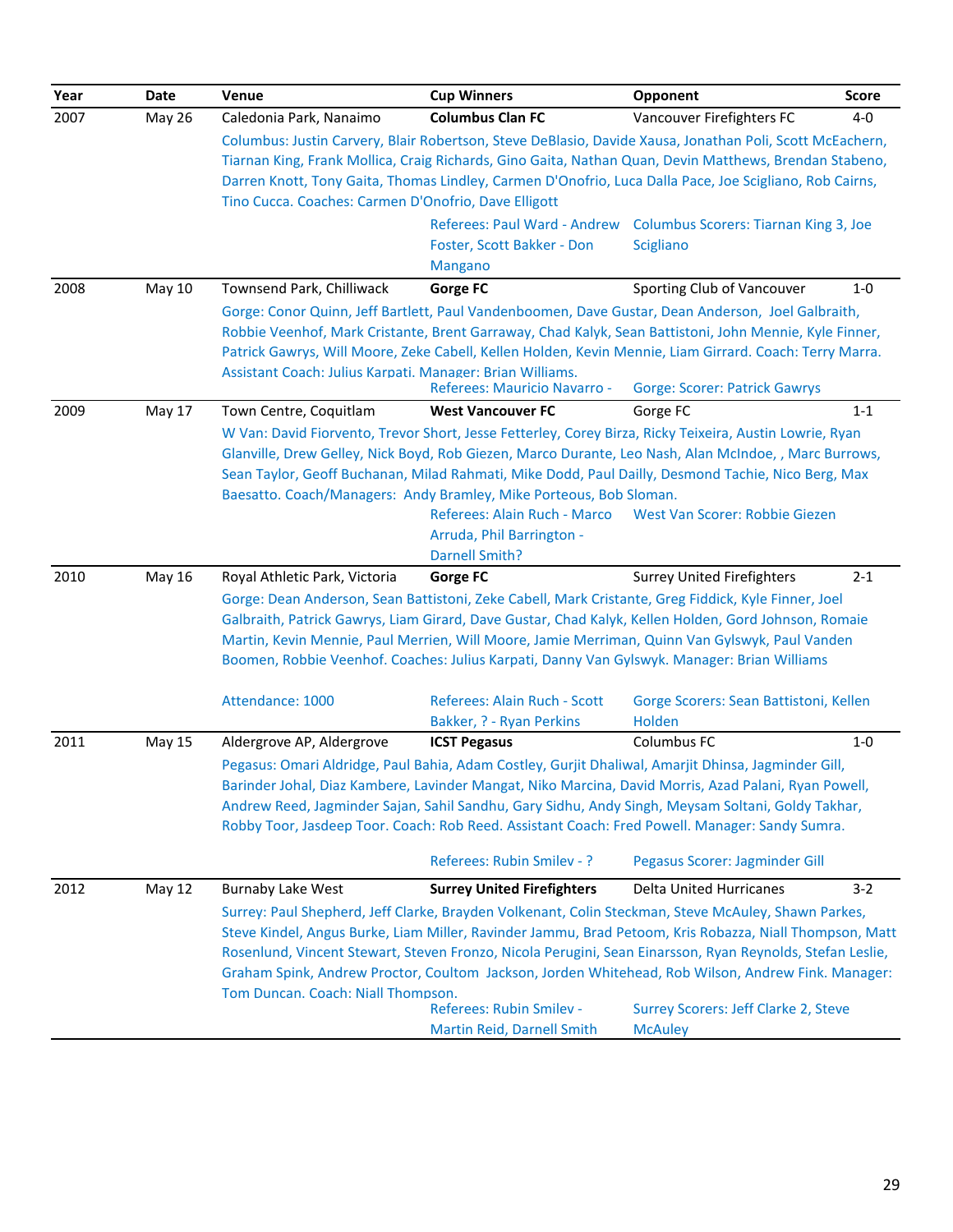| Year | Date | Venue | Cup Winners | Opponent | Score |
|---|---|---|---|---|---|
| 2007 | May 26 | Caledonia Park, Nanaimo | **Columbus Clan FC** | Vancouver Firefighters FC | 4-0 |
| | | Columbus: Justin Carvery, Blair Robertson, Steve DeBlasio, Davide Xausa, Jonathan Poli, Scott McEachern, Tiarnan King, Frank Mollica, Craig Richards, Gino Gaita, Nathan Quan, Devin Matthews, Brendan Stabeno, Darren Knott, Tony Gaita, Thomas Lindley, Carmen D'Onofrio, Luca Dalla Pace, Joe Scigliano, Rob Cairns, Tino Cucca. Coaches: Carmen D'Onofrio, Dave Elligott | | | |
| | | | Referees: Paul Ward - Andrew Foster, Scott Bakker - Don Mangano | Columbus Scorers: Tiarnan King 3, Joe Scigliano | |
| 2008 | May 10 | Townsend Park, Chilliwack | **Gorge FC** | Sporting Club of Vancouver | 1-0 |
| | | Gorge: Conor Quinn, Jeff Bartlett, Paul Vandenboomen, Dave Gustar, Dean Anderson, Joel Galbraith, Robbie Veenhof, Mark Cristante, Brent Garraway, Chad Kalyk, Sean Battistoni, John Mennie, Kyle Finner, Patrick Gawrys, Will Moore, Zeke Cabell, Kellen Holden, Kevin Mennie, Liam Girrard. Coach: Terry Marra. Assistant Coach: Julius Karpati. Manager: Brian Williams. | | | |
| | | | Referees: Mauricio Navarro - | Gorge: Scorer: Patrick Gawrys | |
| 2009 | May 17 | Town Centre, Coquitlam | **West Vancouver FC** | Gorge FC | 1-1 |
| | | W Van: David Fiorvento, Trevor Short, Jesse Fetterley, Corey Birza, Ricky Teixeira, Austin Lowrie, Ryan Glanville, Drew Gelley, Nick Boyd, Rob Giezen, Marco Durante, Leo Nash, Alan McIndoe, , Marc Burrows, Sean Taylor, Geoff Buchanan, Milad Rahmati, Mike Dodd, Paul Dailly, Desmond Tachie, Nico Berg, Max Baesatto. Coach/Managers: Andy Bramley, Mike Porteous, Bob Sloman. | | | |
| | | | Referees: Alain Ruch - Marco Arruda, Phil Barrington - Darnell Smith? | West Van Scorer: Robbie Giezen | |
| 2010 | May 16 | Royal Athletic Park, Victoria | **Gorge FC** | Surrey United Firefighters | 2-1 |
| | | Gorge: Dean Anderson, Sean Battistoni, Zeke Cabell, Mark Cristante, Greg Fiddick, Kyle Finner, Joel Galbraith, Patrick Gawrys, Liam Girard, Dave Gustar, Chad Kalyk, Kellen Holden, Gord Johnson, Romaie Martin, Kevin Mennie, Paul Merrien, Will Moore, Jamie Merriman, Quinn Van Gylswyk, Paul Vanden Boomen, Robbie Veenhof. Coaches: Julius Karpati, Danny Van Gylswyk. Manager: Brian Williams | | | |
| | | Attendance: 1000 | Referees: Alain Ruch - Scott Bakker, ? - Ryan Perkins | Gorge Scorers: Sean Battistoni, Kellen Holden | |
| 2011 | May 15 | Aldergrove AP, Aldergrove | **ICST Pegasus** | Columbus FC | 1-0 |
| | | Pegasus: Omari Aldridge, Paul Bahia, Adam Costley, Gurjit Dhaliwal, Amarjit Dhinsa, Jagminder Gill, Barinder Johal, Diaz Kambere, Lavinder Mangat, Niko Marcina, David Morris, Azad Palani, Ryan Powell, Andrew Reed, Jagminder Sajan, Sahil Sandhu, Gary Sidhu, Andy Singh, Meysam Soltani, Goldy Takhar, Robby Toor, Jasdeep Toor. Coach: Rob Reed. Assistant Coach: Fred Powell. Manager: Sandy Sumra. | | | |
| | | | Referees: Rubin Smilev - ? | Pegasus Scorer: Jagminder Gill | |
| 2012 | May 12 | Burnaby Lake West | **Surrey United Firefighters** | Delta United Hurricanes | 3-2 |
| | | Surrey: Paul Shepherd, Jeff Clarke, Brayden Volkenant, Colin Steckman, Steve McAuley, Shawn Parkes, Steve Kindel, Angus Burke, Liam Miller, Ravinder Jammu, Brad Petoom, Kris Robazza, Niall Thompson, Matt Rosenlund, Vincent Stewart, Steven Fronzo, Nicola Perugini, Sean Einarsson, Ryan Reynolds, Stefan Leslie, Graham Spink, Andrew Proctor, Coultom Jackson, Jorden Whitehead, Rob Wilson, Andrew Fink. Manager: Tom Duncan. Coach: Niall Thompson. | | | |
| | | | Referees: Rubin Smilev - Martin Reid, Darnell Smith | Surrey Scorers: Jeff Clarke 2, Steve McAuley | |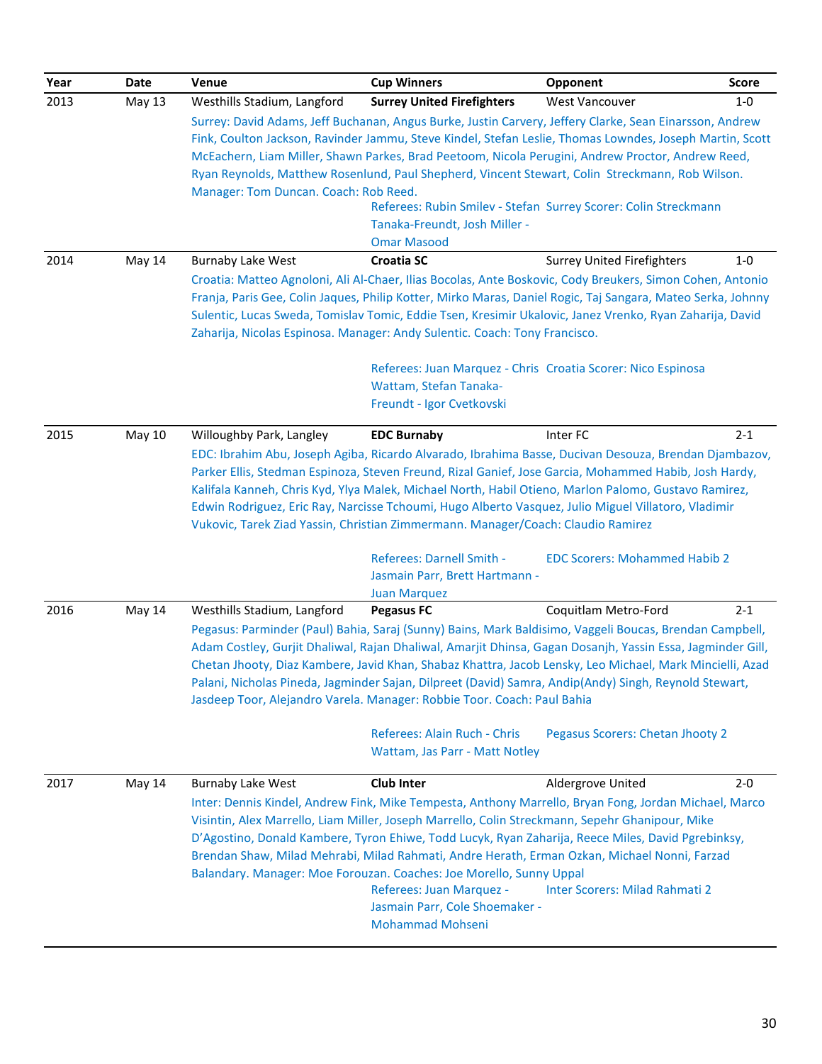| Year | Date | Venue | Cup Winners | Opponent | Score |
|---|---|---|---|---|---|
| 2013 | May 13 | Westhills Stadium, Langford | **Surrey United Firefighters** | West Vancouver | 1-0 |
| | | Surrey: David Adams, Jeff Buchanan, Angus Burke, Justin Carvery, Jeffery Clarke, Sean Einarsson, Andrew Fink, Coulton Jackson, Ravinder Jammu, Steve Kindel, Stefan Leslie, Thomas Lowndes, Joseph Martin, Scott McEachern, Liam Miller, Shawn Parkes, Brad Peetoom, Nicola Perugini, Andrew Proctor, Andrew Reed, Ryan Reynolds, Matthew Rosenlund, Paul Shepherd, Vincent Stewart, Colin Streckmann, Rob Wilson. Manager: Tom Duncan. Coach: Rob Reed. | | | |
| | | | Referees: Rubin Smilev - Stefan Tanaka-Freundt, Josh Miller - Omar Masood | Surrey Scorer: Colin Streckmann | |
| 2014 | May 14 | Burnaby Lake West | **Croatia SC** | Surrey United Firefighters | 1-0 |
| | | Croatia: Matteo Agnoloni, Ali Al-Chaer, Ilias Bocolas, Ante Boskovic, Cody Breukers, Simon Cohen, Antonio Franja, Paris Gee, Colin Jaques, Philip Kotter, Mirko Maras, Daniel Rogic, Taj Sangara, Mateo Serka, Johnny Sulentic, Lucas Sweda, Tomislav Tomic, Eddie Tsen, Kresimir Ukalovic, Janez Vrenko, Ryan Zaharija, David Zaharija, Nicolas Espinosa. Manager: Andy Sulentic. Coach: Tony Francisco. | | | |
| | | | Referees: Juan Marquez - Chris Wattam, Stefan Tanaka-Freundt - Igor Cvetkovski | Croatia Scorer: Nico Espinosa | |
| 2015 | May 10 | Willoughby Park, Langley | **EDC Burnaby** | Inter FC | 2-1 |
| | | EDC: Ibrahim Abu, Joseph Agiba, Ricardo Alvarado, Ibrahima Basse, Ducivan Desouza, Brendan Djambazov, Parker Ellis, Stedman Espinoza, Steven Freund, Rizal Ganief, Jose Garcia, Mohammed Habib, Josh Hardy, Kalifala Kanneh, Chris Kyd, Ylya Malek, Michael North, Habil Otieno, Marlon Palomo, Gustavo Ramirez, Edwin Rodriguez, Eric Ray, Narcisse Tchoumi, Hugo Alberto Vasquez, Julio Miguel Villatoro, Vladimir Vukovic, Tarek Ziad Yassin, Christian Zimmermann. Manager/Coach: Claudio Ramirez | | | |
| | | | Referees: Darnell Smith - Jasmain Parr, Brett Hartmann - Juan Marquez | EDC Scorers: Mohammed Habib 2 | |
| 2016 | May 14 | Westhills Stadium, Langford | **Pegasus FC** | Coquitlam Metro-Ford | 2-1 |
| | | Pegasus: Parminder (Paul) Bahia, Saraj (Sunny) Bains, Mark Baldisimo, Vaggeli Boucas, Brendan Campbell, Adam Costley, Gurjit Dhaliwal, Rajan Dhaliwal, Amarjit Dhinsa, Gagan Dosanjh, Yassin Essa, Jagminder Gill, Chetan Jhooty, Diaz Kambere, Javid Khan, Shabaz Khattra, Jacob Lensky, Leo Michael, Mark Mincielli, Azad Palani, Nicholas Pineda, Jagminder Sajan, Dilpreet (David) Samra, Andip(Andy) Singh, Reynold Stewart, Jasdeep Toor, Alejandro Varela. Manager: Robbie Toor. Coach: Paul Bahia | | | |
| | | | Referees: Alain Ruch - Chris Wattam, Jas Parr - Matt Notley | Pegasus Scorers: Chetan Jhooty 2 | |
| 2017 | May 14 | Burnaby Lake West | **Club Inter** | Aldergrove United | 2-0 |
| | | Inter: Dennis Kindel, Andrew Fink, Mike Tempesta, Anthony Marrello, Bryan Fong, Jordan Michael, Marco Visintin, Alex Marrello, Liam Miller, Joseph Marrello, Colin Streckmann, Sepehr Ghanipour, Mike D'Agostino, Donald Kambere, Tyron Ehiwe, Todd Lucyk, Ryan Zaharija, Reece Miles, David Pgrebinksy, Brendan Shaw, Milad Mehrabi, Milad Rahmati, Andre Herath, Erman Ozkan, Michael Nonni, Farzad Balandary. Manager: Moe Forouzan. Coaches: Joe Morello, Sunny Uppal | | | |
| | | | Referees: Juan Marquez - Jasmain Parr, Cole Shoemaker - Mohammad Mohseni | Inter Scorers: Milad Rahmati 2 | |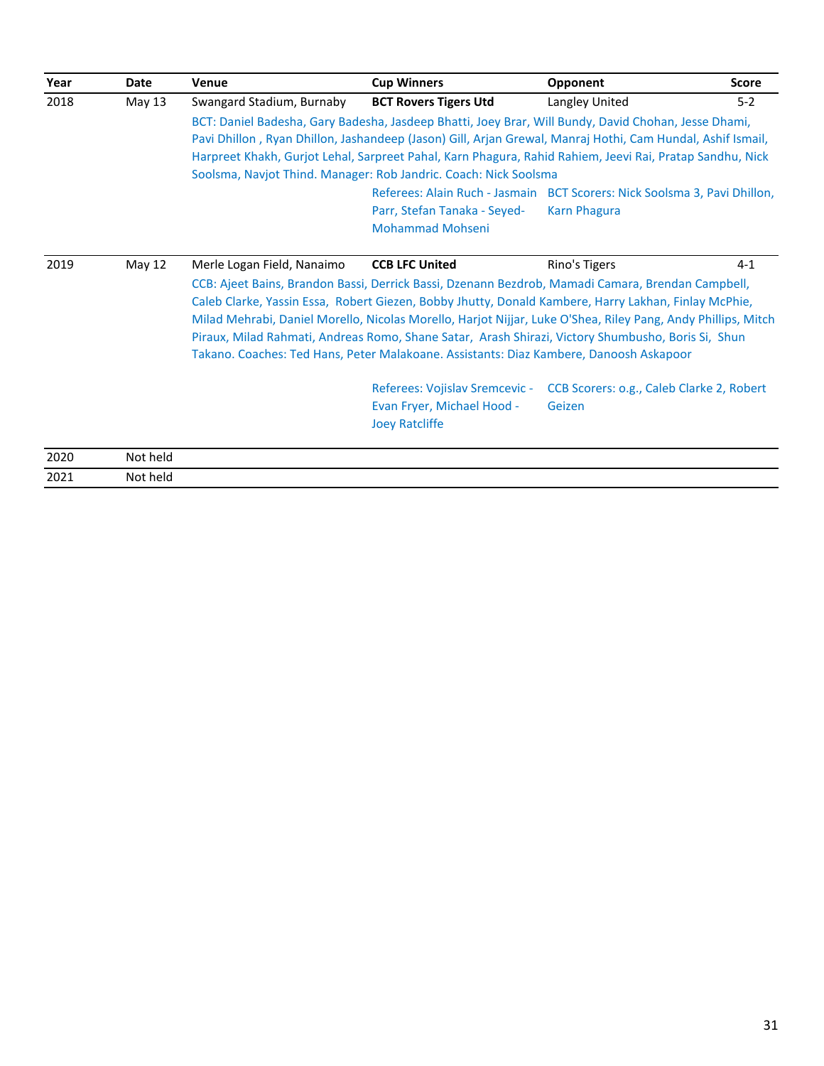| Year | Date | Venue | Cup Winners | Opponent | Score |
|---|---|---|---|---|---|
| 2018 | May 13 | Swangard Stadium, Burnaby | **BCT Rovers Tigers Utd** | Langley United | 5-2 |
| | | BCT: Daniel Badesha, Gary Badesha, Jasdeep Bhatti, Joey Brar, Will Bundy, David Chohan, Jesse Dhami, Pavi Dhillon , Ryan Dhillon, Jashandeep (Jason) Gill, Arjan Grewal, Manraj Hothi, Cam Hundal, Ashif Ismail, Harpreet Khakh, Gurjot Lehal, Sarpreet Pahal, Karn Phagura, Rahid Rahiem, Jeevi Rai, Pratap Sandhu, Nick Soolsma, Navjot Thind. Manager: Rob Jandric. Coach: Nick Soolsma | | | |
| | | | Referees: Alain Ruch - Jasmain Parr, Stefan Tanaka - Seyed-Mohammad Mohseni | BCT Scorers: Nick Soolsma 3, Pavi Dhillon, Karn Phagura | |
| 2019 | May 12 | Merle Logan Field, Nanaimo | **CCB LFC United** | Rino's Tigers | 4-1 |
| | | CCB: Ajeet Bains, Brandon Bassi, Derrick Bassi, Dzenann Bezdrob, Mamadi Camara, Brendan Campbell, Caleb Clarke, Yassin Essa, Robert Giezen, Bobby Jhutty, Donald Kambere, Harry Lakhan, Finlay McPhie, Milad Mehrabi, Daniel Morello, Nicolas Morello, Harjot Nijjar, Luke O'Shea, Riley Pang, Andy Phillips, Mitch Piraux, Milad Rahmati, Andreas Romo, Shane Satar, Arash Shirazi, Victory Shumbusho, Boris Si, Shun Takano. Coaches: Ted Hans, Peter Malakoane. Assistants: Diaz Kambere, Danoosh Askapoor | | | |
| | | | Referees: Vojislav Sremcevic - Evan Fryer, Michael Hood - Joey Ratcliffe | CCB Scorers: o.g., Caleb Clarke 2, Robert Geizen | |
| 2020 | Not held | | | | |
| 2021 | Not held | | | | |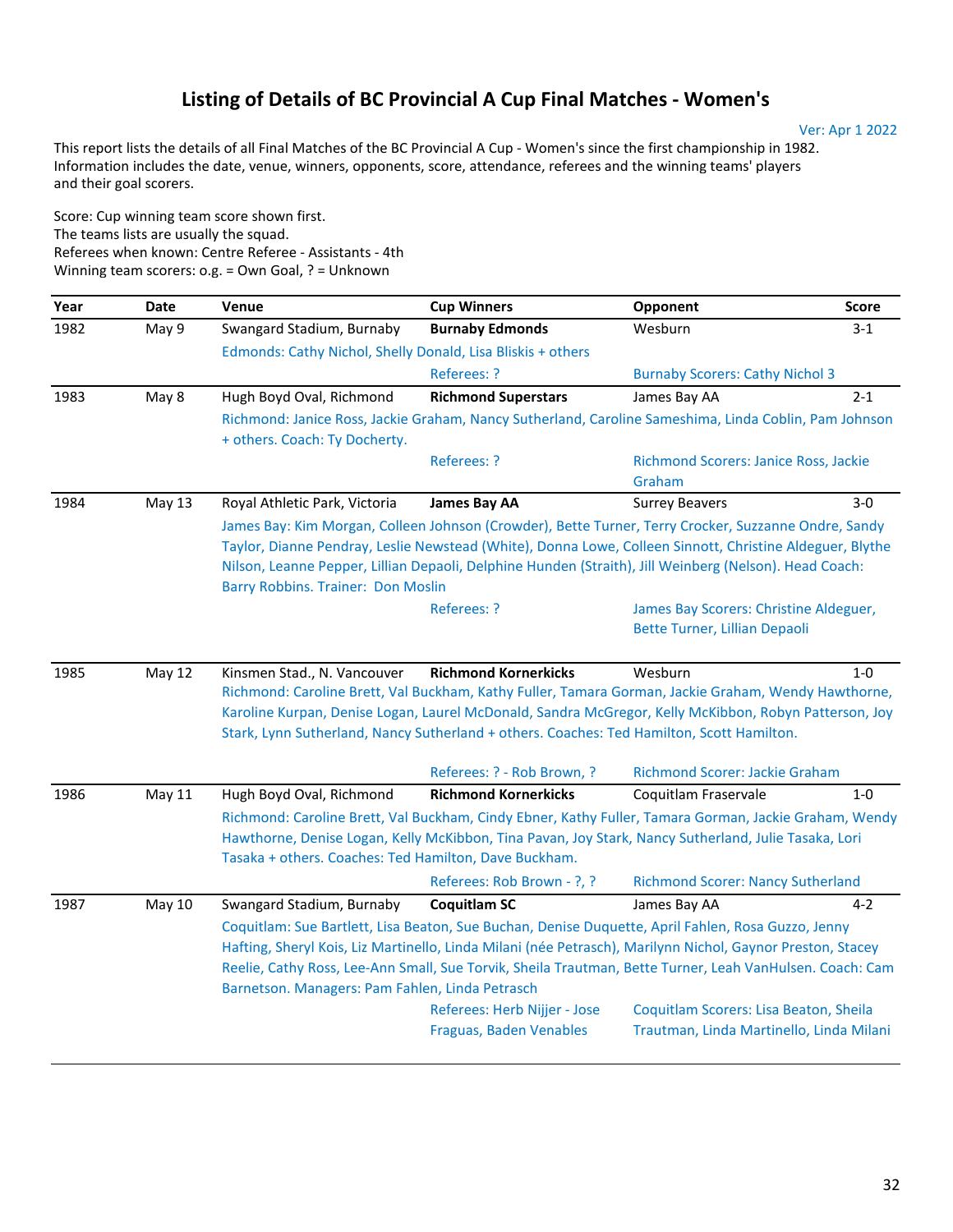# Listing of Details of BC Provincial A Cup Final Matches - Women's

Ver: Apr 1 2022

This report lists the details of all Final Matches of the BC Provincial A Cup - Women's since the first championship in 1982. Information includes the date, venue, winners, opponents, score, attendance, referees and the winning teams' players and their goal scorers.

Score: Cup winning team score shown first.
The teams lists are usually the squad.
Referees when known: Centre Referee - Assistants - 4th
Winning team scorers: o.g. = Own Goal, ? = Unknown

| Year | Date | Venue | Cup Winners | Opponent | Score |
|---|---|---|---|---|---|
| 1982 | May 9 | Swangard Stadium, Burnaby | **Burnaby Edmonds** | Wesburn | 3-1 |
| | | Edmonds: Cathy Nichol, Shelly Donald, Lisa Bliskis + others | | | |
| | | | Referees: ? | Burnaby Scorers: Cathy Nichol 3 | |
| 1983 | May 8 | Hugh Boyd Oval, Richmond | **Richmond Superstars** | James Bay AA | 2-1 |
| | | Richmond: Janice Ross, Jackie Graham, Nancy Sutherland, Caroline Sameshima, Linda Coblin, Pam Johnson + others. Coach: Ty Docherty. | | | |
| | | | Referees: ? | Richmond Scorers: Janice Ross, Jackie Graham | |
| 1984 | May 13 | Royal Athletic Park, Victoria | **James Bay AA** | Surrey Beavers | 3-0 |
| | | James Bay: Kim Morgan, Colleen Johnson (Crowder), Bette Turner, Terry Crocker, Suzzanne Ondre, Sandy Taylor, Dianne Pendray, Leslie Newstead (White), Donna Lowe, Colleen Sinnott, Christine Aldeguer, Blythe Nilson, Leanne Pepper, Lillian Depaoli, Delphine Hunden (Straith), Jill Weinberg (Nelson). Head Coach: Barry Robbins. Trainer: Don Moslin | | | |
| | | | Referees: ? | James Bay Scorers: Christine Aldeguer, Bette Turner, Lillian Depaoli | |
| 1985 | May 12 | Kinsmen Stad., N. Vancouver | **Richmond Kornerkicks** | Wesburn | 1-0 |
| | | Richmond: Caroline Brett, Val Buckham, Kathy Fuller, Tamara Gorman, Jackie Graham, Wendy Hawthorne, Karoline Kurpan, Denise Logan, Laurel McDonald, Sandra McGregor, Kelly McKibbon, Robyn Patterson, Joy Stark, Lynn Sutherland, Nancy Sutherland + others. Coaches: Ted Hamilton, Scott Hamilton. | | | |
| | | | Referees: ? - Rob Brown, ? | Richmond Scorer: Jackie Graham | |
| 1986 | May 11 | Hugh Boyd Oval, Richmond | **Richmond Kornerkicks** | Coquitlam Fraservale | 1-0 |
| | | Richmond: Caroline Brett, Val Buckham, Cindy Ebner, Kathy Fuller, Tamara Gorman, Jackie Graham, Wendy Hawthorne, Denise Logan, Kelly McKibbon, Tina Pavan, Joy Stark, Nancy Sutherland, Julie Tasaka, Lori Tasaka + others. Coaches: Ted Hamilton, Dave Buckham. | | | |
| | | | Referees: Rob Brown - ?, ? | Richmond Scorer: Nancy Sutherland | |
| 1987 | May 10 | Swangard Stadium, Burnaby | **Coquitlam SC** | James Bay AA | 4-2 |
| | | Coquitlam: Sue Bartlett, Lisa Beaton, Sue Buchan, Denise Duquette, April Fahlen, Rosa Guzzo, Jenny Hafting, Sheryl Kois, Liz Martinello, Linda Milani (née Petrasch), Marilynn Nichol, Gaynor Preston, Stacey Reelie, Cathy Ross, Lee-Ann Small, Sue Torvik, Sheila Trautman, Bette Turner, Leah VanHulsen. Coach: Cam Barnetson. Managers: Pam Fahlen, Linda Petrasch | | | |
| | | | Referees: Herb Nijjer - Jose Fraguas, Baden Venables | Coquitlam Scorers: Lisa Beaton, Sheila Trautman, Linda Martinello, Linda Milani | |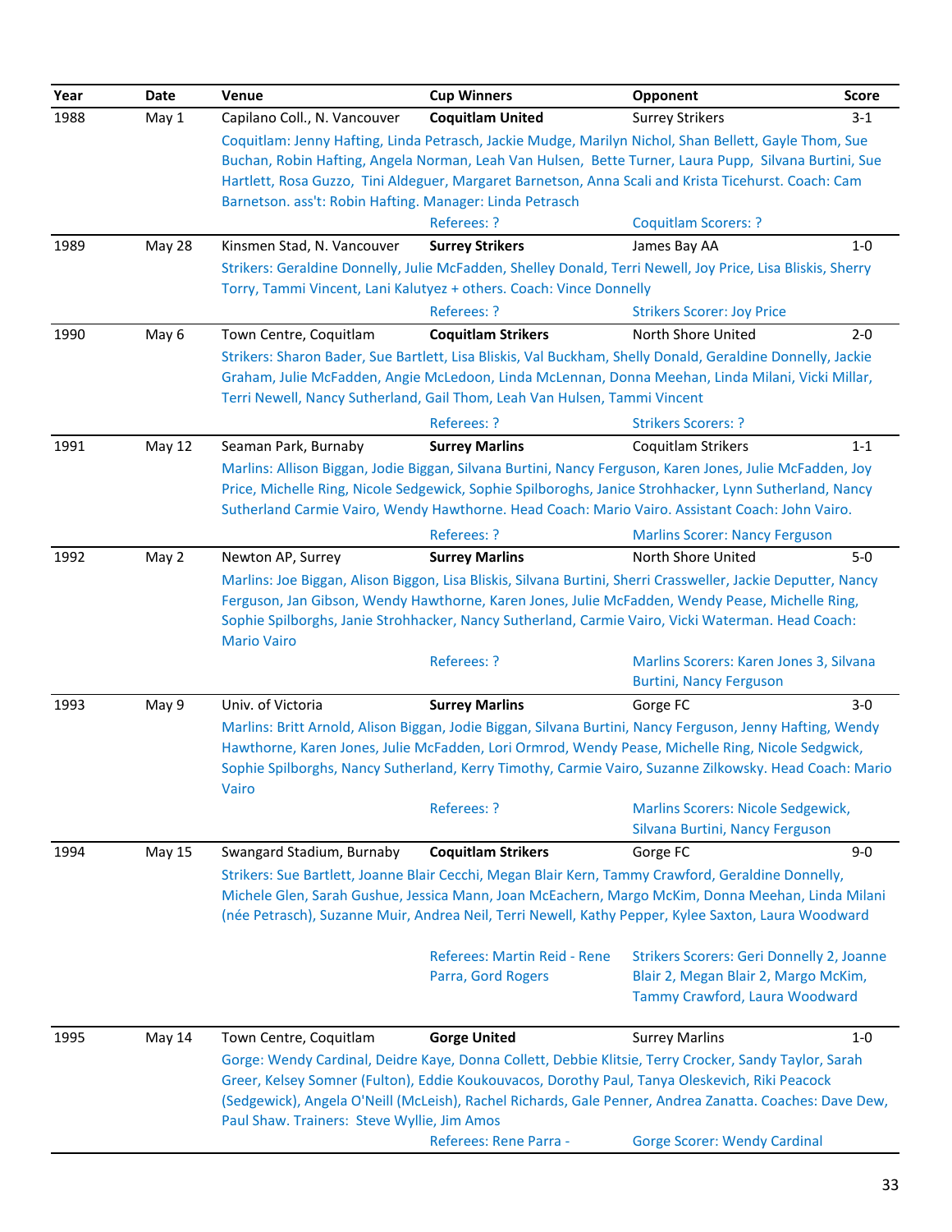| Year | Date | Venue | Cup Winners | Opponent | Score |
|---|---|---|---|---|---|
| 1988 | May 1 | Capilano Coll., N. Vancouver | **Coquitlam United** | Surrey Strikers | 3-1 |
| | | Coquitlam: Jenny Hafting, Linda Petrasch, Jackie Mudge, Marilyn Nichol, Shan Bellett, Gayle Thom, Sue Buchan, Robin Hafting, Angela Norman, Leah Van Hulsen, Bette Turner, Laura Pupp, Silvana Burtini, Sue Hartlett, Rosa Guzzo, Tini Aldeguer, Margaret Barnetson, Anna Scali and Krista Ticehurst. Coach: Cam Barnetson. ass't: Robin Hafting. Manager: Linda Petrasch | | | |
| | | | Referees: ? | Coquitlam Scorers: ? | |
| 1989 | May 28 | Kinsmen Stad, N. Vancouver | **Surrey Strikers** | James Bay AA | 1-0 |
| | | Strikers: Geraldine Donnelly, Julie McFadden, Shelley Donald, Terri Newell, Joy Price, Lisa Bliskis, Sherry Torry, Tammi Vincent, Lani Kalutyez + others. Coach: Vince Donnelly | | | |
| | | | Referees: ? | Strikers Scorer: Joy Price | |
| 1990 | May 6 | Town Centre, Coquitlam | **Coquitlam Strikers** | North Shore United | 2-0 |
| | | Strikers: Sharon Bader, Sue Bartlett, Lisa Bliskis, Val Buckham, Shelly Donald, Geraldine Donnelly, Jackie Graham, Julie McFadden, Angie McLedoon, Linda McLennan, Donna Meehan, Linda Milani, Vicki Millar, Terri Newell, Nancy Sutherland, Gail Thom, Leah Van Hulsen, Tammi Vincent | | | |
| | | | Referees: ? | Strikers Scorers: ? | |
| 1991 | May 12 | Seaman Park, Burnaby | **Surrey Marlins** | Coquitlam Strikers | 1-1 |
| | | Marlins: Allison Biggan, Jodie Biggan, Silvana Burtini, Nancy Ferguson, Karen Jones, Julie McFadden, Joy Price, Michelle Ring, Nicole Sedgewick, Sophie Spilboroghs, Janice Strohhacker, Lynn Sutherland, Nancy Sutherland Carmie Vairo, Wendy Hawthorne. Head Coach: Mario Vairo. Assistant Coach: John Vairo. | | | |
| | | | Referees: ? | Marlins Scorer: Nancy Ferguson | |
| 1992 | May 2 | Newton AP, Surrey | **Surrey Marlins** | North Shore United | 5-0 |
| | | Marlins: Joe Biggan, Alison Biggon, Lisa Bliskis, Silvana Burtini, Sherri Crassweller, Jackie Deputter, Nancy Ferguson, Jan Gibson, Wendy Hawthorne, Karen Jones, Julie McFadden, Wendy Pease, Michelle Ring, Sophie Spilborghs, Janie Strohhacker, Nancy Sutherland, Carmie Vairo, Vicki Waterman. Head Coach: Mario Vairo | | | |
| | | | Referees: ? | Marlins Scorers: Karen Jones 3, Silvana Burtini, Nancy Ferguson | |
| 1993 | May 9 | Univ. of Victoria | **Surrey Marlins** | Gorge FC | 3-0 |
| | | Marlins: Britt Arnold, Alison Biggan, Jodie Biggan, Silvana Burtini, Nancy Ferguson, Jenny Hafting, Wendy Hawthorne, Karen Jones, Julie McFadden, Lori Ormrod, Wendy Pease, Michelle Ring, Nicole Sedgwick, Sophie Spilborghs, Nancy Sutherland, Kerry Timothy, Carmie Vairo, Suzanne Zilkowsky. Head Coach: Mario Vairo | | | |
| | | | Referees: ? | Marlins Scorers: Nicole Sedgewick, Silvana Burtini, Nancy Ferguson | |
| 1994 | May 15 | Swangard Stadium, Burnaby | **Coquitlam Strikers** | Gorge FC | 9-0 |
| | | Strikers: Sue Bartlett, Joanne Blair Cecchi, Megan Blair Kern, Tammy Crawford, Geraldine Donnelly, Michele Glen, Sarah Gushue, Jessica Mann, Joan McEachern, Margo McKim, Donna Meehan, Linda Milani (née Petrasch), Suzanne Muir, Andrea Neil, Terri Newell, Kathy Pepper, Kylee Saxton, Laura Woodward | | | |
| | | | Referees: Martin Reid - Rene Parra, Gord Rogers | Strikers Scorers: Geri Donnelly 2, Joanne Blair 2, Megan Blair 2, Margo McKim, Tammy Crawford, Laura Woodward | |
| 1995 | May 14 | Town Centre, Coquitlam | **Gorge United** | Surrey Marlins | 1-0 |
| | | Gorge: Wendy Cardinal, Deidre Kaye, Donna Collett, Debbie Klitsie, Terry Crocker, Sandy Taylor, Sarah Greer, Kelsey Somner (Fulton), Eddie Koukouvacos, Dorothy Paul, Tanya Oleskevich, Riki Peacock (Sedgewick), Angela O'Neill (McLeish), Rachel Richards, Gale Penner, Andrea Zanatta. Coaches: Dave Dew, Paul Shaw. Trainers: Steve Wyllie, Jim Amos | | | |
| | | | Referees: Rene Parra - | Gorge Scorer: Wendy Cardinal | |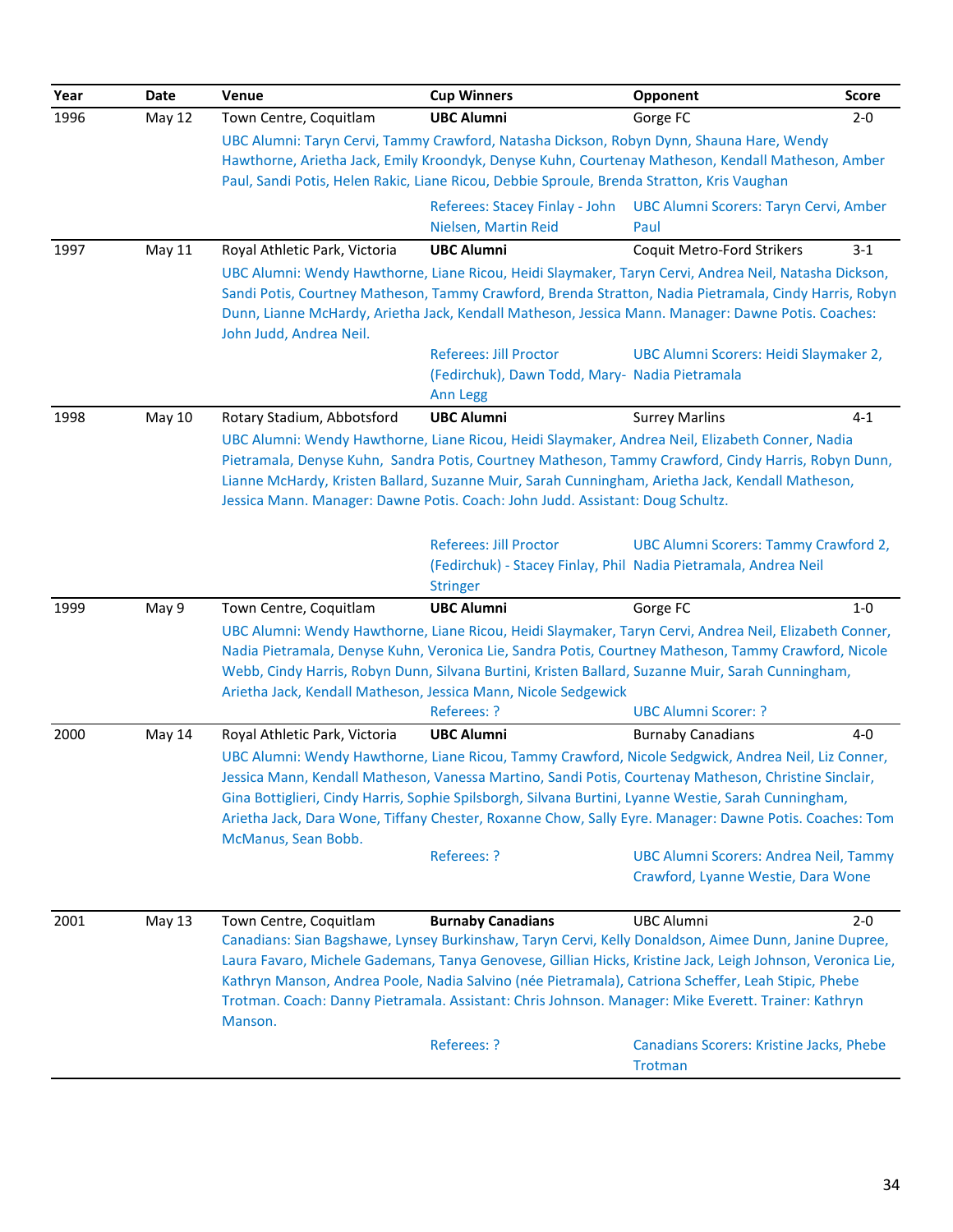| Year | Date | Venue | Cup Winners | Opponent | Score |
|---|---|---|---|---|---|
| 1996 | May 12 | Town Centre, Coquitlam | **UBC Alumni** | Gorge FC | 2-0 |
| | | UBC Alumni: Taryn Cervi, Tammy Crawford, Natasha Dickson, Robyn Dynn, Shauna Hare, Wendy Hawthorne, Arietha Jack, Emily Kroondyk, Denyse Kuhn, Courtenay Matheson, Kendall Matheson, Amber Paul, Sandi Potis, Helen Rakic, Liane Ricou, Debbie Sproule, Brenda Stratton, Kris Vaughan | | | |
| | | | Referees: Stacey Finlay - John Nielsen, Martin Reid | UBC Alumni Scorers: Taryn Cervi, Amber Paul | |
| 1997 | May 11 | Royal Athletic Park, Victoria | **UBC Alumni** | Coquit Metro-Ford Strikers | 3-1 |
| | | UBC Alumni: Wendy Hawthorne, Liane Ricou, Heidi Slaymaker, Taryn Cervi, Andrea Neil, Natasha Dickson, Sandi Potis, Courtney Matheson, Tammy Crawford, Brenda Stratton, Nadia Pietramala, Cindy Harris, Robyn Dunn, Lianne McHardy, Arietha Jack, Kendall Matheson, Jessica Mann. Manager: Dawne Potis. Coaches: John Judd, Andrea Neil. | | | |
| | | | Referees: Jill Proctor (Fedirchuk), Dawn Todd, Mary-Ann Legg | UBC Alumni Scorers: Heidi Slaymaker 2, Nadia Pietramala | |
| 1998 | May 10 | Rotary Stadium, Abbotsford | **UBC Alumni** | Surrey Marlins | 4-1 |
| | | UBC Alumni: Wendy Hawthorne, Liane Ricou, Heidi Slaymaker, Andrea Neil, Elizabeth Conner, Nadia Pietramala, Denyse Kuhn, Sandra Potis, Courtney Matheson, Tammy Crawford, Cindy Harris, Robyn Dunn, Lianne McHardy, Kristen Ballard, Suzanne Muir, Sarah Cunningham, Arietha Jack, Kendall Matheson, Jessica Mann. Manager: Dawne Potis. Coach: John Judd. Assistant: Doug Schultz. | | | |
| | | | Referees: Jill Proctor (Fedirchuk) - Stacey Finlay, Phil Stringer | UBC Alumni Scorers: Tammy Crawford 2, Nadia Pietramala, Andrea Neil | |
| 1999 | May 9 | Town Centre, Coquitlam | **UBC Alumni** | Gorge FC | 1-0 |
| | | UBC Alumni: Wendy Hawthorne, Liane Ricou, Heidi Slaymaker, Taryn Cervi, Andrea Neil, Elizabeth Conner, Nadia Pietramala, Denyse Kuhn, Veronica Lie, Sandra Potis, Courtney Matheson, Tammy Crawford, Nicole Webb, Cindy Harris, Robyn Dunn, Silvana Burtini, Kristen Ballard, Suzanne Muir, Sarah Cunningham, Arietha Jack, Kendall Matheson, Jessica Mann, Nicole Sedgewick | | | |
| | | | Referees: ? | UBC Alumni Scorer: ? | |
| 2000 | May 14 | Royal Athletic Park, Victoria | **UBC Alumni** | Burnaby Canadians | 4-0 |
| | | UBC Alumni: Wendy Hawthorne, Liane Ricou, Tammy Crawford, Nicole Sedgwick, Andrea Neil, Liz Conner, Jessica Mann, Kendall Matheson, Vanessa Martino, Sandi Potis, Courtenay Matheson, Christine Sinclair, Gina Bottiglieri, Cindy Harris, Sophie Spilsborgh, Silvana Burtini, Lyanne Westie, Sarah Cunningham, Arietha Jack, Dara Wone, Tiffany Chester, Roxanne Chow, Sally Eyre. Manager: Dawne Potis. Coaches: Tom McManus, Sean Bobb. | | | |
| | | | Referees: ? | UBC Alumni Scorers: Andrea Neil, Tammy Crawford, Lyanne Westie, Dara Wone | |
| 2001 | May 13 | Town Centre, Coquitlam | **Burnaby Canadians** | UBC Alumni | 2-0 |
| | | Canadians: Sian Bagshawe, Lynsey Burkinshaw, Taryn Cervi, Kelly Donaldson, Aimee Dunn, Janine Dupree, Laura Favaro, Michele Gademans, Tanya Genovese, Gillian Hicks, Kristine Jack, Leigh Johnson, Veronica Lie, Kathryn Manson, Andrea Poole, Nadia Salvino (née Pietramala), Catriona Scheffer, Leah Stipic, Phebe Trotman. Coach: Danny Pietramala. Assistant: Chris Johnson. Manager: Mike Everett. Trainer: Kathryn Manson. | | | |
| | | | Referees: ? | Canadians Scorers: Kristine Jacks, Phebe Trotman | |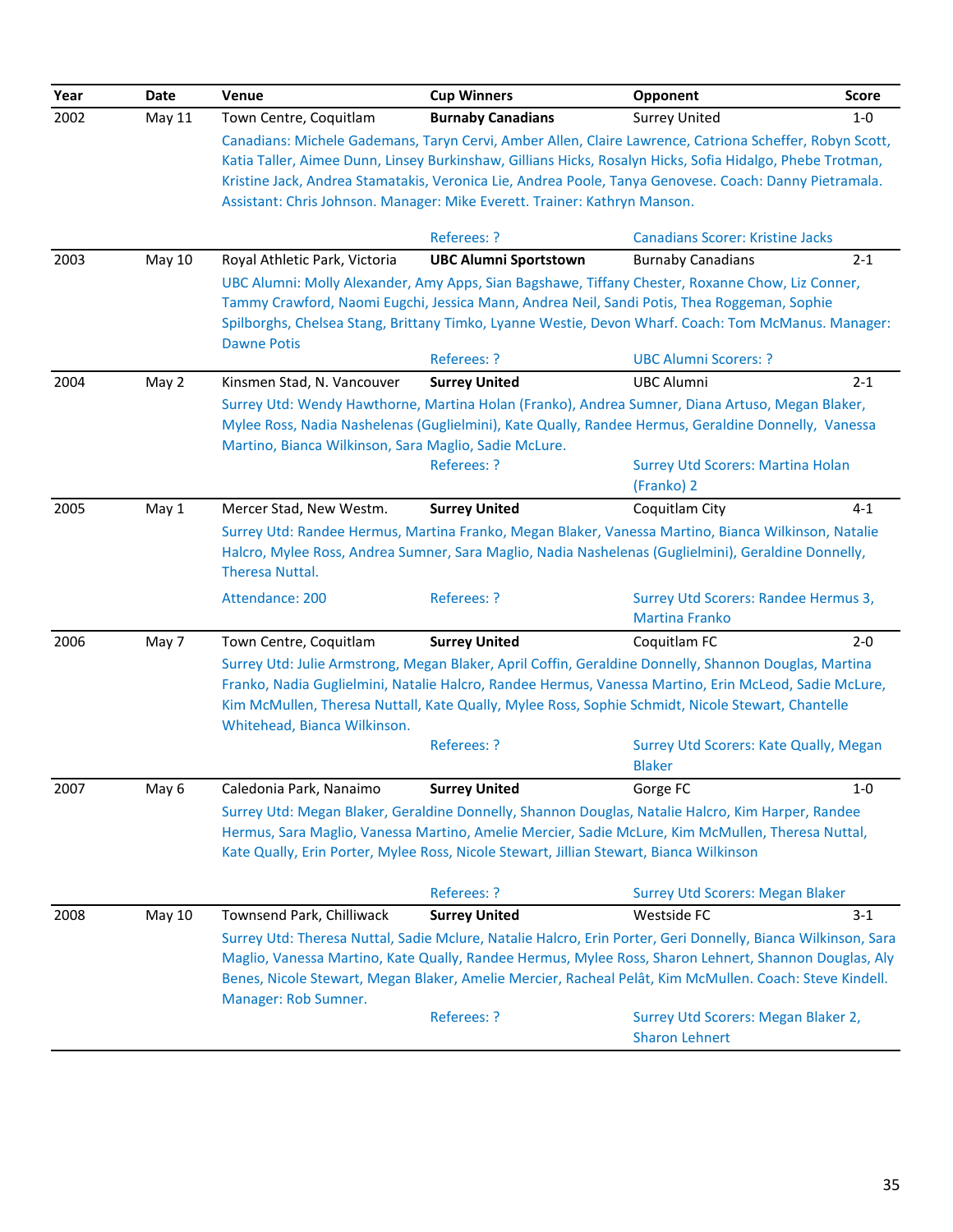| Year | Date | Venue | Cup Winners | Opponent | Score |
|---|---|---|---|---|---|
| 2002 | May 11 | Town Centre, Coquitlam | **Burnaby Canadians** | Surrey United | 1-0 |
| | | Canadians: Michele Gademans, Taryn Cervi, Amber Allen, Claire Lawrence, Catriona Scheffer, Robyn Scott, Katia Taller, Aimee Dunn, Linsey Burkinshaw, Gillians Hicks, Rosalyn Hicks, Sofia Hidalgo, Phebe Trotman, Kristine Jack, Andrea Stamatakis, Veronica Lie, Andrea Poole, Tanya Genovese. Coach: Danny Pietramala. Assistant: Chris Johnson. Manager: Mike Everett. Trainer: Kathryn Manson. | | | |
| | | | Referees: ? | Canadians Scorer: Kristine Jacks | |
| 2003 | May 10 | Royal Athletic Park, Victoria | **UBC Alumni Sportstown** | Burnaby Canadians | 2-1 |
| | | UBC Alumni: Molly Alexander, Amy Apps, Sian Bagshawe, Tiffany Chester, Roxanne Chow, Liz Conner, Tammy Crawford, Naomi Eugchi, Jessica Mann, Andrea Neil, Sandi Potis, Thea Roggeman, Sophie Spilborghs, Chelsea Stang, Brittany Timko, Lyanne Westie, Devon Wharf. Coach: Tom McManus. Manager: Dawne Potis | | | |
| | | | Referees: ? | UBC Alumni Scorers: ? | |
| 2004 | May 2 | Kinsmen Stad, N. Vancouver | **Surrey United** | UBC Alumni | 2-1 |
| | | Surrey Utd: Wendy Hawthorne, Martina Holan (Franko), Andrea Sumner, Diana Artuso, Megan Blaker, Mylee Ross, Nadia Nashelenas (Guglielmini), Kate Qually, Randee Hermus, Geraldine Donnelly, Vanessa Martino, Bianca Wilkinson, Sara Maglio, Sadie McLure. | | | |
| | | | Referees: ? | Surrey Utd Scorers: Martina Holan (Franko) 2 | |
| 2005 | May 1 | Mercer Stad, New Westm. | **Surrey United** | Coquitlam City | 4-1 |
| | | Surrey Utd: Randee Hermus, Martina Franko, Megan Blaker, Vanessa Martino, Bianca Wilkinson, Natalie Halcro, Mylee Ross, Andrea Sumner, Sara Maglio, Nadia Nashelenas (Guglielmini), Geraldine Donnelly, Theresa Nuttal. | | | |
| | | Attendance: 200 | Referees: ? | Surrey Utd Scorers: Randee Hermus 3, Martina Franko | |
| 2006 | May 7 | Town Centre, Coquitlam | **Surrey United** | Coquitlam FC | 2-0 |
| | | Surrey Utd: Julie Armstrong, Megan Blaker, April Coffin, Geraldine Donnelly, Shannon Douglas, Martina Franko, Nadia Guglielmini, Natalie Halcro, Randee Hermus, Vanessa Martino, Erin McLeod, Sadie McLure, Kim McMullen, Theresa Nuttall, Kate Qually, Mylee Ross, Sophie Schmidt, Nicole Stewart, Chantelle Whitehead, Bianca Wilkinson. | | | |
| | | | Referees: ? | Surrey Utd Scorers: Kate Qually, Megan Blaker | |
| 2007 | May 6 | Caledonia Park, Nanaimo | **Surrey United** | Gorge FC | 1-0 |
| | | Surrey Utd: Megan Blaker, Geraldine Donnelly, Shannon Douglas, Natalie Halcro, Kim Harper, Randee Hermus, Sara Maglio, Vanessa Martino, Amelie Mercier, Sadie McLure, Kim McMullen, Theresa Nuttal, Kate Qually, Erin Porter, Mylee Ross, Nicole Stewart, Jillian Stewart, Bianca Wilkinson | | | |
| | | | Referees: ? | Surrey Utd Scorers: Megan Blaker | |
| 2008 | May 10 | Townsend Park, Chilliwack | **Surrey United** | Westside FC | 3-1 |
| | | Surrey Utd: Theresa Nuttal, Sadie Mclure, Natalie Halcro, Erin Porter, Geri Donnelly, Bianca Wilkinson, Sara Maglio, Vanessa Martino, Kate Qually, Randee Hermus, Mylee Ross, Sharon Lehnert, Shannon Douglas, Aly Benes, Nicole Stewart, Megan Blaker, Amelie Mercier, Racheal Pelât, Kim McMullen. Coach: Steve Kindell. Manager: Rob Sumner. | | | |
| | | | Referees: ? | Surrey Utd Scorers: Megan Blaker 2, Sharon Lehnert | |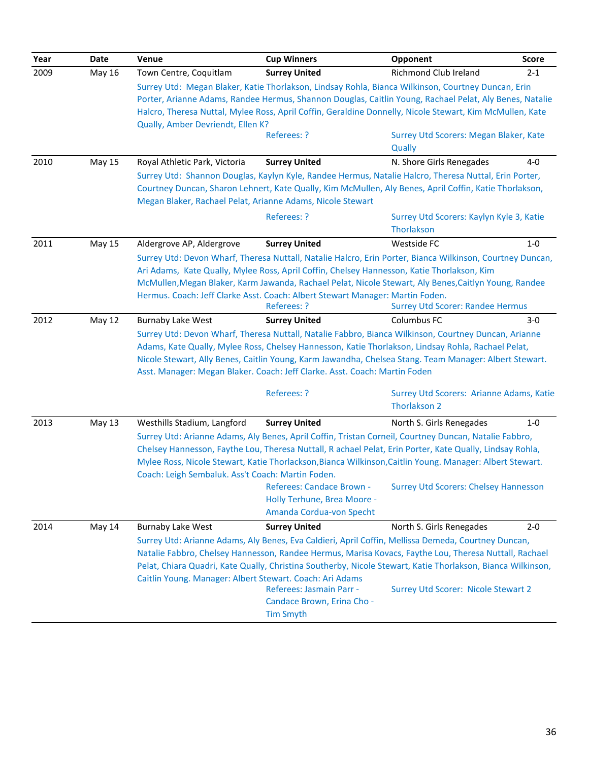| Year | Date | Venue | Cup Winners | Opponent | Score |
|---|---|---|---|---|---|
| 2009 | May 16 | Town Centre, Coquitlam | **Surrey United** | Richmond Club Ireland | 2-1 |
| | | Surrey Utd: Megan Blaker, Katie Thorlakson, Lindsay Rohla, Bianca Wilkinson, Courtney Duncan, Erin Porter, Arianne Adams, Randee Hermus, Shannon Douglas, Caitlin Young, Rachael Pelat, Aly Benes, Natalie Halcro, Theresa Nuttal, Mylee Ross, April Coffin, Geraldine Donnelly, Nicole Stewart, Kim McMullen, Kate Qually, Amber Devriendt, Ellen K? | | | |
| | | | Referees: ? | Surrey Utd Scorers: Megan Blaker, Kate Qually | |
| 2010 | May 15 | Royal Athletic Park, Victoria | **Surrey United** | N. Shore Girls Renegades | 4-0 |
| | | Surrey Utd: Shannon Douglas, Kaylyn Kyle, Randee Hermus, Natalie Halcro, Theresa Nuttal, Erin Porter, Courtney Duncan, Sharon Lehnert, Kate Qually, Kim McMullen, Aly Benes, April Coffin, Katie Thorlakson, Megan Blaker, Rachael Pelat, Arianne Adams, Nicole Stewart | | | |
| | | | Referees: ? | Surrey Utd Scorers: Kaylyn Kyle 3, Katie Thorlakson | |
| 2011 | May 15 | Aldergrove AP, Aldergrove | **Surrey United** | Westside FC | 1-0 |
| | | Surrey Utd: Devon Wharf, Theresa Nuttall, Natalie Halcro, Erin Porter, Bianca Wilkinson, Courtney Duncan, Ari Adams, Kate Qually, Mylee Ross, April Coffin, Chelsey Hannesson, Katie Thorlakson, Kim McMullen,Megan Blaker, Karm Jawanda, Rachael Pelat, Nicole Stewart, Aly Benes,Caitlyn Young, Randee Hermus. Coach: Jeff Clarke Asst. Coach: Albert Stewart Manager: Martin Foden. | | | |
| | | | Referees: ? | Surrey Utd Scorer: Randee Hermus | |
| 2012 | May 12 | Burnaby Lake West | **Surrey United** | Columbus FC | 3-0 |
| | | Surrey Utd: Devon Wharf, Theresa Nuttall, Natalie Fabbro, Bianca Wilkinson, Courtney Duncan, Arianne Adams, Kate Qually, Mylee Ross, Chelsey Hannesson, Katie Thorlakson, Lindsay Rohla, Rachael Pelat, Nicole Stewart, Ally Benes, Caitlin Young, Karm Jawandha, Chelsea Stang. Team Manager: Albert Stewart. Asst. Manager: Megan Blaker. Coach: Jeff Clarke. Asst. Coach: Martin Foden | | | |
| | | | Referees: ? | Surrey Utd Scorers: Arianne Adams, Katie Thorlakson 2 | |
| 2013 | May 13 | Westhills Stadium, Langford | **Surrey United** | North S. Girls Renegades | 1-0 |
| | | Surrey Utd: Arianne Adams, Aly Benes, April Coffin, Tristan Corneil, Courtney Duncan, Natalie Fabbro, Chelsey Hannesson, Faythe Lou, Theresa Nuttall, R achael Pelat, Erin Porter, Kate Qually, Lindsay Rohla, Mylee Ross, Nicole Stewart, Katie Thorlackson,Bianca Wilkinson,Caitlin Young. Manager: Albert Stewart. Coach: Leigh Sembaluk. Ass't Coach: Martin Foden. | | | |
| | | | Referees: Candace Brown - Holly Terhune, Brea Moore - Amanda Cordua-von Specht | Surrey Utd Scorers: Chelsey Hannesson | |
| 2014 | May 14 | Burnaby Lake West | **Surrey United** | North S. Girls Renegades | 2-0 |
| | | Surrey Utd: Arianne Adams, Aly Benes, Eva Caldieri, April Coffin, Mellissa Demeda, Courtney Duncan, Natalie Fabbro, Chelsey Hannesson, Randee Hermus, Marisa Kovacs, Faythe Lou, Theresa Nuttall, Rachael Pelat, Chiara Quadri, Kate Qually, Christina Southerby, Nicole Stewart, Katie Thorlakson, Bianca Wilkinson, Caitlin Young. Manager: Albert Stewart. Coach: Ari Adams | | | |
| | | | Referees: Jasmain Parr - Candace Brown, Erina Cho - Tim Smyth | Surrey Utd Scorer: Nicole Stewart 2 | |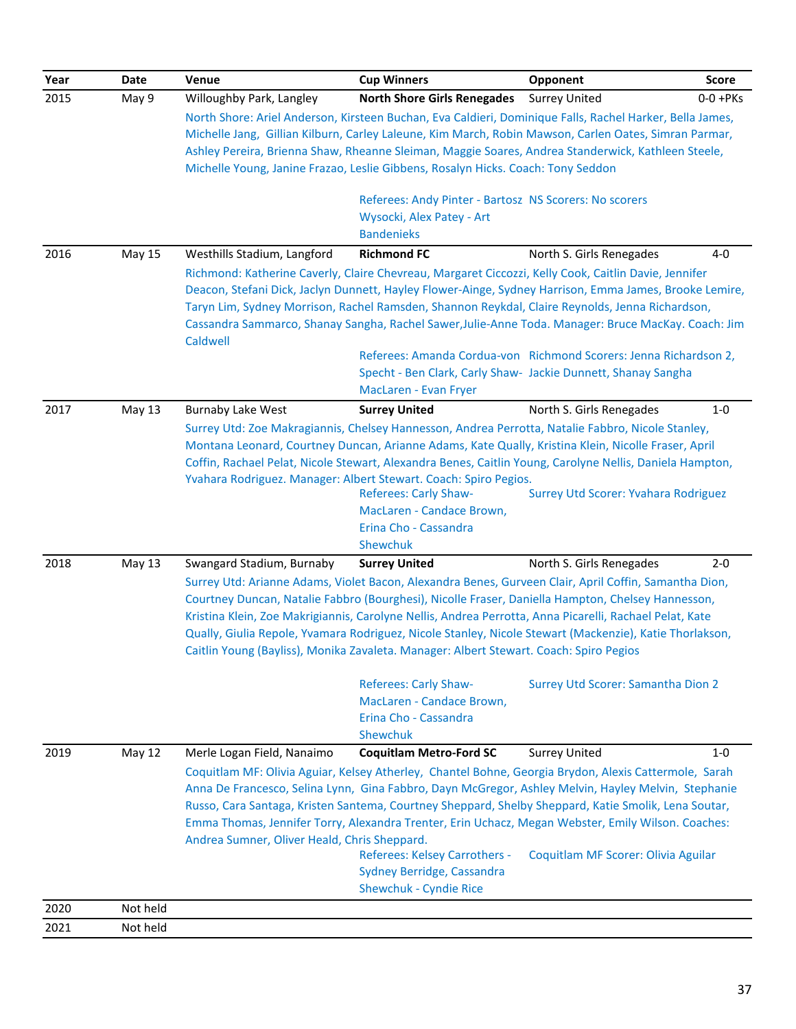| Year | Date | Venue | Cup Winners | Opponent | Score |
|---|---|---|---|---|---|
| 2015 | May 9 | Willoughby Park, Langley | **North Shore Girls Renegades** | Surrey United | 0-0 +PKs |
| | | North Shore: Ariel Anderson, Kirsteen Buchan, Eva Caldieri, Dominique Falls, Rachel Harker, Bella James, Michelle Jang, Gillian Kilburn, Carley Laleune, Kim March, Robin Mawson, Carlen Oates, Simran Parmar, Ashley Pereira, Brienna Shaw, Rheanne Sleiman, Maggie Soares, Andrea Standerwick, Kathleen Steele, Michelle Young, Janine Frazao, Leslie Gibbens, Rosalyn Hicks. Coach: Tony Seddon | | | |
| | | | Referees: Andy Pinter - Bartosz Wysocki, Alex Patey - Art Bandenieks | NS Scorers: No scorers | |
| 2016 | May 15 | Westhills Stadium, Langford | **Richmond FC** | North S. Girls Renegades | 4-0 |
| | | Richmond: Katherine Caverly, Claire Chevreau, Margaret Ciccozzi, Kelly Cook, Caitlin Davie, Jennifer Deacon, Stefani Dick, Jaclyn Dunnett, Hayley Flower-Ainge, Sydney Harrison, Emma James, Brooke Lemire, Taryn Lim, Sydney Morrison, Rachel Ramsden, Shannon Reykdal, Claire Reynolds, Jenna Richardson, Cassandra Sammarco, Shanay Sangha, Rachel Sawer,Julie-Anne Toda. Manager: Bruce MacKay. Coach: Jim Caldwell | | | |
| | | | Referees: Amanda Cordua-von Specht - Ben Clark, Carly Shaw-MacLaren - Evan Fryer | Richmond Scorers: Jenna Richardson 2, Jackie Dunnett, Shanay Sangha | |
| 2017 | May 13 | Burnaby Lake West | **Surrey United** | North S. Girls Renegades | 1-0 |
| | | Surrey Utd: Zoe Makragiannis, Chelsey Hannesson, Andrea Perrotta, Natalie Fabbro, Nicole Stanley, Montana Leonard, Courtney Duncan, Arianne Adams, Kate Qually, Kristina Klein, Nicolle Fraser, April Coffin, Rachael Pelat, Nicole Stewart, Alexandra Benes, Caitlin Young, Carolyne Nellis, Daniela Hampton, Yvahara Rodriguez. Manager: Albert Stewart. Coach: Spiro Pegios. | | | |
| | | | Referees: Carly Shaw-MacLaren - Candace Brown, Erina Cho - Cassandra Shewchuk | Surrey Utd Scorer: Yvahara Rodriguez | |
| 2018 | May 13 | Swangard Stadium, Burnaby | **Surrey United** | North S. Girls Renegades | 2-0 |
| | | Surrey Utd: Arianne Adams, Violet Bacon, Alexandra Benes, Gurveen Clair, April Coffin, Samantha Dion, Courtney Duncan, Natalie Fabbro (Bourghesi), Nicolle Fraser, Daniella Hampton, Chelsey Hannesson, Kristina Klein, Zoe Makrigiannis, Carolyne Nellis, Andrea Perrotta, Anna Picarelli, Rachael Pelat, Kate Qually, Giulia Repole, Yvamara Rodriguez, Nicole Stanley, Nicole Stewart (Mackenzie), Katie Thorlakson, Caitlin Young (Bayliss), Monika Zavaleta. Manager: Albert Stewart. Coach: Spiro Pegios | | | |
| | | | Referees: Carly Shaw-MacLaren - Candace Brown, Erina Cho - Cassandra Shewchuk | Surrey Utd Scorer: Samantha Dion 2 | |
| 2019 | May 12 | Merle Logan Field, Nanaimo | **Coquitlam Metro-Ford SC** | Surrey United | 1-0 |
| | | Coquitlam MF: Olivia Aguiar, Kelsey Atherley, Chantel Bohne, Georgia Brydon, Alexis Cattermole, Sarah Anna De Francesco, Selina Lynn, Gina Fabbro, Dayn McGregor, Ashley Melvin, Hayley Melvin, Stephanie Russo, Cara Santaga, Kristen Santema, Courtney Sheppard, Shelby Sheppard, Katie Smolik, Lena Soutar, Emma Thomas, Jennifer Torry, Alexandra Trenter, Erin Uchacz, Megan Webster, Emily Wilson. Coaches: Andrea Sumner, Oliver Heald, Chris Sheppard. | | | |
| | | | Referees: Kelsey Carrothers - Sydney Berridge, Cassandra Shewchuk - Cyndie Rice | Coquitlam MF Scorer: Olivia Aguilar | |
| 2020 | Not held | | | | |
| 2021 | Not held | | | | |